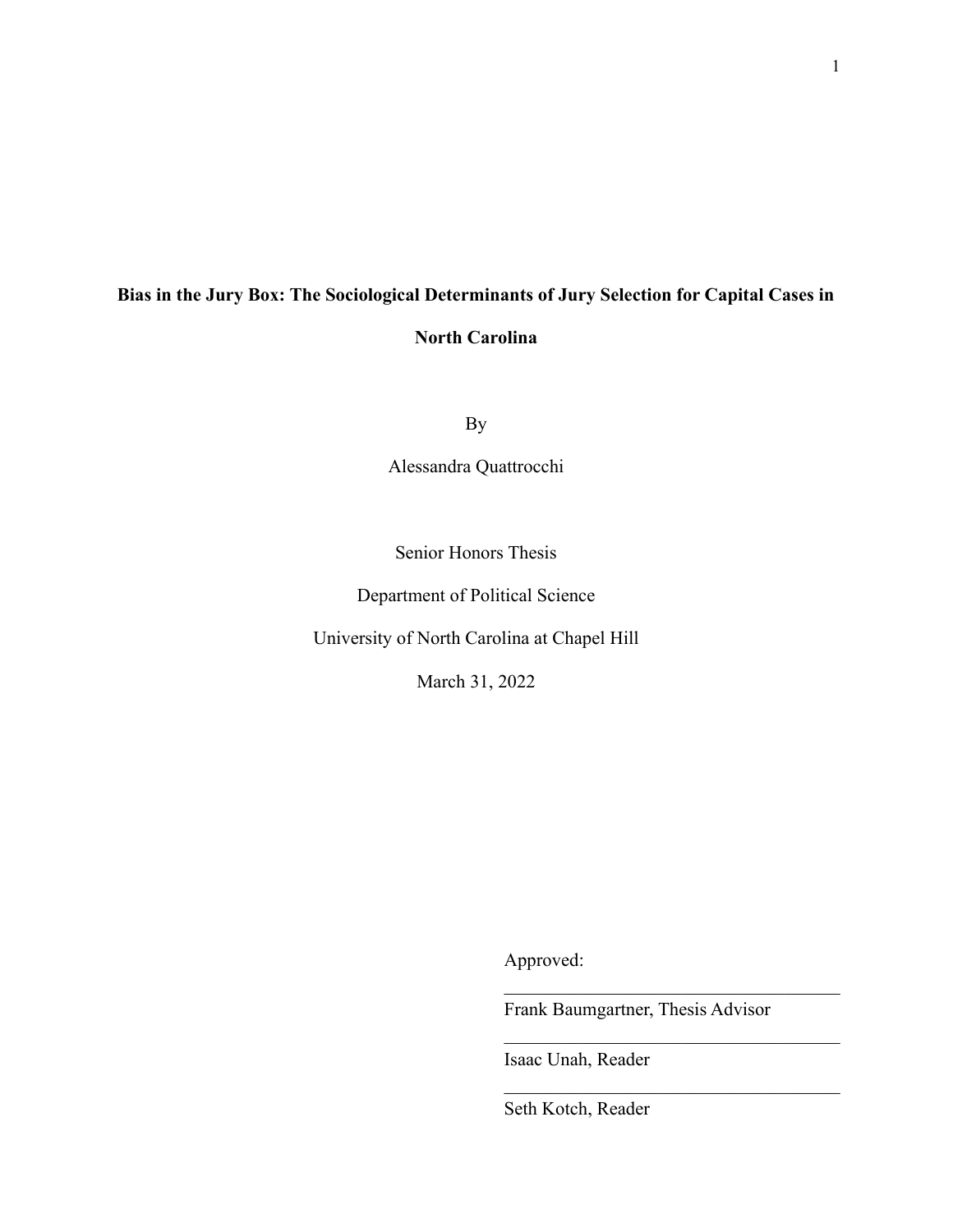# Bias in the Jury Box: The Sociological Determinants of Jury Selection for Capital Cases in North Carolina

By

Alessandra Quattrocchi

Senior Honors Thesis

Department of Political Science

University of North Carolina at Chapel Hill

March 31, 2022

Approved:

\_\_\_\_\_\_\_\_\_\_\_\_\_\_\_\_\_\_\_\_\_\_\_\_\_\_\_\_\_\_\_\_\_\_

Frank Baumgartner, Thesis Advisor

\_\_\_\_\_\_\_\_\_\_\_\_\_\_\_\_\_\_\_\_\_\_\_\_\_\_\_\_\_\_\_\_\_\_

Isaac Unah, Reader

\_\_\_\_\_\_\_\_\_\_\_\_\_\_\_\_\_\_\_\_\_\_\_\_\_\_\_\_\_\_\_\_\_\_

Seth Kotch, Reader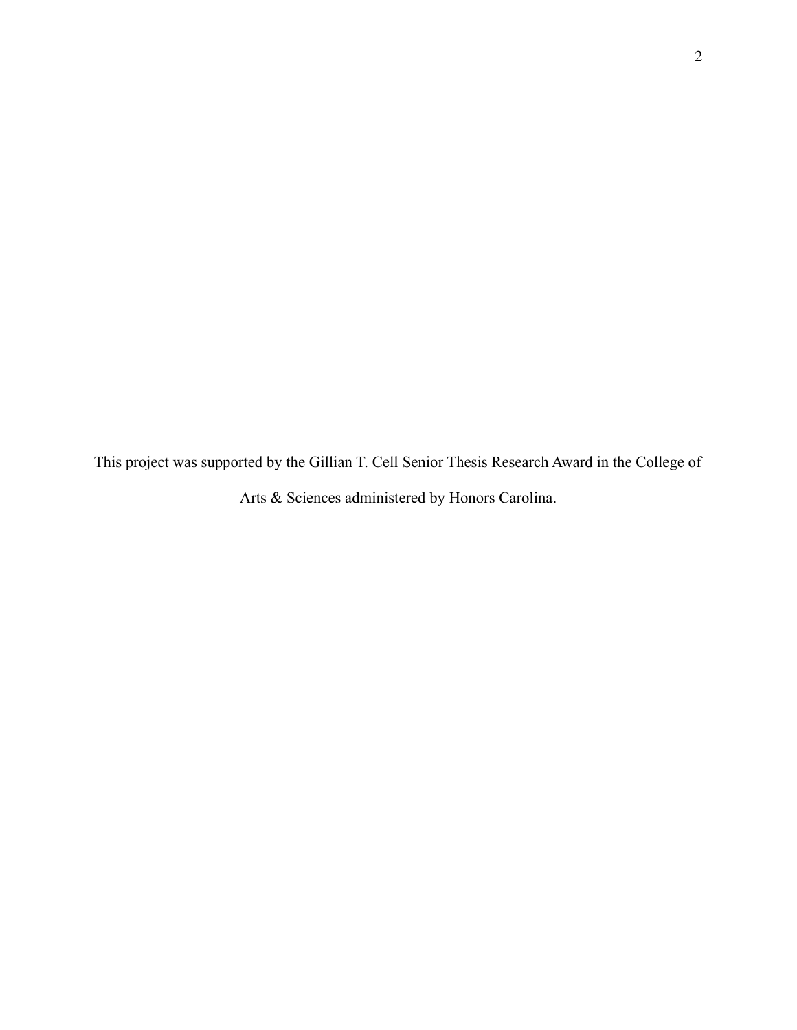This project was supported by the Gillian T. Cell Senior Thesis Research Award in the College of Arts & Sciences administered by Honors Carolina.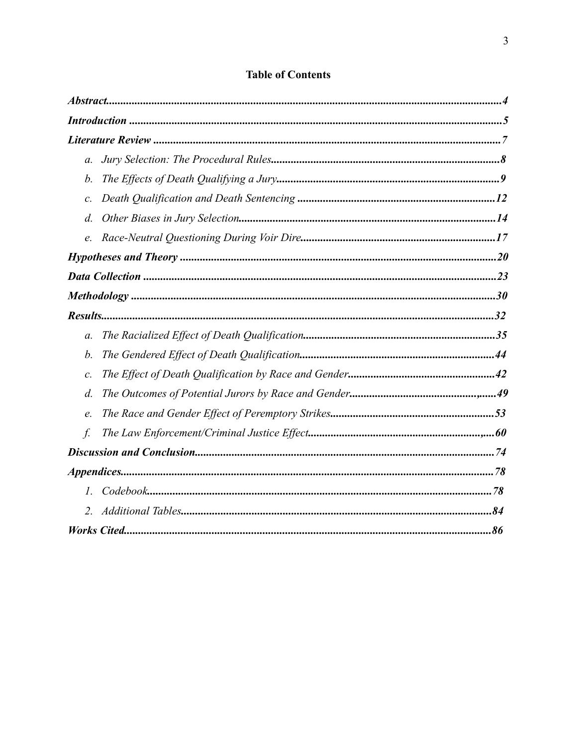## Table of Contents

***Abstract*......4**

***Introduction*......5**

***Literature Review*......7**

a. *Jury Selection: The Procedural Rules*......**8**

b. *The Effects of Death Qualifying a Jury*......**9**

c. *Death Qualification and Death Sentencing*......**12**

d. *Other Biases in Jury Selection*......**14**

e. *Race-Neutral Questioning During Voir Dire*......**17**

***Hypotheses and Theory*......20**

***Data Collection*......23**

***Methodology*......30**

***Results*......32**

a. *The Racialized Effect of Death Qualification*......**35**

b. *The Gendered Effect of Death Qualification*......**44**

c. *The Effect of Death Qualification by Race and Gender*......**42**

d. *The Outcomes of Potential Jurors by Race and Gender*......**49**

e. *The Race and Gender Effect of Peremptory Strikes*......**53**

f. *The Law Enforcement/Criminal Justice Effect*......**60**

***Discussion and Conclusion*......74**

***Appendices*......78**

1. *Codebook*......**78**

2. *Additional Tables*......**84**

***Works Cited*......86**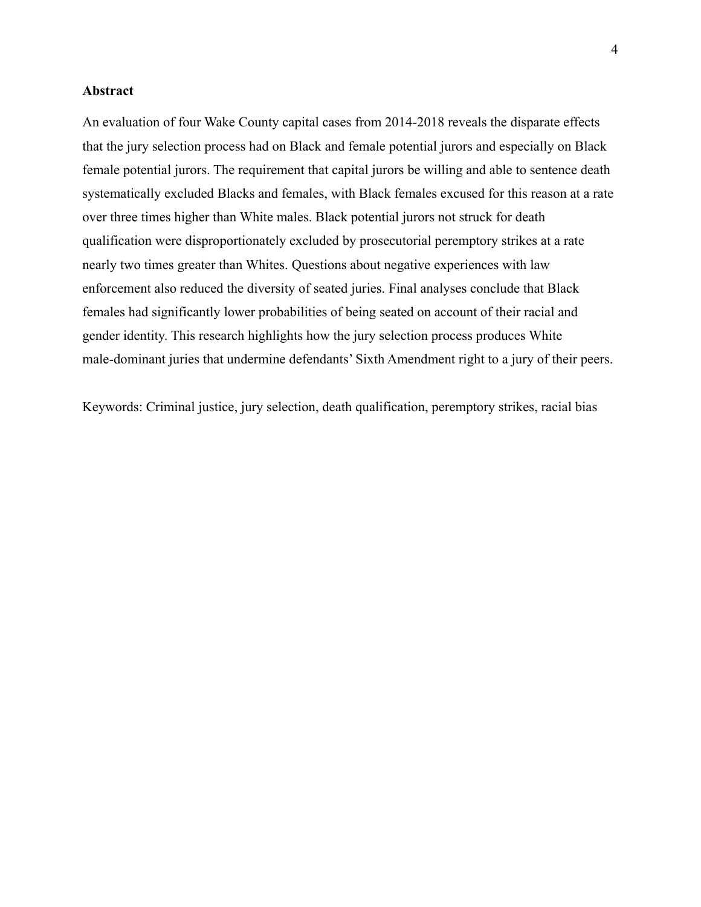**Abstract**

An evaluation of four Wake County capital cases from 2014-2018 reveals the disparate effects that the jury selection process had on Black and female potential jurors and especially on Black female potential jurors. The requirement that capital jurors be willing and able to sentence death systematically excluded Blacks and females, with Black females excused for this reason at a rate over three times higher than White males. Black potential jurors not struck for death qualification were disproportionately excluded by prosecutorial peremptory strikes at a rate nearly two times greater than Whites. Questions about negative experiences with law enforcement also reduced the diversity of seated juries. Final analyses conclude that Black females had significantly lower probabilities of being seated on account of their racial and gender identity. This research highlights how the jury selection process produces White male-dominant juries that undermine defendants' Sixth Amendment right to a jury of their peers.

Keywords: Criminal justice, jury selection, death qualification, peremptory strikes, racial bias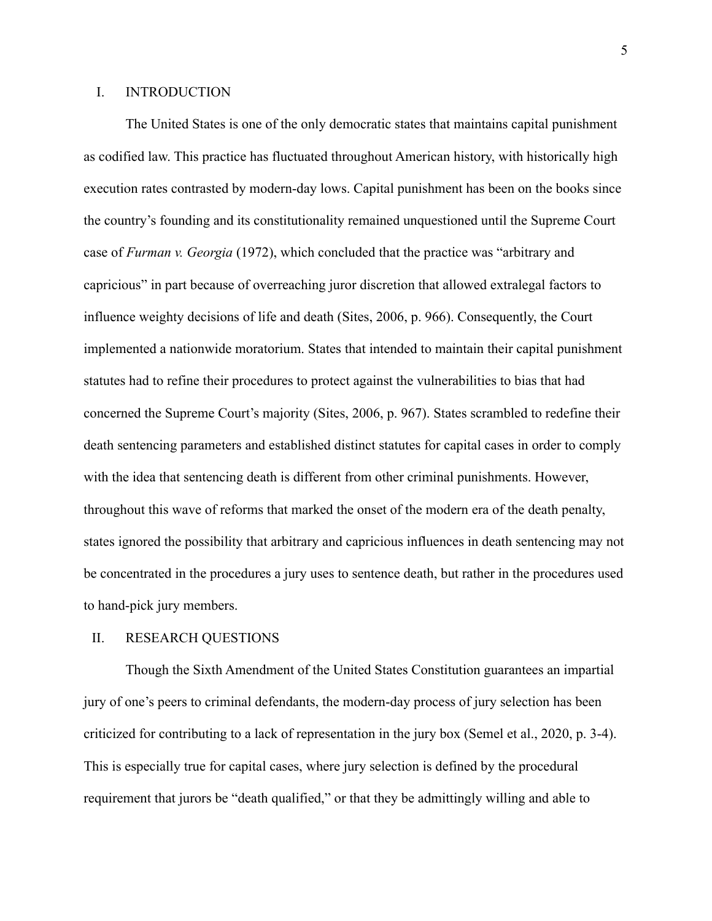## I. INTRODUCTION

The United States is one of the only democratic states that maintains capital punishment as codified law. This practice has fluctuated throughout American history, with historically high execution rates contrasted by modern-day lows. Capital punishment has been on the books since the country's founding and its constitutionality remained unquestioned until the Supreme Court case of *Furman v. Georgia* (1972), which concluded that the practice was "arbitrary and capricious" in part because of overreaching juror discretion that allowed extralegal factors to influence weighty decisions of life and death (Sites, 2006, p. 966). Consequently, the Court implemented a nationwide moratorium. States that intended to maintain their capital punishment statutes had to refine their procedures to protect against the vulnerabilities to bias that had concerned the Supreme Court's majority (Sites, 2006, p. 967). States scrambled to redefine their death sentencing parameters and established distinct statutes for capital cases in order to comply with the idea that sentencing death is different from other criminal punishments. However, throughout this wave of reforms that marked the onset of the modern era of the death penalty, states ignored the possibility that arbitrary and capricious influences in death sentencing may not be concentrated in the procedures a jury uses to sentence death, but rather in the procedures used to hand-pick jury members.

## II. RESEARCH QUESTIONS

Though the Sixth Amendment of the United States Constitution guarantees an impartial jury of one's peers to criminal defendants, the modern-day process of jury selection has been criticized for contributing to a lack of representation in the jury box (Semel et al., 2020, p. 3-4). This is especially true for capital cases, where jury selection is defined by the procedural requirement that jurors be "death qualified," or that they be admittingly willing and able to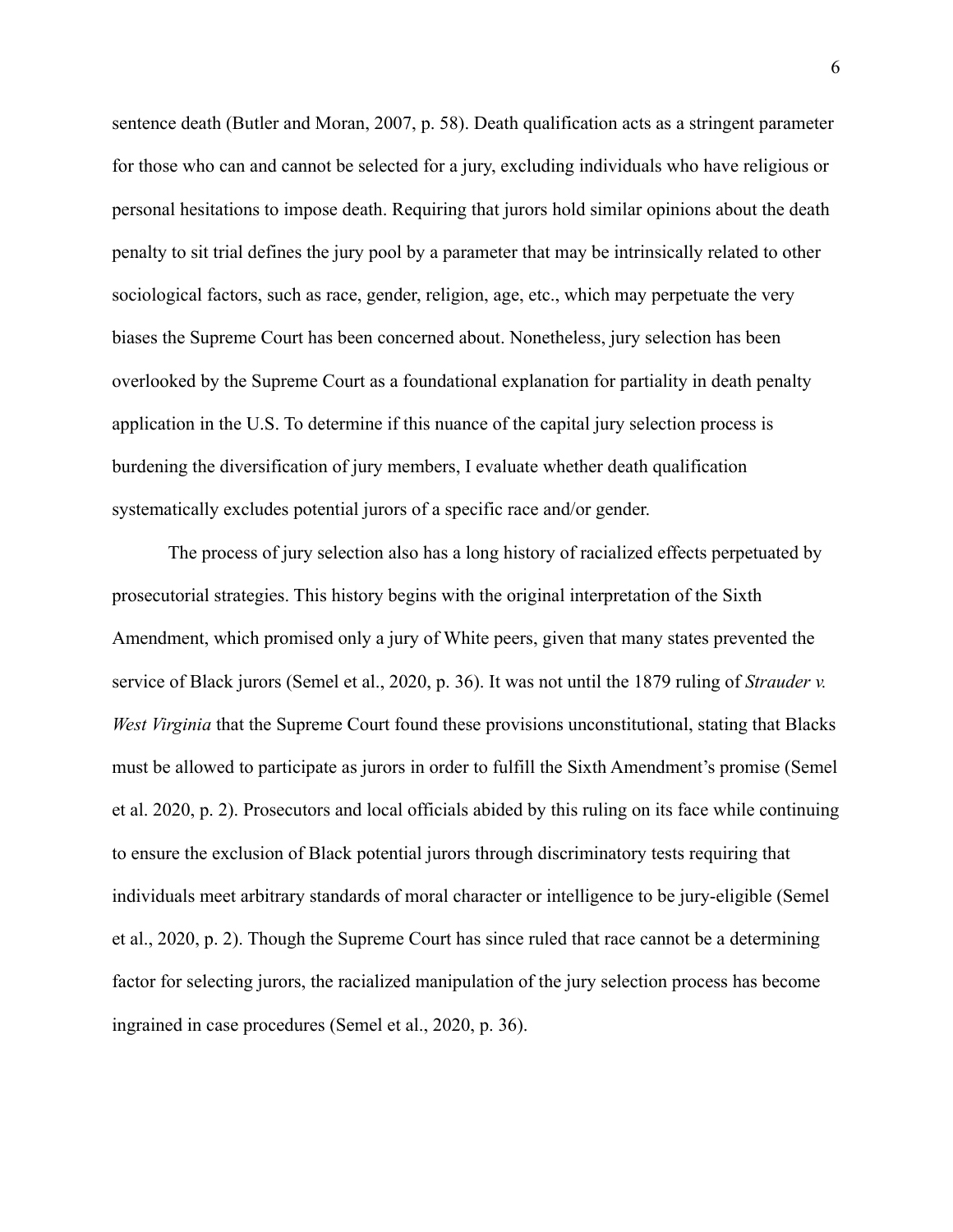sentence death (Butler and Moran, 2007, p. 58). Death qualification acts as a stringent parameter for those who can and cannot be selected for a jury, excluding individuals who have religious or personal hesitations to impose death. Requiring that jurors hold similar opinions about the death penalty to sit trial defines the jury pool by a parameter that may be intrinsically related to other sociological factors, such as race, gender, religion, age, etc., which may perpetuate the very biases the Supreme Court has been concerned about. Nonetheless, jury selection has been overlooked by the Supreme Court as a foundational explanation for partiality in death penalty application in the U.S. To determine if this nuance of the capital jury selection process is burdening the diversification of jury members, I evaluate whether death qualification systematically excludes potential jurors of a specific race and/or gender.

The process of jury selection also has a long history of racialized effects perpetuated by prosecutorial strategies. This history begins with the original interpretation of the Sixth Amendment, which promised only a jury of White peers, given that many states prevented the service of Black jurors (Semel et al., 2020, p. 36). It was not until the 1879 ruling of *Strauder v. West Virginia* that the Supreme Court found these provisions unconstitutional, stating that Blacks must be allowed to participate as jurors in order to fulfill the Sixth Amendment's promise (Semel et al. 2020, p. 2). Prosecutors and local officials abided by this ruling on its face while continuing to ensure the exclusion of Black potential jurors through discriminatory tests requiring that individuals meet arbitrary standards of moral character or intelligence to be jury-eligible (Semel et al., 2020, p. 2). Though the Supreme Court has since ruled that race cannot be a determining factor for selecting jurors, the racialized manipulation of the jury selection process has become ingrained in case procedures (Semel et al., 2020, p. 36).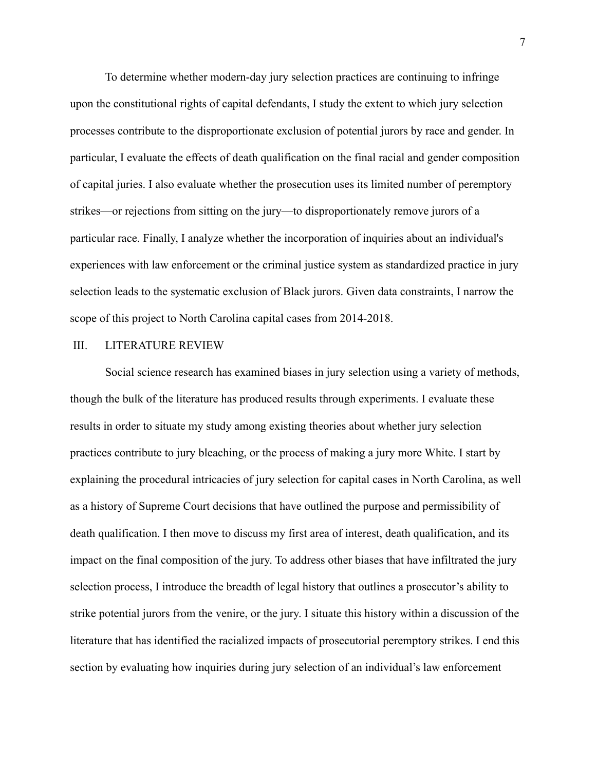To determine whether modern-day jury selection practices are continuing to infringe upon the constitutional rights of capital defendants, I study the extent to which jury selection processes contribute to the disproportionate exclusion of potential jurors by race and gender. In particular, I evaluate the effects of death qualification on the final racial and gender composition of capital juries. I also evaluate whether the prosecution uses its limited number of peremptory strikes—or rejections from sitting on the jury—to disproportionately remove jurors of a particular race. Finally, I analyze whether the incorporation of inquiries about an individual's experiences with law enforcement or the criminal justice system as standardized practice in jury selection leads to the systematic exclusion of Black jurors. Given data constraints, I narrow the scope of this project to North Carolina capital cases from 2014-2018.

## III. LITERATURE REVIEW

Social science research has examined biases in jury selection using a variety of methods, though the bulk of the literature has produced results through experiments. I evaluate these results in order to situate my study among existing theories about whether jury selection practices contribute to jury bleaching, or the process of making a jury more White. I start by explaining the procedural intricacies of jury selection for capital cases in North Carolina, as well as a history of Supreme Court decisions that have outlined the purpose and permissibility of death qualification. I then move to discuss my first area of interest, death qualification, and its impact on the final composition of the jury. To address other biases that have infiltrated the jury selection process, I introduce the breadth of legal history that outlines a prosecutor's ability to strike potential jurors from the venire, or the jury. I situate this history within a discussion of the literature that has identified the racialized impacts of prosecutorial peremptory strikes. I end this section by evaluating how inquiries during jury selection of an individual's law enforcement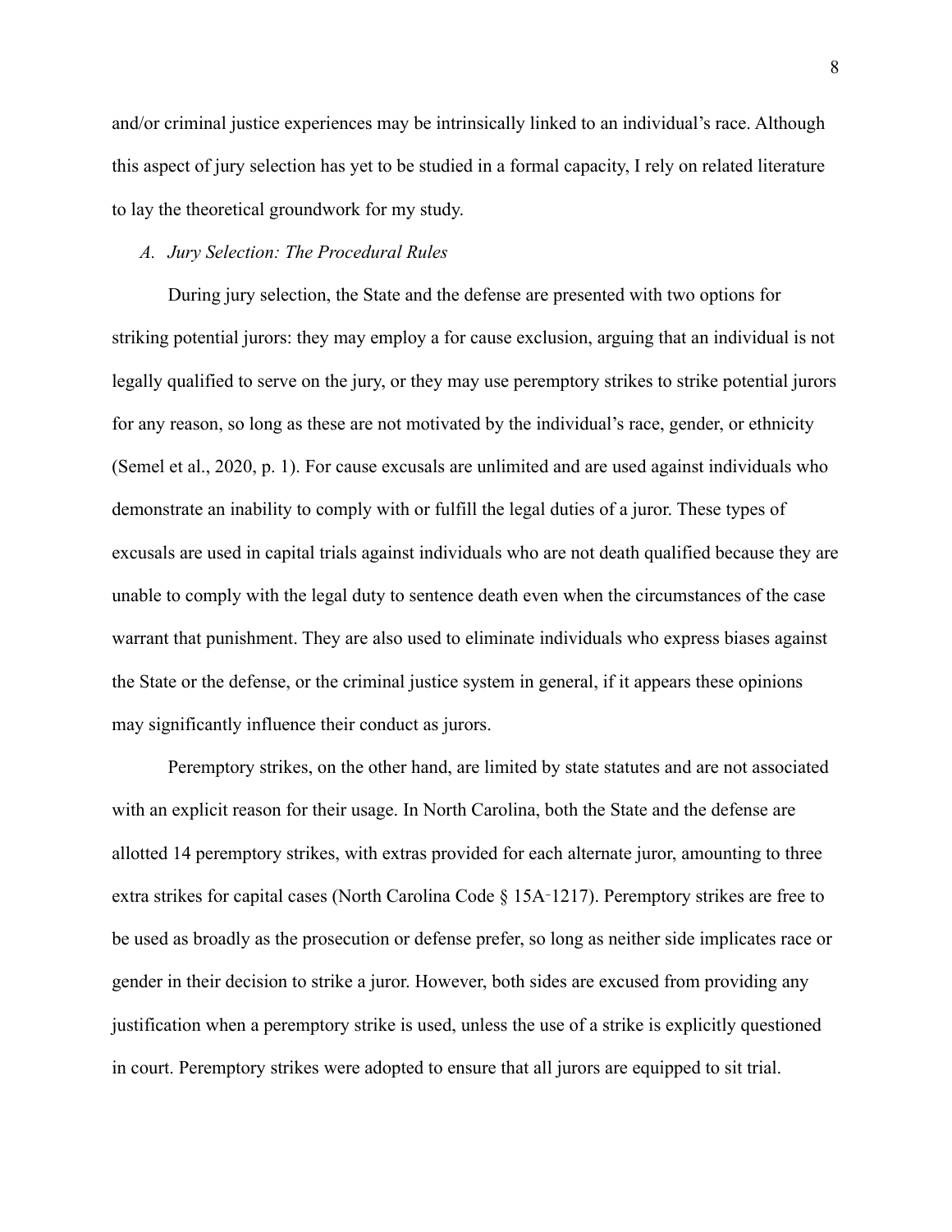and/or criminal justice experiences may be intrinsically linked to an individual's race. Although this aspect of jury selection has yet to be studied in a formal capacity, I rely on related literature to lay the theoretical groundwork for my study.

### *A. Jury Selection: The Procedural Rules*

During jury selection, the State and the defense are presented with two options for striking potential jurors: they may employ a for cause exclusion, arguing that an individual is not legally qualified to serve on the jury, or they may use peremptory strikes to strike potential jurors for any reason, so long as these are not motivated by the individual's race, gender, or ethnicity (Semel et al., 2020, p. 1). For cause excusals are unlimited and are used against individuals who demonstrate an inability to comply with or fulfill the legal duties of a juror. These types of excusals are used in capital trials against individuals who are not death qualified because they are unable to comply with the legal duty to sentence death even when the circumstances of the case warrant that punishment. They are also used to eliminate individuals who express biases against the State or the defense, or the criminal justice system in general, if it appears these opinions may significantly influence their conduct as jurors.

Peremptory strikes, on the other hand, are limited by state statutes and are not associated with an explicit reason for their usage. In North Carolina, both the State and the defense are allotted 14 peremptory strikes, with extras provided for each alternate juror, amounting to three extra strikes for capital cases (North Carolina Code § 15A-1217). Peremptory strikes are free to be used as broadly as the prosecution or defense prefer, so long as neither side implicates race or gender in their decision to strike a juror. However, both sides are excused from providing any justification when a peremptory strike is used, unless the use of a strike is explicitly questioned in court. Peremptory strikes were adopted to ensure that all jurors are equipped to sit trial.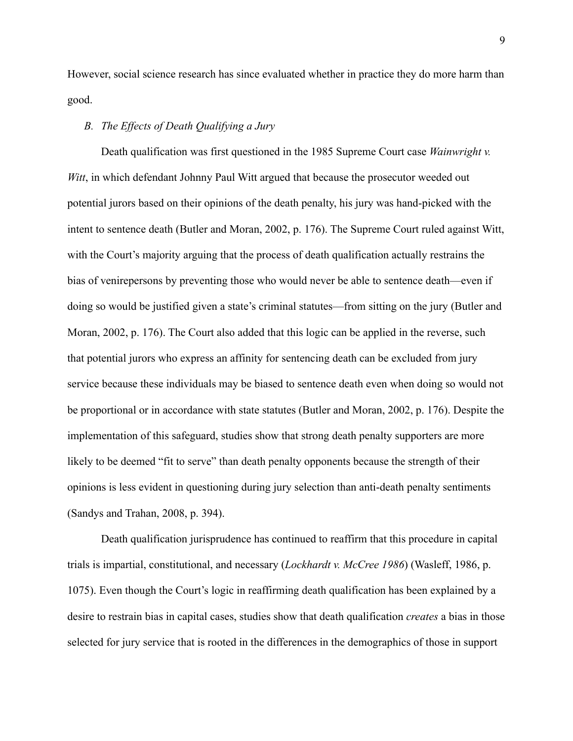However, social science research has since evaluated whether in practice they do more harm than good.

### *B. The Effects of Death Qualifying a Jury*

Death qualification was first questioned in the 1985 Supreme Court case *Wainwright v. Witt*, in which defendant Johnny Paul Witt argued that because the prosecutor weeded out potential jurors based on their opinions of the death penalty, his jury was hand-picked with the intent to sentence death (Butler and Moran, 2002, p. 176). The Supreme Court ruled against Witt, with the Court's majority arguing that the process of death qualification actually restrains the bias of venirepersons by preventing those who would never be able to sentence death—even if doing so would be justified given a state's criminal statutes—from sitting on the jury (Butler and Moran, 2002, p. 176). The Court also added that this logic can be applied in the reverse, such that potential jurors who express an affinity for sentencing death can be excluded from jury service because these individuals may be biased to sentence death even when doing so would not be proportional or in accordance with state statutes (Butler and Moran, 2002, p. 176). Despite the implementation of this safeguard, studies show that strong death penalty supporters are more likely to be deemed "fit to serve" than death penalty opponents because the strength of their opinions is less evident in questioning during jury selection than anti-death penalty sentiments (Sandys and Trahan, 2008, p. 394).

Death qualification jurisprudence has continued to reaffirm that this procedure in capital trials is impartial, constitutional, and necessary (*Lockhardt v. McCree 1986*) (Wasleff, 1986, p. 1075). Even though the Court's logic in reaffirming death qualification has been explained by a desire to restrain bias in capital cases, studies show that death qualification *creates* a bias in those selected for jury service that is rooted in the differences in the demographics of those in support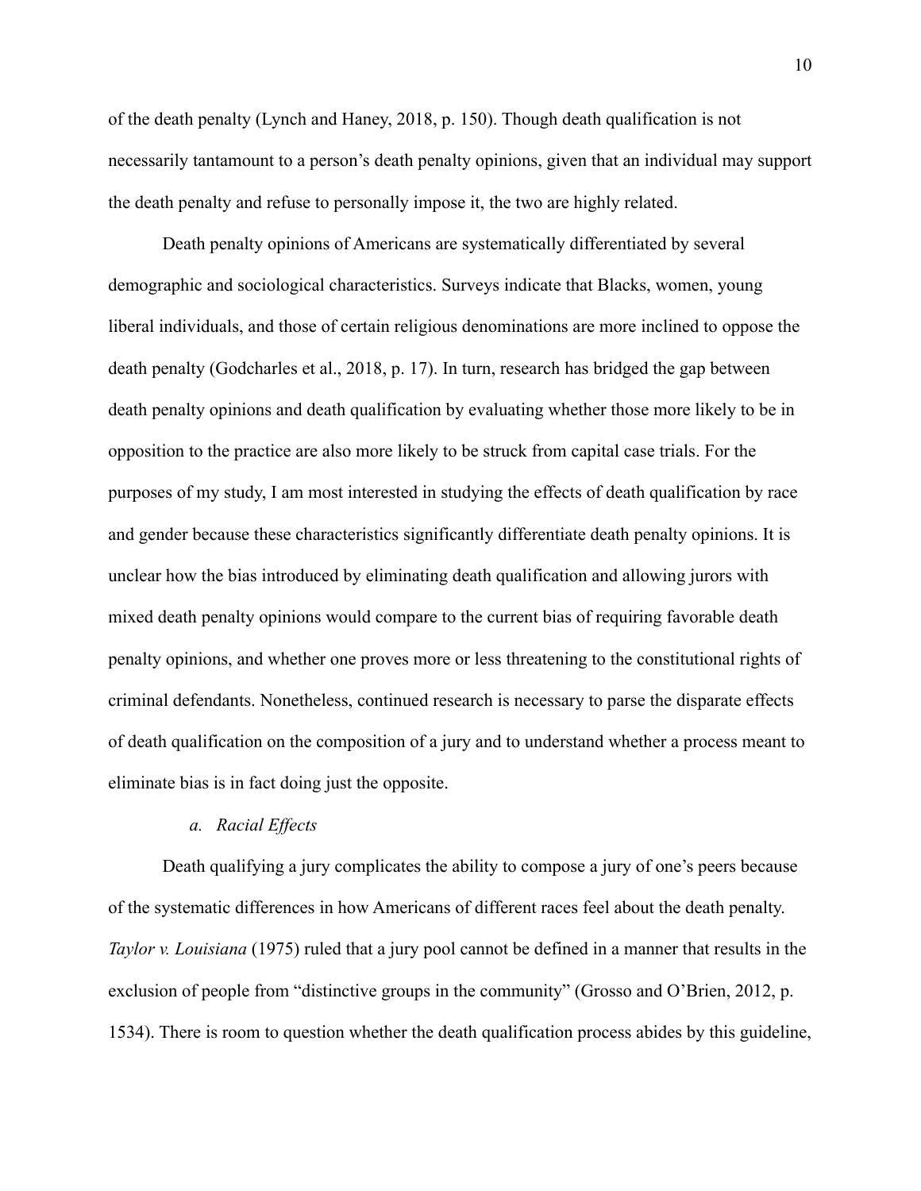of the death penalty (Lynch and Haney, 2018, p. 150). Though death qualification is not necessarily tantamount to a person's death penalty opinions, given that an individual may support the death penalty and refuse to personally impose it, the two are highly related.

Death penalty opinions of Americans are systematically differentiated by several demographic and sociological characteristics. Surveys indicate that Blacks, women, young liberal individuals, and those of certain religious denominations are more inclined to oppose the death penalty (Godcharles et al., 2018, p. 17). In turn, research has bridged the gap between death penalty opinions and death qualification by evaluating whether those more likely to be in opposition to the practice are also more likely to be struck from capital case trials. For the purposes of my study, I am most interested in studying the effects of death qualification by race and gender because these characteristics significantly differentiate death penalty opinions. It is unclear how the bias introduced by eliminating death qualification and allowing jurors with mixed death penalty opinions would compare to the current bias of requiring favorable death penalty opinions, and whether one proves more or less threatening to the constitutional rights of criminal defendants. Nonetheless, continued research is necessary to parse the disparate effects of death qualification on the composition of a jury and to understand whether a process meant to eliminate bias is in fact doing just the opposite.

*a. Racial Effects*

Death qualifying a jury complicates the ability to compose a jury of one's peers because of the systematic differences in how Americans of different races feel about the death penalty. *Taylor v. Louisiana* (1975) ruled that a jury pool cannot be defined in a manner that results in the exclusion of people from "distinctive groups in the community" (Grosso and O'Brien, 2012, p. 1534). There is room to question whether the death qualification process abides by this guideline,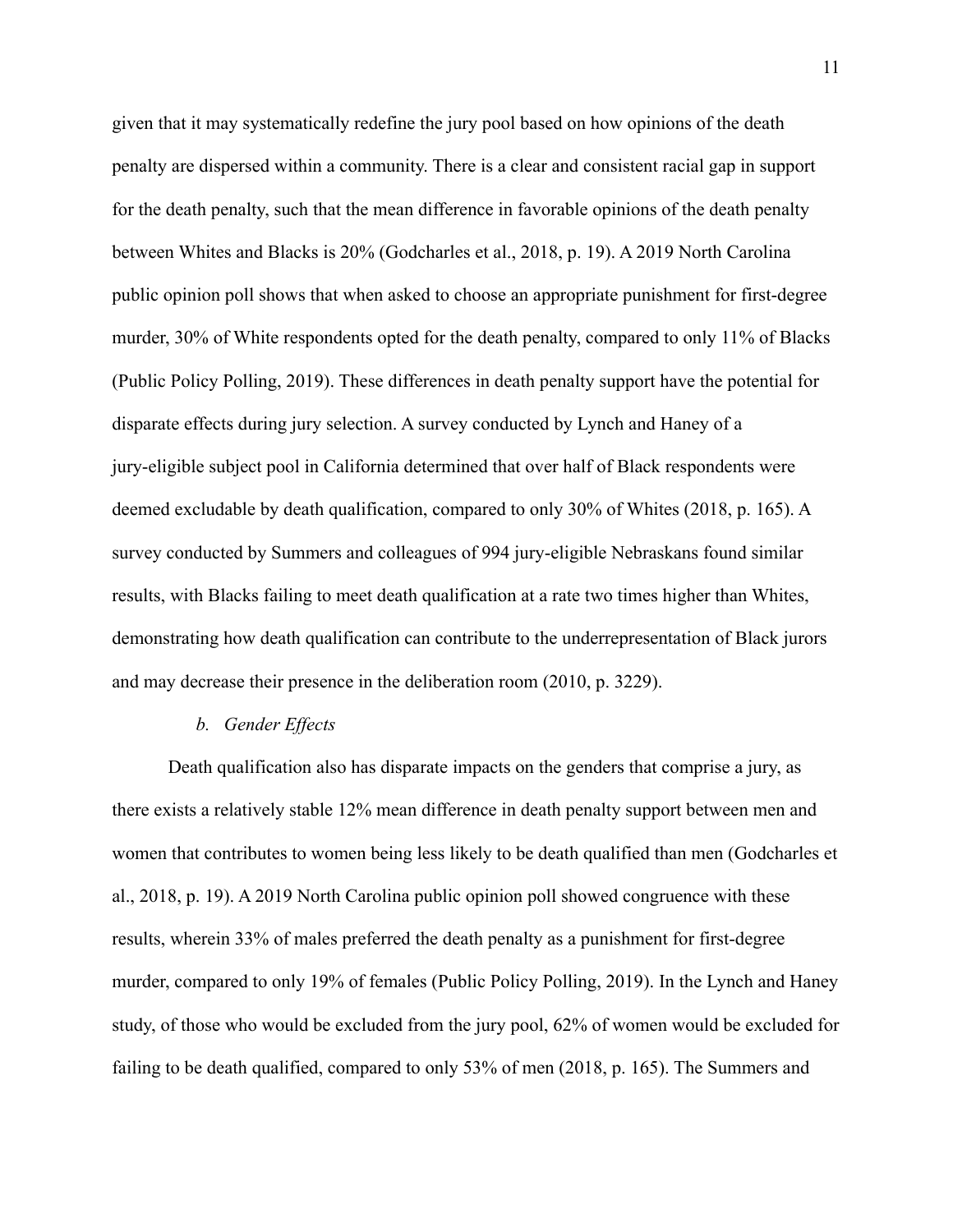given that it may systematically redefine the jury pool based on how opinions of the death penalty are dispersed within a community. There is a clear and consistent racial gap in support for the death penalty, such that the mean difference in favorable opinions of the death penalty between Whites and Blacks is 20% (Godcharles et al., 2018, p. 19). A 2019 North Carolina public opinion poll shows that when asked to choose an appropriate punishment for first-degree murder, 30% of White respondents opted for the death penalty, compared to only 11% of Blacks (Public Policy Polling, 2019). These differences in death penalty support have the potential for disparate effects during jury selection. A survey conducted by Lynch and Haney of a jury-eligible subject pool in California determined that over half of Black respondents were deemed excludable by death qualification, compared to only 30% of Whites (2018, p. 165). A survey conducted by Summers and colleagues of 994 jury-eligible Nebraskans found similar results, with Blacks failing to meet death qualification at a rate two times higher than Whites, demonstrating how death qualification can contribute to the underrepresentation of Black jurors and may decrease their presence in the deliberation room (2010, p. 3229).

*b. Gender Effects*

Death qualification also has disparate impacts on the genders that comprise a jury, as there exists a relatively stable 12% mean difference in death penalty support between men and women that contributes to women being less likely to be death qualified than men (Godcharles et al., 2018, p. 19). A 2019 North Carolina public opinion poll showed congruence with these results, wherein 33% of males preferred the death penalty as a punishment for first-degree murder, compared to only 19% of females (Public Policy Polling, 2019). In the Lynch and Haney study, of those who would be excluded from the jury pool, 62% of women would be excluded for failing to be death qualified, compared to only 53% of men (2018, p. 165). The Summers and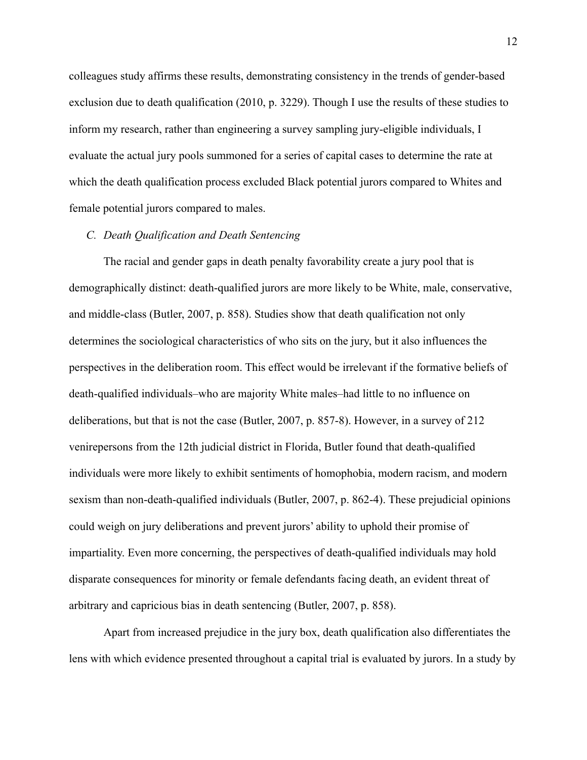colleagues study affirms these results, demonstrating consistency in the trends of gender-based exclusion due to death qualification (2010, p. 3229). Though I use the results of these studies to inform my research, rather than engineering a survey sampling jury-eligible individuals, I evaluate the actual jury pools summoned for a series of capital cases to determine the rate at which the death qualification process excluded Black potential jurors compared to Whites and female potential jurors compared to males.

### *C. Death Qualification and Death Sentencing*

The racial and gender gaps in death penalty favorability create a jury pool that is demographically distinct: death-qualified jurors are more likely to be White, male, conservative, and middle-class (Butler, 2007, p. 858). Studies show that death qualification not only determines the sociological characteristics of who sits on the jury, but it also influences the perspectives in the deliberation room. This effect would be irrelevant if the formative beliefs of death-qualified individuals–who are majority White males–had little to no influence on deliberations, but that is not the case (Butler, 2007, p. 857-8). However, in a survey of 212 venirepersons from the 12th judicial district in Florida, Butler found that death-qualified individuals were more likely to exhibit sentiments of homophobia, modern racism, and modern sexism than non-death-qualified individuals (Butler, 2007, p. 862-4). These prejudicial opinions could weigh on jury deliberations and prevent jurors' ability to uphold their promise of impartiality. Even more concerning, the perspectives of death-qualified individuals may hold disparate consequences for minority or female defendants facing death, an evident threat of arbitrary and capricious bias in death sentencing (Butler, 2007, p. 858).

Apart from increased prejudice in the jury box, death qualification also differentiates the lens with which evidence presented throughout a capital trial is evaluated by jurors. In a study by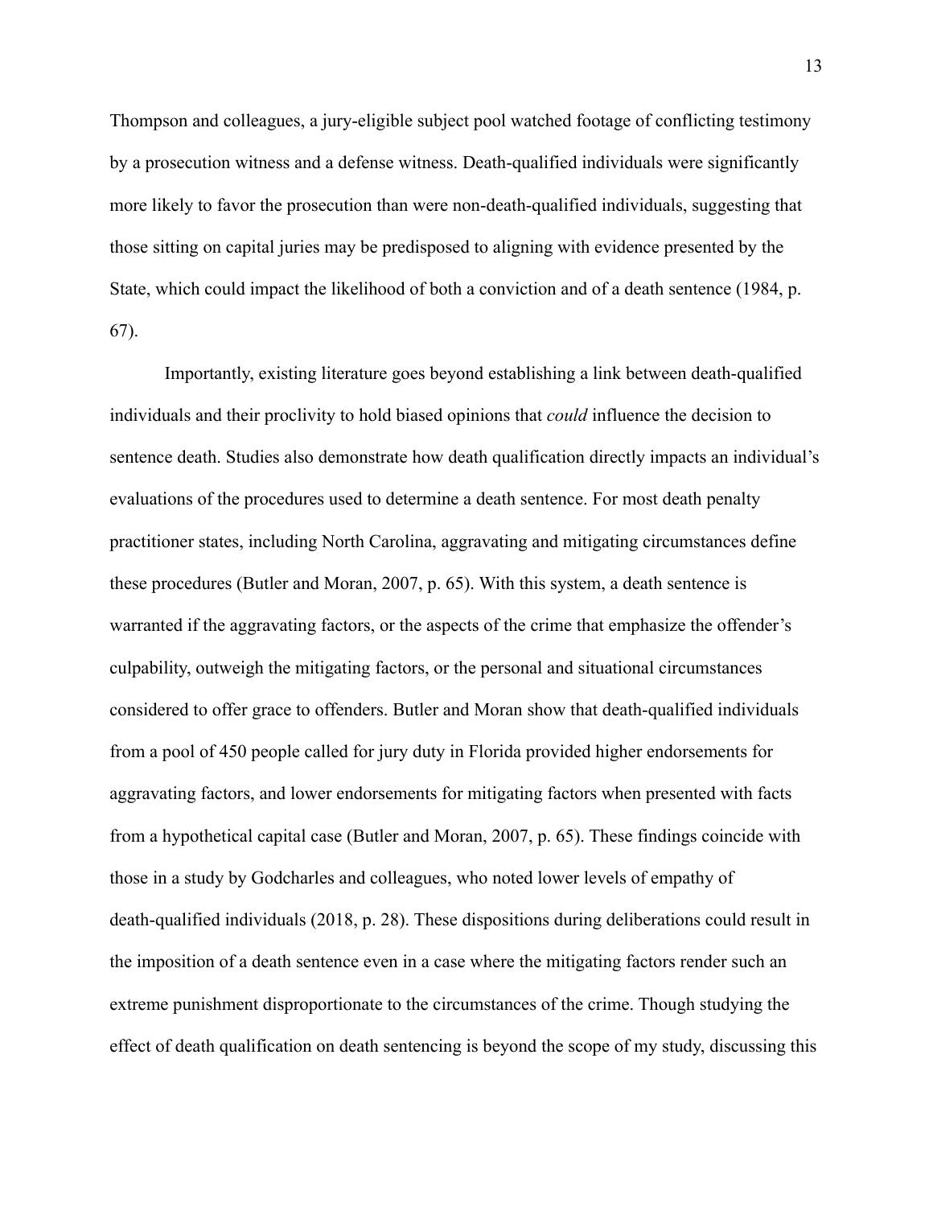Thompson and colleagues, a jury-eligible subject pool watched footage of conflicting testimony by a prosecution witness and a defense witness. Death-qualified individuals were significantly more likely to favor the prosecution than were non-death-qualified individuals, suggesting that those sitting on capital juries may be predisposed to aligning with evidence presented by the State, which could impact the likelihood of both a conviction and of a death sentence (1984, p. 67).

Importantly, existing literature goes beyond establishing a link between death-qualified individuals and their proclivity to hold biased opinions that *could* influence the decision to sentence death. Studies also demonstrate how death qualification directly impacts an individual's evaluations of the procedures used to determine a death sentence. For most death penalty practitioner states, including North Carolina, aggravating and mitigating circumstances define these procedures (Butler and Moran, 2007, p. 65). With this system, a death sentence is warranted if the aggravating factors, or the aspects of the crime that emphasize the offender's culpability, outweigh the mitigating factors, or the personal and situational circumstances considered to offer grace to offenders. Butler and Moran show that death-qualified individuals from a pool of 450 people called for jury duty in Florida provided higher endorsements for aggravating factors, and lower endorsements for mitigating factors when presented with facts from a hypothetical capital case (Butler and Moran, 2007, p. 65). These findings coincide with those in a study by Godcharles and colleagues, who noted lower levels of empathy of death-qualified individuals (2018, p. 28). These dispositions during deliberations could result in the imposition of a death sentence even in a case where the mitigating factors render such an extreme punishment disproportionate to the circumstances of the crime. Though studying the effect of death qualification on death sentencing is beyond the scope of my study, discussing this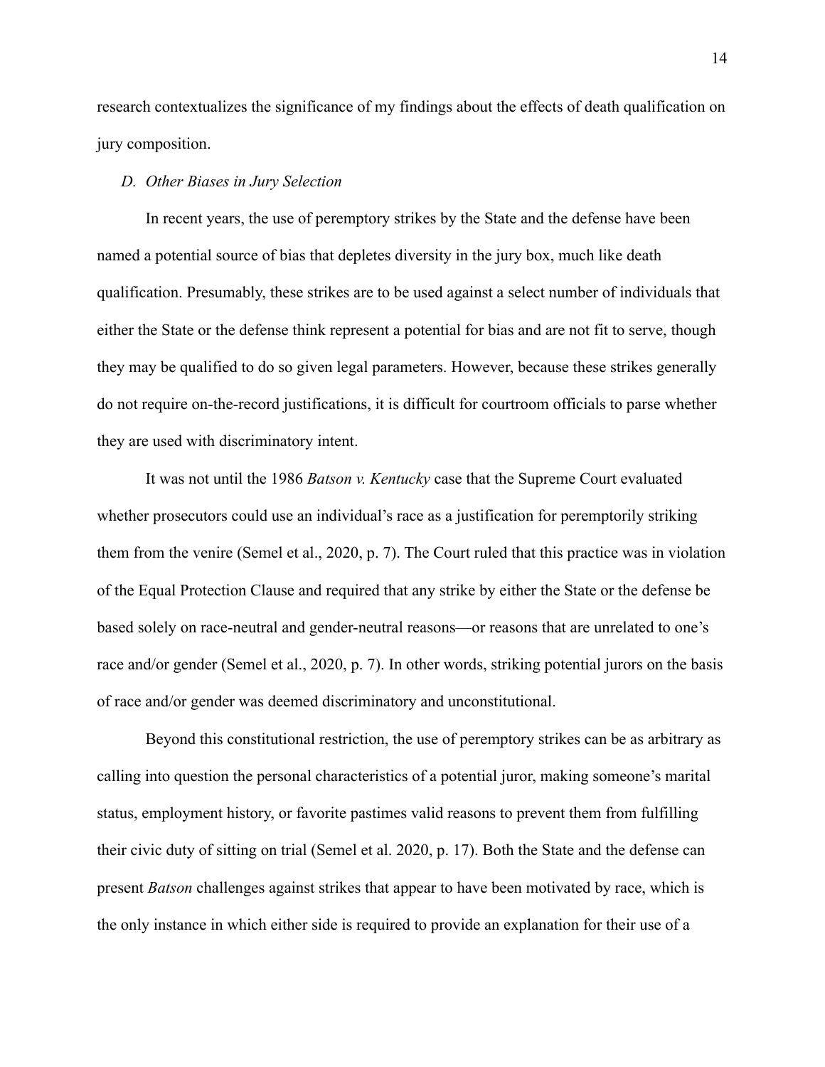research contextualizes the significance of my findings about the effects of death qualification on jury composition.

### *D. Other Biases in Jury Selection*

In recent years, the use of peremptory strikes by the State and the defense have been named a potential source of bias that depletes diversity in the jury box, much like death qualification. Presumably, these strikes are to be used against a select number of individuals that either the State or the defense think represent a potential for bias and are not fit to serve, though they may be qualified to do so given legal parameters. However, because these strikes generally do not require on-the-record justifications, it is difficult for courtroom officials to parse whether they are used with discriminatory intent.

It was not until the 1986 *Batson v. Kentucky* case that the Supreme Court evaluated whether prosecutors could use an individual's race as a justification for peremptorily striking them from the venire (Semel et al., 2020, p. 7). The Court ruled that this practice was in violation of the Equal Protection Clause and required that any strike by either the State or the defense be based solely on race-neutral and gender-neutral reasons—or reasons that are unrelated to one's race and/or gender (Semel et al., 2020, p. 7). In other words, striking potential jurors on the basis of race and/or gender was deemed discriminatory and unconstitutional.

Beyond this constitutional restriction, the use of peremptory strikes can be as arbitrary as calling into question the personal characteristics of a potential juror, making someone's marital status, employment history, or favorite pastimes valid reasons to prevent them from fulfilling their civic duty of sitting on trial (Semel et al. 2020, p. 17). Both the State and the defense can present *Batson* challenges against strikes that appear to have been motivated by race, which is the only instance in which either side is required to provide an explanation for their use of a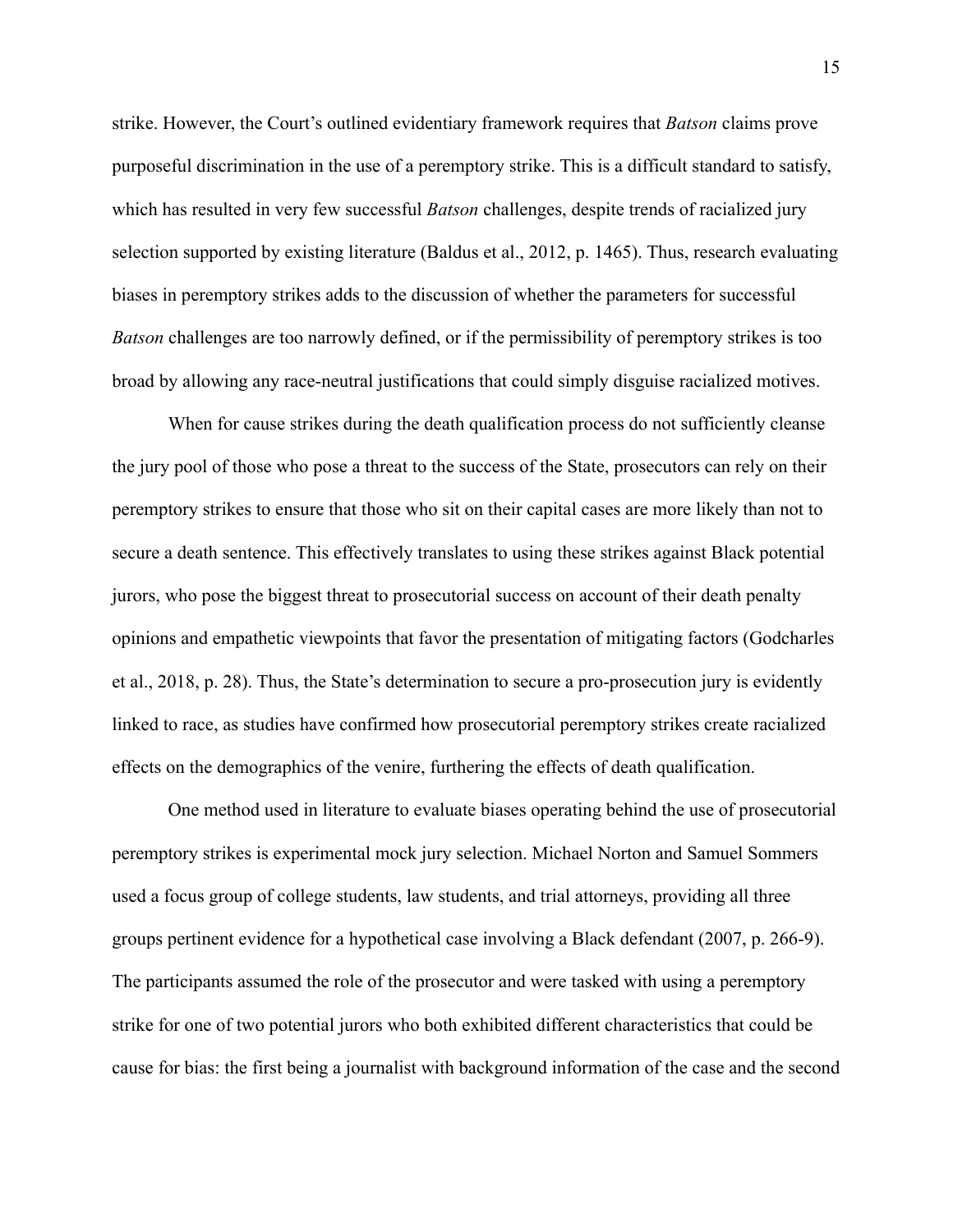strike. However, the Court's outlined evidentiary framework requires that *Batson* claims prove purposeful discrimination in the use of a peremptory strike. This is a difficult standard to satisfy, which has resulted in very few successful *Batson* challenges, despite trends of racialized jury selection supported by existing literature (Baldus et al., 2012, p. 1465). Thus, research evaluating biases in peremptory strikes adds to the discussion of whether the parameters for successful *Batson* challenges are too narrowly defined, or if the permissibility of peremptory strikes is too broad by allowing any race-neutral justifications that could simply disguise racialized motives.

When for cause strikes during the death qualification process do not sufficiently cleanse the jury pool of those who pose a threat to the success of the State, prosecutors can rely on their peremptory strikes to ensure that those who sit on their capital cases are more likely than not to secure a death sentence. This effectively translates to using these strikes against Black potential jurors, who pose the biggest threat to prosecutorial success on account of their death penalty opinions and empathetic viewpoints that favor the presentation of mitigating factors (Godcharles et al., 2018, p. 28). Thus, the State's determination to secure a pro-prosecution jury is evidently linked to race, as studies have confirmed how prosecutorial peremptory strikes create racialized effects on the demographics of the venire, furthering the effects of death qualification.

One method used in literature to evaluate biases operating behind the use of prosecutorial peremptory strikes is experimental mock jury selection. Michael Norton and Samuel Sommers used a focus group of college students, law students, and trial attorneys, providing all three groups pertinent evidence for a hypothetical case involving a Black defendant (2007, p. 266-9). The participants assumed the role of the prosecutor and were tasked with using a peremptory strike for one of two potential jurors who both exhibited different characteristics that could be cause for bias: the first being a journalist with background information of the case and the second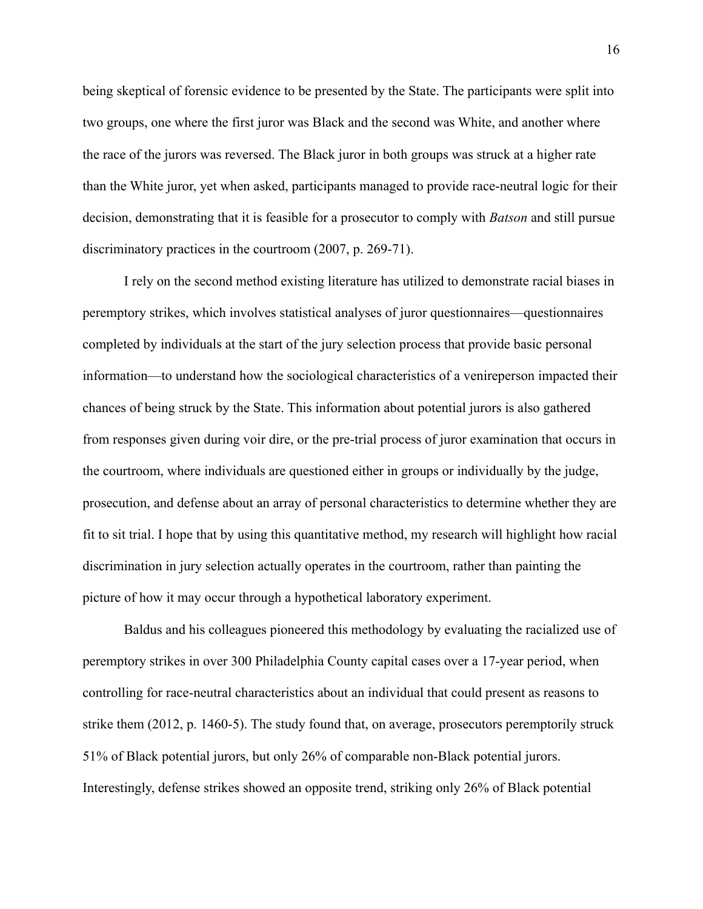being skeptical of forensic evidence to be presented by the State. The participants were split into two groups, one where the first juror was Black and the second was White, and another where the race of the jurors was reversed. The Black juror in both groups was struck at a higher rate than the White juror, yet when asked, participants managed to provide race-neutral logic for their decision, demonstrating that it is feasible for a prosecutor to comply with *Batson* and still pursue discriminatory practices in the courtroom (2007, p. 269-71).

I rely on the second method existing literature has utilized to demonstrate racial biases in peremptory strikes, which involves statistical analyses of juror questionnaires—questionnaires completed by individuals at the start of the jury selection process that provide basic personal information—to understand how the sociological characteristics of a venireperson impacted their chances of being struck by the State. This information about potential jurors is also gathered from responses given during voir dire, or the pre-trial process of juror examination that occurs in the courtroom, where individuals are questioned either in groups or individually by the judge, prosecution, and defense about an array of personal characteristics to determine whether they are fit to sit trial. I hope that by using this quantitative method, my research will highlight how racial discrimination in jury selection actually operates in the courtroom, rather than painting the picture of how it may occur through a hypothetical laboratory experiment.

Baldus and his colleagues pioneered this methodology by evaluating the racialized use of peremptory strikes in over 300 Philadelphia County capital cases over a 17-year period, when controlling for race-neutral characteristics about an individual that could present as reasons to strike them (2012, p. 1460-5). The study found that, on average, prosecutors peremptorily struck 51% of Black potential jurors, but only 26% of comparable non-Black potential jurors. Interestingly, defense strikes showed an opposite trend, striking only 26% of Black potential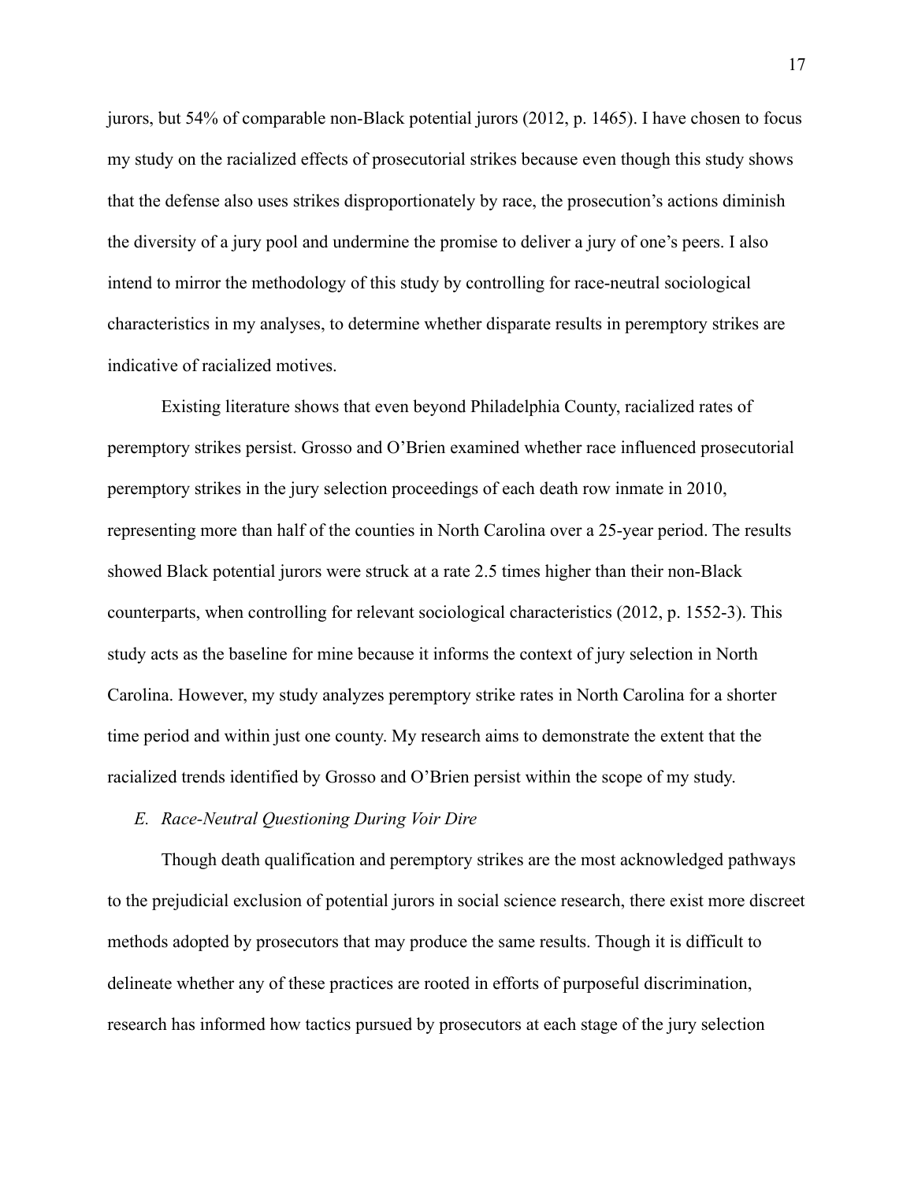jurors, but 54% of comparable non-Black potential jurors (2012, p. 1465). I have chosen to focus my study on the racialized effects of prosecutorial strikes because even though this study shows that the defense also uses strikes disproportionately by race, the prosecution's actions diminish the diversity of a jury pool and undermine the promise to deliver a jury of one's peers. I also intend to mirror the methodology of this study by controlling for race-neutral sociological characteristics in my analyses, to determine whether disparate results in peremptory strikes are indicative of racialized motives.

Existing literature shows that even beyond Philadelphia County, racialized rates of peremptory strikes persist. Grosso and O'Brien examined whether race influenced prosecutorial peremptory strikes in the jury selection proceedings of each death row inmate in 2010, representing more than half of the counties in North Carolina over a 25-year period. The results showed Black potential jurors were struck at a rate 2.5 times higher than their non-Black counterparts, when controlling for relevant sociological characteristics (2012, p. 1552-3). This study acts as the baseline for mine because it informs the context of jury selection in North Carolina. However, my study analyzes peremptory strike rates in North Carolina for a shorter time period and within just one county. My research aims to demonstrate the extent that the racialized trends identified by Grosso and O'Brien persist within the scope of my study.

### *E. Race-Neutral Questioning During Voir Dire*

Though death qualification and peremptory strikes are the most acknowledged pathways to the prejudicial exclusion of potential jurors in social science research, there exist more discreet methods adopted by prosecutors that may produce the same results. Though it is difficult to delineate whether any of these practices are rooted in efforts of purposeful discrimination, research has informed how tactics pursued by prosecutors at each stage of the jury selection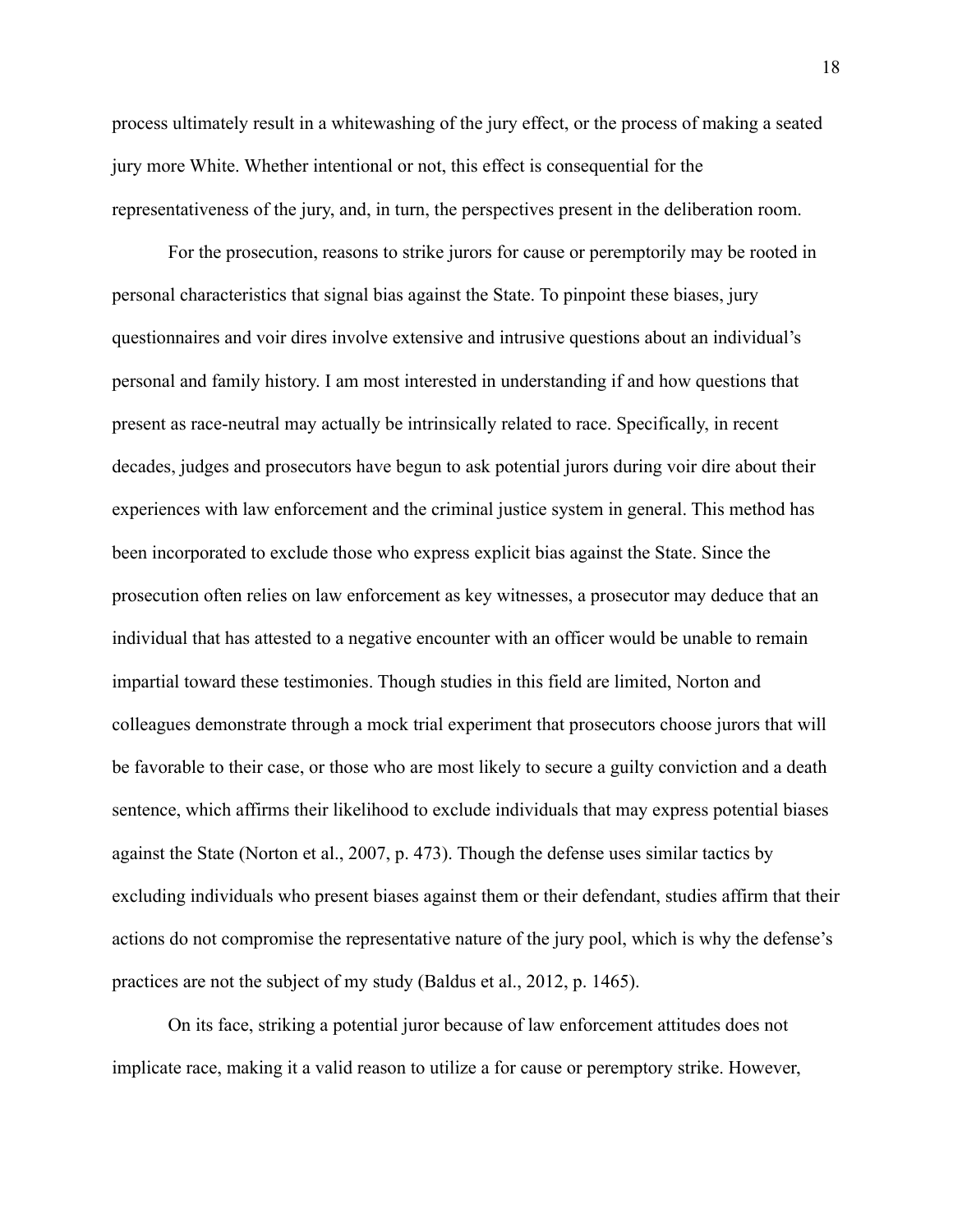process ultimately result in a whitewashing of the jury effect, or the process of making a seated jury more White. Whether intentional or not, this effect is consequential for the representativeness of the jury, and, in turn, the perspectives present in the deliberation room.

For the prosecution, reasons to strike jurors for cause or peremptorily may be rooted in personal characteristics that signal bias against the State. To pinpoint these biases, jury questionnaires and voir dires involve extensive and intrusive questions about an individual's personal and family history. I am most interested in understanding if and how questions that present as race-neutral may actually be intrinsically related to race. Specifically, in recent decades, judges and prosecutors have begun to ask potential jurors during voir dire about their experiences with law enforcement and the criminal justice system in general. This method has been incorporated to exclude those who express explicit bias against the State. Since the prosecution often relies on law enforcement as key witnesses, a prosecutor may deduce that an individual that has attested to a negative encounter with an officer would be unable to remain impartial toward these testimonies. Though studies in this field are limited, Norton and colleagues demonstrate through a mock trial experiment that prosecutors choose jurors that will be favorable to their case, or those who are most likely to secure a guilty conviction and a death sentence, which affirms their likelihood to exclude individuals that may express potential biases against the State (Norton et al., 2007, p. 473). Though the defense uses similar tactics by excluding individuals who present biases against them or their defendant, studies affirm that their actions do not compromise the representative nature of the jury pool, which is why the defense's practices are not the subject of my study (Baldus et al., 2012, p. 1465).

On its face, striking a potential juror because of law enforcement attitudes does not implicate race, making it a valid reason to utilize a for cause or peremptory strike. However,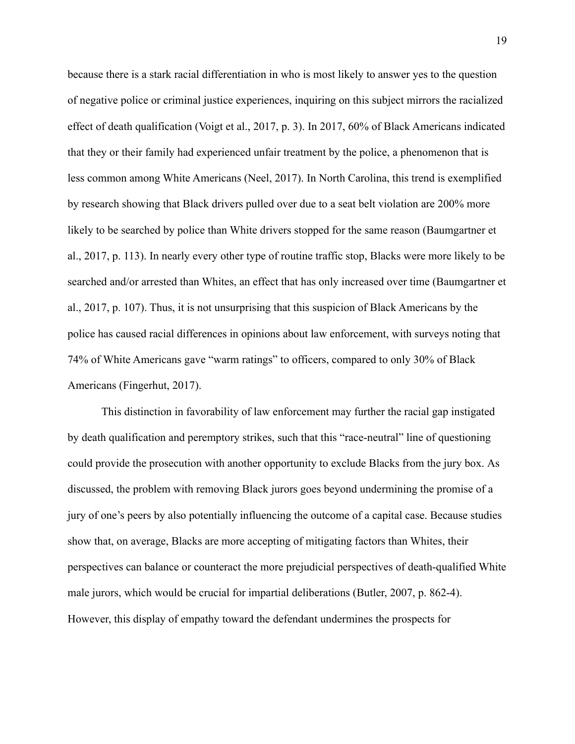because there is a stark racial differentiation in who is most likely to answer yes to the question of negative police or criminal justice experiences, inquiring on this subject mirrors the racialized effect of death qualification (Voigt et al., 2017, p. 3). In 2017, 60% of Black Americans indicated that they or their family had experienced unfair treatment by the police, a phenomenon that is less common among White Americans (Neel, 2017). In North Carolina, this trend is exemplified by research showing that Black drivers pulled over due to a seat belt violation are 200% more likely to be searched by police than White drivers stopped for the same reason (Baumgartner et al., 2017, p. 113). In nearly every other type of routine traffic stop, Blacks were more likely to be searched and/or arrested than Whites, an effect that has only increased over time (Baumgartner et al., 2017, p. 107). Thus, it is not unsurprising that this suspicion of Black Americans by the police has caused racial differences in opinions about law enforcement, with surveys noting that 74% of White Americans gave "warm ratings" to officers, compared to only 30% of Black Americans (Fingerhut, 2017).

This distinction in favorability of law enforcement may further the racial gap instigated by death qualification and peremptory strikes, such that this "race-neutral" line of questioning could provide the prosecution with another opportunity to exclude Blacks from the jury box. As discussed, the problem with removing Black jurors goes beyond undermining the promise of a jury of one's peers by also potentially influencing the outcome of a capital case. Because studies show that, on average, Blacks are more accepting of mitigating factors than Whites, their perspectives can balance or counteract the more prejudicial perspectives of death-qualified White male jurors, which would be crucial for impartial deliberations (Butler, 2007, p. 862-4). However, this display of empathy toward the defendant undermines the prospects for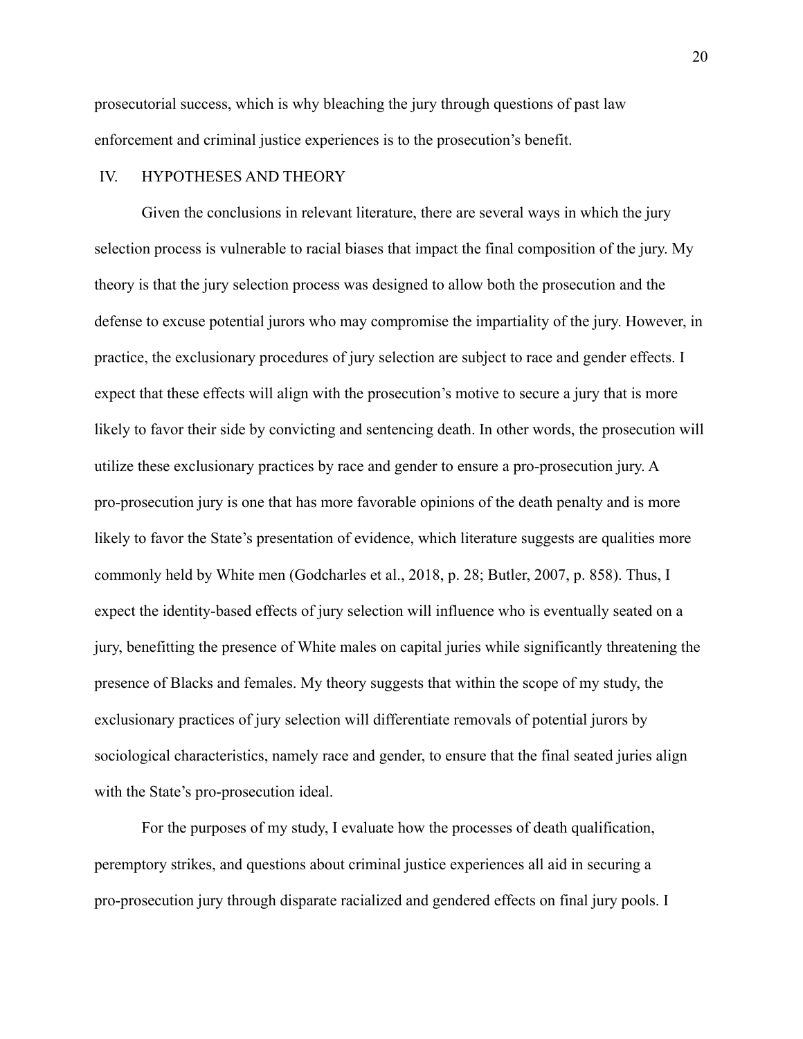prosecutorial success, which is why bleaching the jury through questions of past law enforcement and criminal justice experiences is to the prosecution's benefit.

## IV. HYPOTHESES AND THEORY

Given the conclusions in relevant literature, there are several ways in which the jury selection process is vulnerable to racial biases that impact the final composition of the jury. My theory is that the jury selection process was designed to allow both the prosecution and the defense to excuse potential jurors who may compromise the impartiality of the jury. However, in practice, the exclusionary procedures of jury selection are subject to race and gender effects. I expect that these effects will align with the prosecution's motive to secure a jury that is more likely to favor their side by convicting and sentencing death. In other words, the prosecution will utilize these exclusionary practices by race and gender to ensure a pro-prosecution jury. A pro-prosecution jury is one that has more favorable opinions of the death penalty and is more likely to favor the State's presentation of evidence, which literature suggests are qualities more commonly held by White men (Godcharles et al., 2018, p. 28; Butler, 2007, p. 858). Thus, I expect the identity-based effects of jury selection will influence who is eventually seated on a jury, benefitting the presence of White males on capital juries while significantly threatening the presence of Blacks and females. My theory suggests that within the scope of my study, the exclusionary practices of jury selection will differentiate removals of potential jurors by sociological characteristics, namely race and gender, to ensure that the final seated juries align with the State's pro-prosecution ideal.

For the purposes of my study, I evaluate how the processes of death qualification, peremptory strikes, and questions about criminal justice experiences all aid in securing a pro-prosecution jury through disparate racialized and gendered effects on final jury pools. I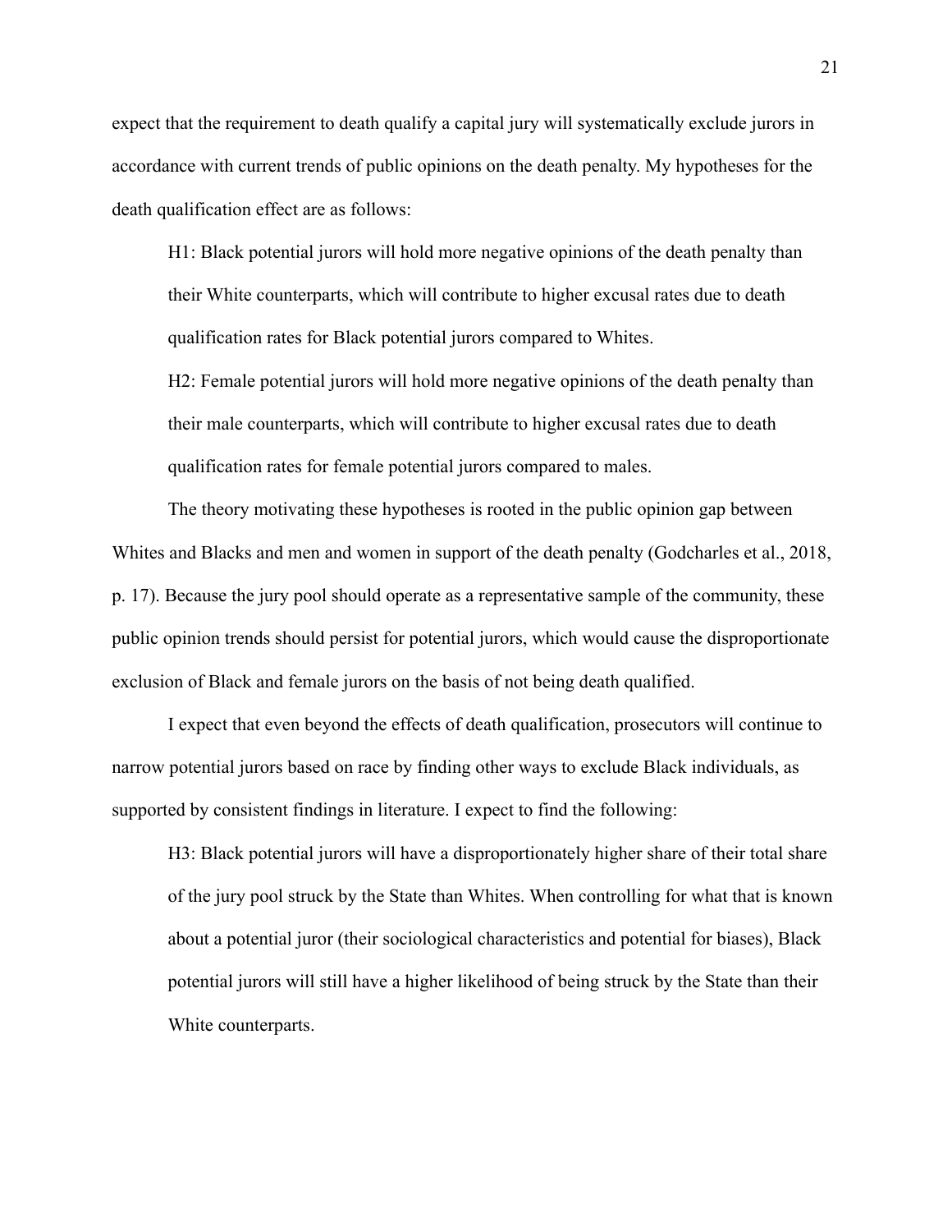expect that the requirement to death qualify a capital jury will systematically exclude jurors in accordance with current trends of public opinions on the death penalty. My hypotheses for the death qualification effect are as follows:

> H1: Black potential jurors will hold more negative opinions of the death penalty than their White counterparts, which will contribute to higher excusal rates due to death qualification rates for Black potential jurors compared to Whites.
>
> H2: Female potential jurors will hold more negative opinions of the death penalty than their male counterparts, which will contribute to higher excusal rates due to death qualification rates for female potential jurors compared to males.

The theory motivating these hypotheses is rooted in the public opinion gap between Whites and Blacks and men and women in support of the death penalty (Godcharles et al., 2018, p. 17). Because the jury pool should operate as a representative sample of the community, these public opinion trends should persist for potential jurors, which would cause the disproportionate exclusion of Black and female jurors on the basis of not being death qualified.

I expect that even beyond the effects of death qualification, prosecutors will continue to narrow potential jurors based on race by finding other ways to exclude Black individuals, as supported by consistent findings in literature. I expect to find the following:

> H3: Black potential jurors will have a disproportionately higher share of their total share of the jury pool struck by the State than Whites. When controlling for what that is known about a potential juror (their sociological characteristics and potential for biases), Black potential jurors will still have a higher likelihood of being struck by the State than their White counterparts.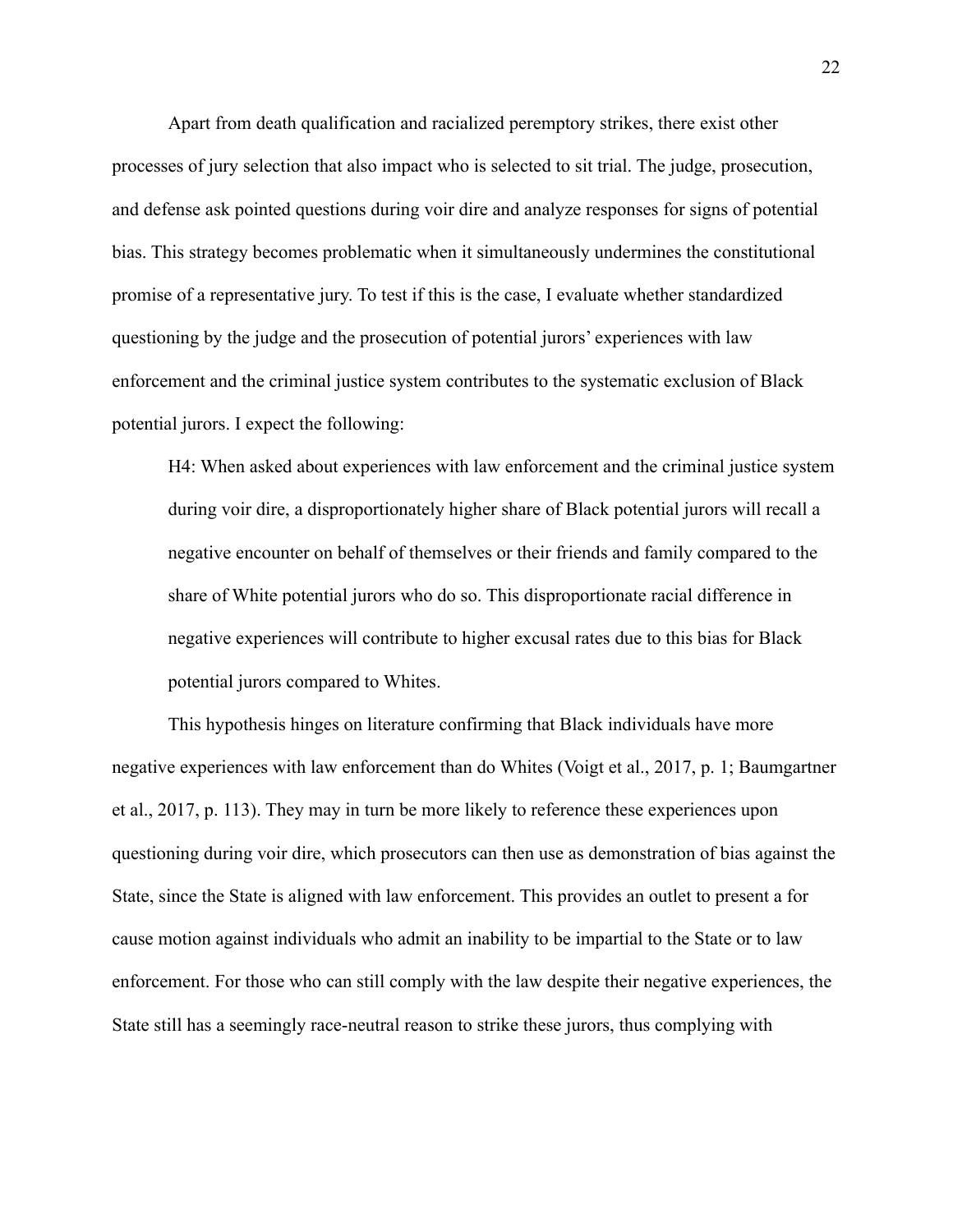Apart from death qualification and racialized peremptory strikes, there exist other processes of jury selection that also impact who is selected to sit trial. The judge, prosecution, and defense ask pointed questions during voir dire and analyze responses for signs of potential bias. This strategy becomes problematic when it simultaneously undermines the constitutional promise of a representative jury. To test if this is the case, I evaluate whether standardized questioning by the judge and the prosecution of potential jurors' experiences with law enforcement and the criminal justice system contributes to the systematic exclusion of Black potential jurors. I expect the following:

> H4: When asked about experiences with law enforcement and the criminal justice system during voir dire, a disproportionately higher share of Black potential jurors will recall a negative encounter on behalf of themselves or their friends and family compared to the share of White potential jurors who do so. This disproportionate racial difference in negative experiences will contribute to higher excusal rates due to this bias for Black potential jurors compared to Whites.

This hypothesis hinges on literature confirming that Black individuals have more negative experiences with law enforcement than do Whites (Voigt et al., 2017, p. 1; Baumgartner et al., 2017, p. 113). They may in turn be more likely to reference these experiences upon questioning during voir dire, which prosecutors can then use as demonstration of bias against the State, since the State is aligned with law enforcement. This provides an outlet to present a for cause motion against individuals who admit an inability to be impartial to the State or to law enforcement. For those who can still comply with the law despite their negative experiences, the State still has a seemingly race-neutral reason to strike these jurors, thus complying with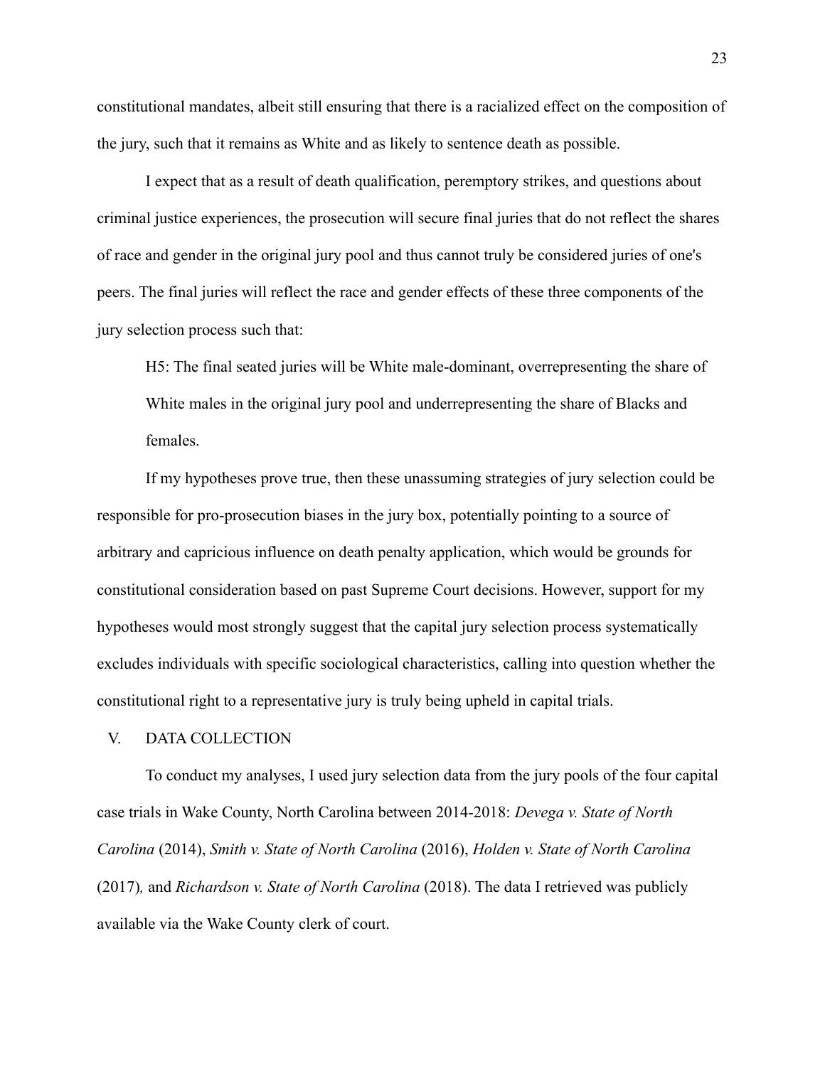constitutional mandates, albeit still ensuring that there is a racialized effect on the composition of the jury, such that it remains as White and as likely to sentence death as possible.

I expect that as a result of death qualification, peremptory strikes, and questions about criminal justice experiences, the prosecution will secure final juries that do not reflect the shares of race and gender in the original jury pool and thus cannot truly be considered juries of one's peers. The final juries will reflect the race and gender effects of these three components of the jury selection process such that:

> H5: The final seated juries will be White male-dominant, overrepresenting the share of White males in the original jury pool and underrepresenting the share of Blacks and females.

If my hypotheses prove true, then these unassuming strategies of jury selection could be responsible for pro-prosecution biases in the jury box, potentially pointing to a source of arbitrary and capricious influence on death penalty application, which would be grounds for constitutional consideration based on past Supreme Court decisions. However, support for my hypotheses would most strongly suggest that the capital jury selection process systematically excludes individuals with specific sociological characteristics, calling into question whether the constitutional right to a representative jury is truly being upheld in capital trials.

## V. DATA COLLECTION

To conduct my analyses, I used jury selection data from the jury pools of the four capital case trials in Wake County, North Carolina between 2014-2018: *Devega v. State of North Carolina* (2014), *Smith v. State of North Carolina* (2016), *Holden v. State of North Carolina* (2017)*,* and *Richardson v. State of North Carolina* (2018). The data I retrieved was publicly available via the Wake County clerk of court.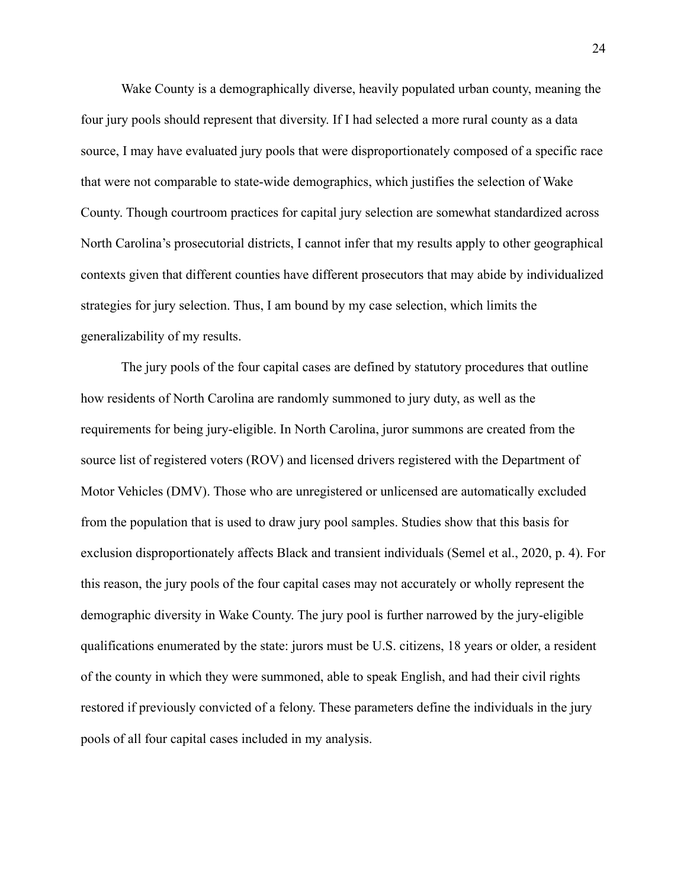Wake County is a demographically diverse, heavily populated urban county, meaning the four jury pools should represent that diversity. If I had selected a more rural county as a data source, I may have evaluated jury pools that were disproportionately composed of a specific race that were not comparable to state-wide demographics, which justifies the selection of Wake County. Though courtroom practices for capital jury selection are somewhat standardized across North Carolina's prosecutorial districts, I cannot infer that my results apply to other geographical contexts given that different counties have different prosecutors that may abide by individualized strategies for jury selection. Thus, I am bound by my case selection, which limits the generalizability of my results.

The jury pools of the four capital cases are defined by statutory procedures that outline how residents of North Carolina are randomly summoned to jury duty, as well as the requirements for being jury-eligible. In North Carolina, juror summons are created from the source list of registered voters (ROV) and licensed drivers registered with the Department of Motor Vehicles (DMV). Those who are unregistered or unlicensed are automatically excluded from the population that is used to draw jury pool samples. Studies show that this basis for exclusion disproportionately affects Black and transient individuals (Semel et al., 2020, p. 4). For this reason, the jury pools of the four capital cases may not accurately or wholly represent the demographic diversity in Wake County. The jury pool is further narrowed by the jury-eligible qualifications enumerated by the state: jurors must be U.S. citizens, 18 years or older, a resident of the county in which they were summoned, able to speak English, and had their civil rights restored if previously convicted of a felony. These parameters define the individuals in the jury pools of all four capital cases included in my analysis.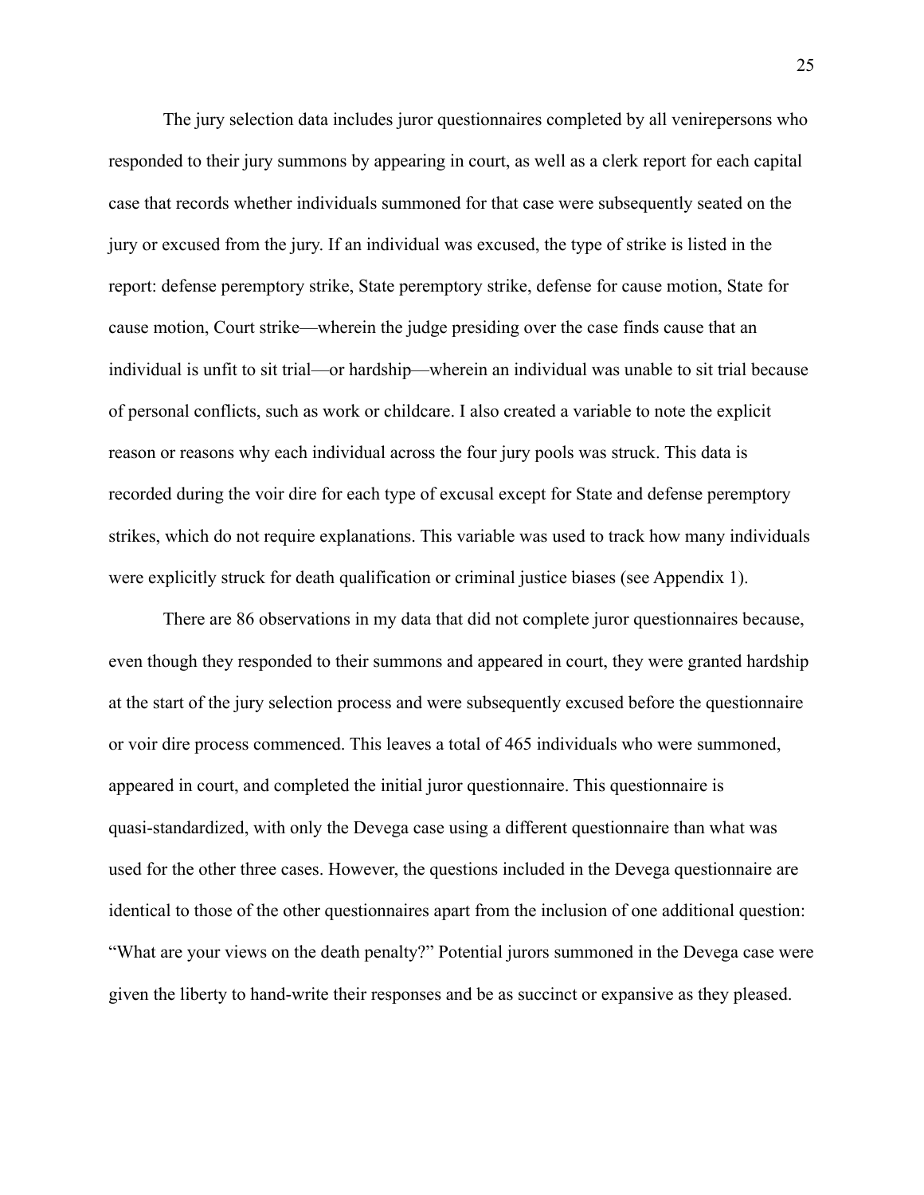The jury selection data includes juror questionnaires completed by all venirepersons who responded to their jury summons by appearing in court, as well as a clerk report for each capital case that records whether individuals summoned for that case were subsequently seated on the jury or excused from the jury. If an individual was excused, the type of strike is listed in the report: defense peremptory strike, State peremptory strike, defense for cause motion, State for cause motion, Court strike—wherein the judge presiding over the case finds cause that an individual is unfit to sit trial—or hardship—wherein an individual was unable to sit trial because of personal conflicts, such as work or childcare. I also created a variable to note the explicit reason or reasons why each individual across the four jury pools was struck. This data is recorded during the voir dire for each type of excusal except for State and defense peremptory strikes, which do not require explanations. This variable was used to track how many individuals were explicitly struck for death qualification or criminal justice biases (see Appendix 1).

There are 86 observations in my data that did not complete juror questionnaires because, even though they responded to their summons and appeared in court, they were granted hardship at the start of the jury selection process and were subsequently excused before the questionnaire or voir dire process commenced. This leaves a total of 465 individuals who were summoned, appeared in court, and completed the initial juror questionnaire. This questionnaire is quasi-standardized, with only the Devega case using a different questionnaire than what was used for the other three cases. However, the questions included in the Devega questionnaire are identical to those of the other questionnaires apart from the inclusion of one additional question: "What are your views on the death penalty?" Potential jurors summoned in the Devega case were given the liberty to hand-write their responses and be as succinct or expansive as they pleased.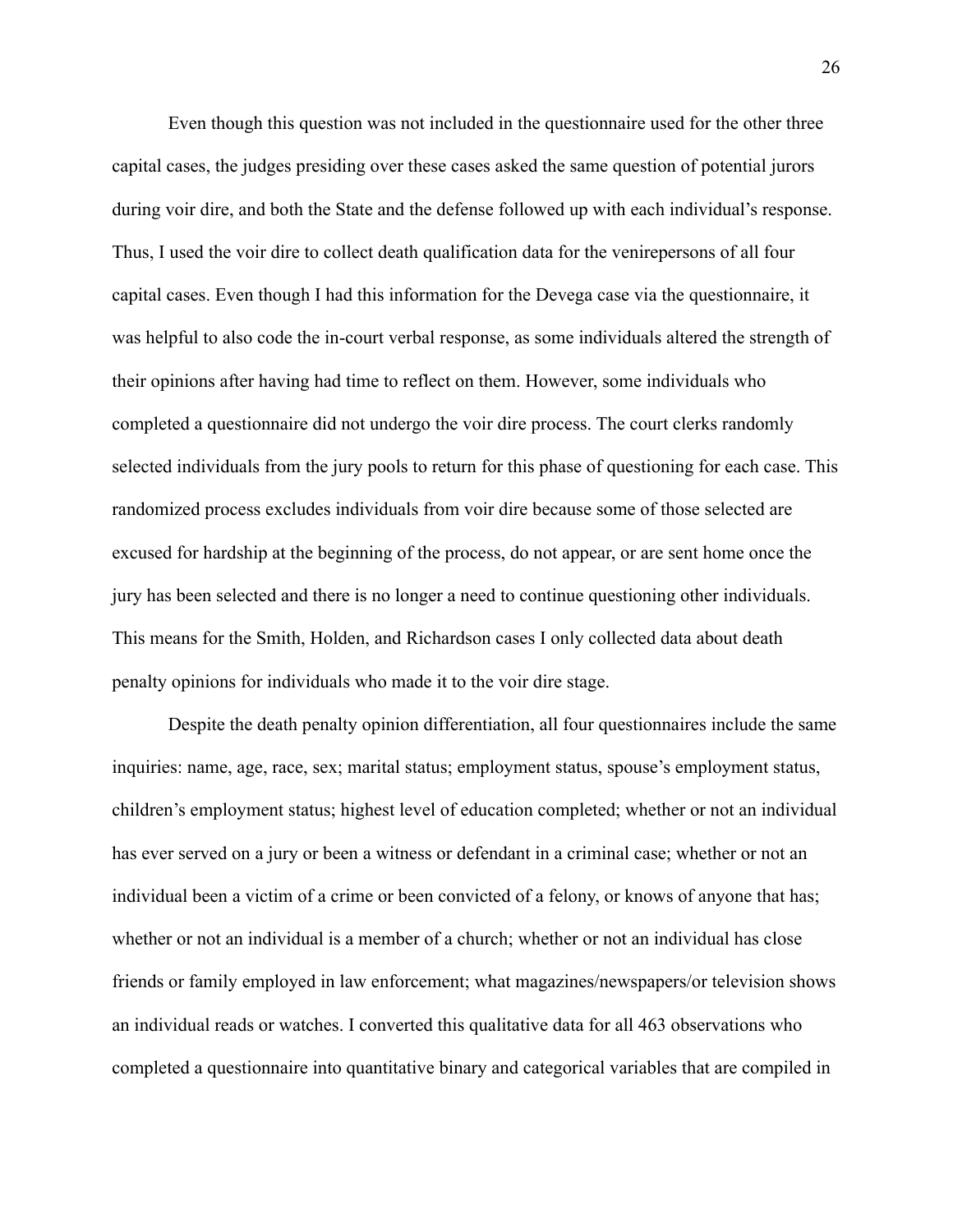Even though this question was not included in the questionnaire used for the other three capital cases, the judges presiding over these cases asked the same question of potential jurors during voir dire, and both the State and the defense followed up with each individual's response. Thus, I used the voir dire to collect death qualification data for the venirepersons of all four capital cases. Even though I had this information for the Devega case via the questionnaire, it was helpful to also code the in-court verbal response, as some individuals altered the strength of their opinions after having had time to reflect on them. However, some individuals who completed a questionnaire did not undergo the voir dire process. The court clerks randomly selected individuals from the jury pools to return for this phase of questioning for each case. This randomized process excludes individuals from voir dire because some of those selected are excused for hardship at the beginning of the process, do not appear, or are sent home once the jury has been selected and there is no longer a need to continue questioning other individuals. This means for the Smith, Holden, and Richardson cases I only collected data about death penalty opinions for individuals who made it to the voir dire stage.

Despite the death penalty opinion differentiation, all four questionnaires include the same inquiries: name, age, race, sex; marital status; employment status, spouse's employment status, children's employment status; highest level of education completed; whether or not an individual has ever served on a jury or been a witness or defendant in a criminal case; whether or not an individual been a victim of a crime or been convicted of a felony, or knows of anyone that has; whether or not an individual is a member of a church; whether or not an individual has close friends or family employed in law enforcement; what magazines/newspapers/or television shows an individual reads or watches. I converted this qualitative data for all 463 observations who completed a questionnaire into quantitative binary and categorical variables that are compiled in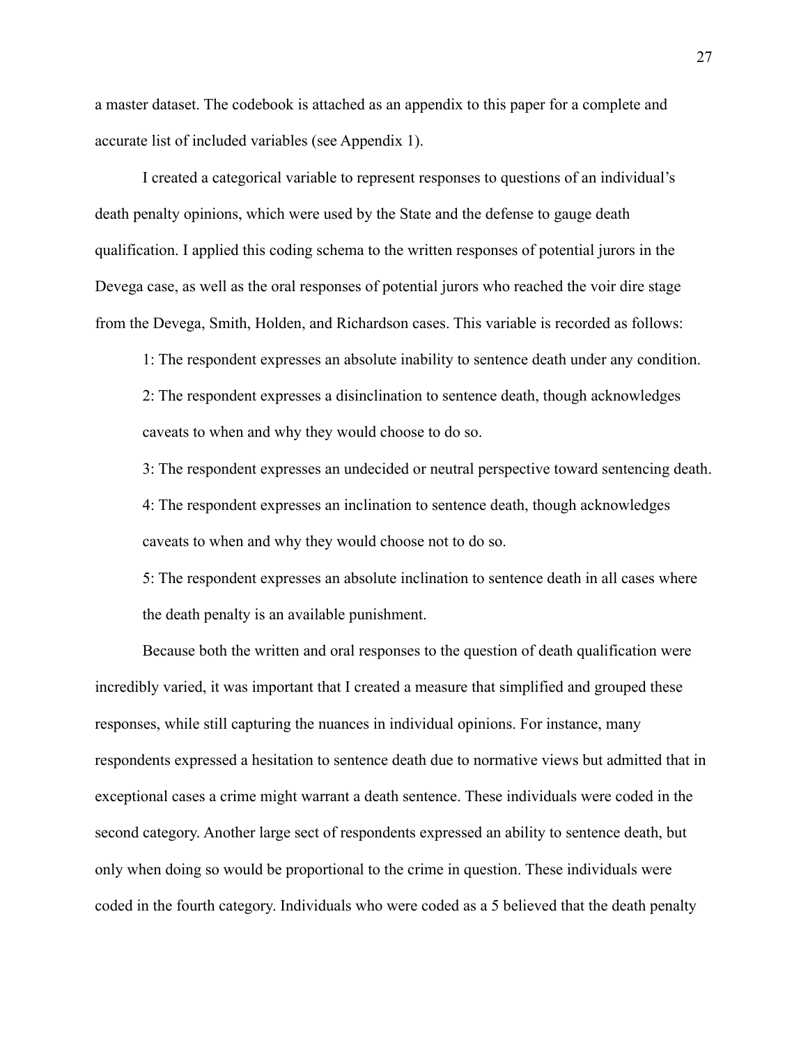a master dataset. The codebook is attached as an appendix to this paper for a complete and accurate list of included variables (see Appendix 1).

I created a categorical variable to represent responses to questions of an individual's death penalty opinions, which were used by the State and the defense to gauge death qualification. I applied this coding schema to the written responses of potential jurors in the Devega case, as well as the oral responses of potential jurors who reached the voir dire stage from the Devega, Smith, Holden, and Richardson cases. This variable is recorded as follows:

1: The respondent expresses an absolute inability to sentence death under any condition.

2: The respondent expresses a disinclination to sentence death, though acknowledges caveats to when and why they would choose to do so.

3: The respondent expresses an undecided or neutral perspective toward sentencing death.

4: The respondent expresses an inclination to sentence death, though acknowledges caveats to when and why they would choose not to do so.

5: The respondent expresses an absolute inclination to sentence death in all cases where the death penalty is an available punishment.

Because both the written and oral responses to the question of death qualification were incredibly varied, it was important that I created a measure that simplified and grouped these responses, while still capturing the nuances in individual opinions. For instance, many respondents expressed a hesitation to sentence death due to normative views but admitted that in exceptional cases a crime might warrant a death sentence. These individuals were coded in the second category. Another large sect of respondents expressed an ability to sentence death, but only when doing so would be proportional to the crime in question. These individuals were coded in the fourth category. Individuals who were coded as a 5 believed that the death penalty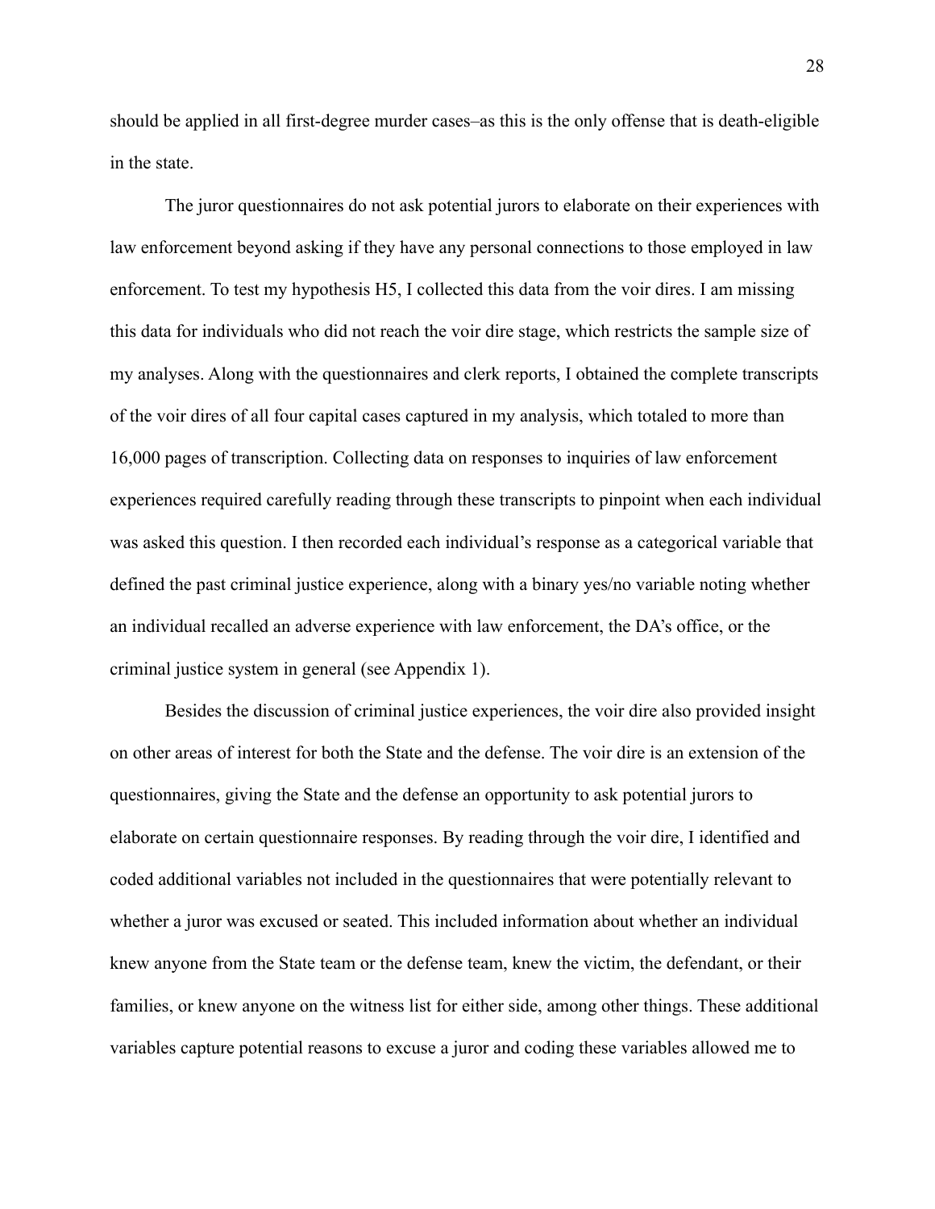should be applied in all first-degree murder cases–as this is the only offense that is death-eligible in the state.

The juror questionnaires do not ask potential jurors to elaborate on their experiences with law enforcement beyond asking if they have any personal connections to those employed in law enforcement. To test my hypothesis H5, I collected this data from the voir dires. I am missing this data for individuals who did not reach the voir dire stage, which restricts the sample size of my analyses. Along with the questionnaires and clerk reports, I obtained the complete transcripts of the voir dires of all four capital cases captured in my analysis, which totaled to more than 16,000 pages of transcription. Collecting data on responses to inquiries of law enforcement experiences required carefully reading through these transcripts to pinpoint when each individual was asked this question. I then recorded each individual's response as a categorical variable that defined the past criminal justice experience, along with a binary yes/no variable noting whether an individual recalled an adverse experience with law enforcement, the DA's office, or the criminal justice system in general (see Appendix 1).

Besides the discussion of criminal justice experiences, the voir dire also provided insight on other areas of interest for both the State and the defense. The voir dire is an extension of the questionnaires, giving the State and the defense an opportunity to ask potential jurors to elaborate on certain questionnaire responses. By reading through the voir dire, I identified and coded additional variables not included in the questionnaires that were potentially relevant to whether a juror was excused or seated. This included information about whether an individual knew anyone from the State team or the defense team, knew the victim, the defendant, or their families, or knew anyone on the witness list for either side, among other things. These additional variables capture potential reasons to excuse a juror and coding these variables allowed me to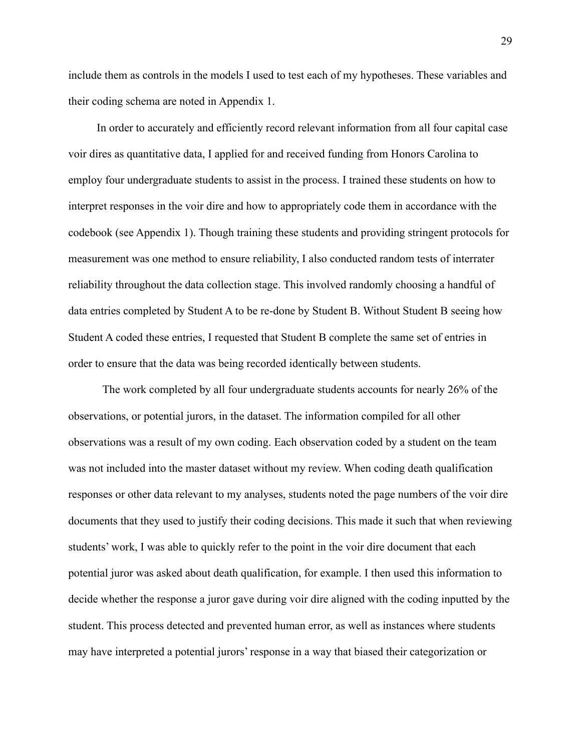include them as controls in the models I used to test each of my hypotheses. These variables and their coding schema are noted in Appendix 1.

In order to accurately and efficiently record relevant information from all four capital case voir dires as quantitative data, I applied for and received funding from Honors Carolina to employ four undergraduate students to assist in the process. I trained these students on how to interpret responses in the voir dire and how to appropriately code them in accordance with the codebook (see Appendix 1). Though training these students and providing stringent protocols for measurement was one method to ensure reliability, I also conducted random tests of interrater reliability throughout the data collection stage. This involved randomly choosing a handful of data entries completed by Student A to be re-done by Student B. Without Student B seeing how Student A coded these entries, I requested that Student B complete the same set of entries in order to ensure that the data was being recorded identically between students.

The work completed by all four undergraduate students accounts for nearly 26% of the observations, or potential jurors, in the dataset. The information compiled for all other observations was a result of my own coding. Each observation coded by a student on the team was not included into the master dataset without my review. When coding death qualification responses or other data relevant to my analyses, students noted the page numbers of the voir dire documents that they used to justify their coding decisions. This made it such that when reviewing students' work, I was able to quickly refer to the point in the voir dire document that each potential juror was asked about death qualification, for example. I then used this information to decide whether the response a juror gave during voir dire aligned with the coding inputted by the student. This process detected and prevented human error, as well as instances where students may have interpreted a potential jurors' response in a way that biased their categorization or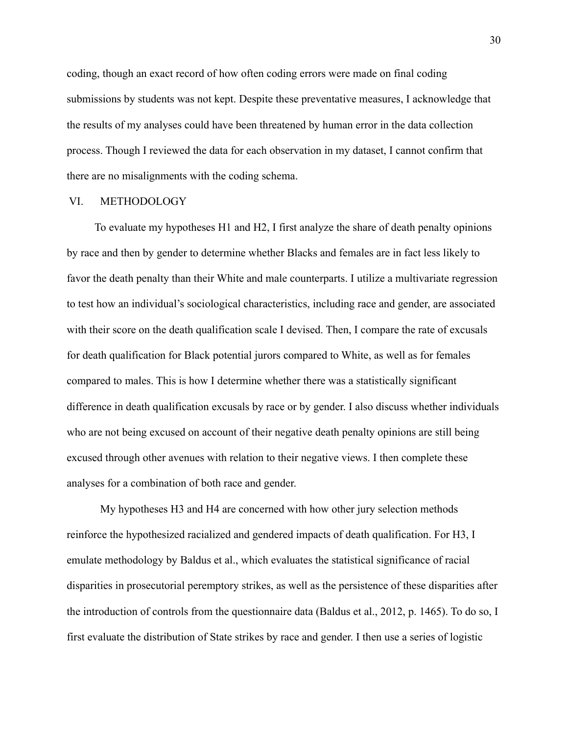coding, though an exact record of how often coding errors were made on final coding submissions by students was not kept. Despite these preventative measures, I acknowledge that the results of my analyses could have been threatened by human error in the data collection process. Though I reviewed the data for each observation in my dataset, I cannot confirm that there are no misalignments with the coding schema.

## VI. METHODOLOGY

To evaluate my hypotheses H1 and H2, I first analyze the share of death penalty opinions by race and then by gender to determine whether Blacks and females are in fact less likely to favor the death penalty than their White and male counterparts. I utilize a multivariate regression to test how an individual's sociological characteristics, including race and gender, are associated with their score on the death qualification scale I devised. Then, I compare the rate of excusals for death qualification for Black potential jurors compared to White, as well as for females compared to males. This is how I determine whether there was a statistically significant difference in death qualification excusals by race or by gender. I also discuss whether individuals who are not being excused on account of their negative death penalty opinions are still being excused through other avenues with relation to their negative views. I then complete these analyses for a combination of both race and gender.

My hypotheses H3 and H4 are concerned with how other jury selection methods reinforce the hypothesized racialized and gendered impacts of death qualification. For H3, I emulate methodology by Baldus et al., which evaluates the statistical significance of racial disparities in prosecutorial peremptory strikes, as well as the persistence of these disparities after the introduction of controls from the questionnaire data (Baldus et al., 2012, p. 1465). To do so, I first evaluate the distribution of State strikes by race and gender. I then use a series of logistic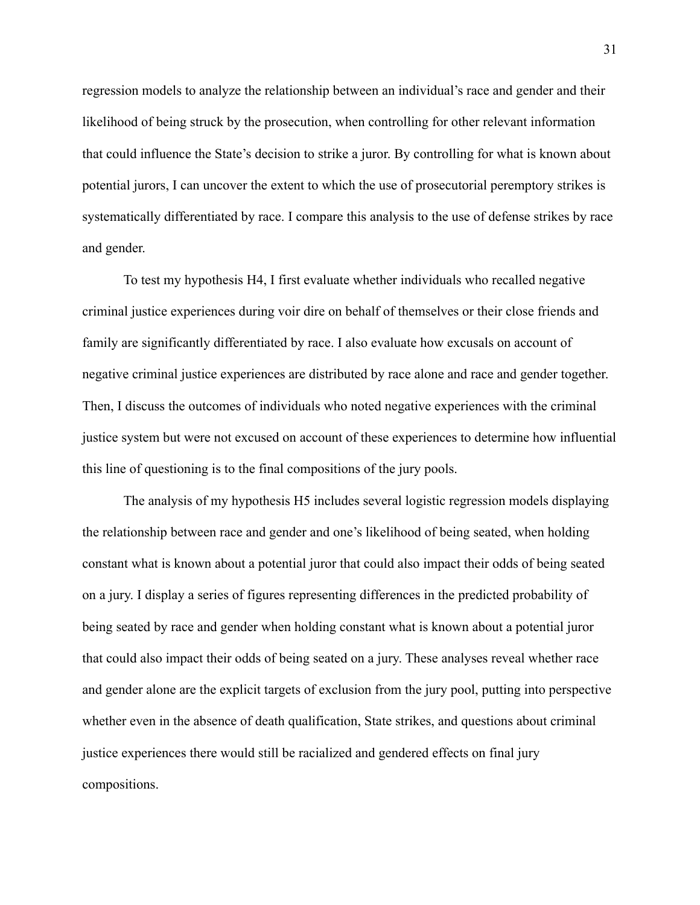regression models to analyze the relationship between an individual's race and gender and their likelihood of being struck by the prosecution, when controlling for other relevant information that could influence the State's decision to strike a juror. By controlling for what is known about potential jurors, I can uncover the extent to which the use of prosecutorial peremptory strikes is systematically differentiated by race. I compare this analysis to the use of defense strikes by race and gender.

To test my hypothesis H4, I first evaluate whether individuals who recalled negative criminal justice experiences during voir dire on behalf of themselves or their close friends and family are significantly differentiated by race. I also evaluate how excusals on account of negative criminal justice experiences are distributed by race alone and race and gender together. Then, I discuss the outcomes of individuals who noted negative experiences with the criminal justice system but were not excused on account of these experiences to determine how influential this line of questioning is to the final compositions of the jury pools.

The analysis of my hypothesis H5 includes several logistic regression models displaying the relationship between race and gender and one's likelihood of being seated, when holding constant what is known about a potential juror that could also impact their odds of being seated on a jury. I display a series of figures representing differences in the predicted probability of being seated by race and gender when holding constant what is known about a potential juror that could also impact their odds of being seated on a jury. These analyses reveal whether race and gender alone are the explicit targets of exclusion from the jury pool, putting into perspective whether even in the absence of death qualification, State strikes, and questions about criminal justice experiences there would still be racialized and gendered effects on final jury compositions.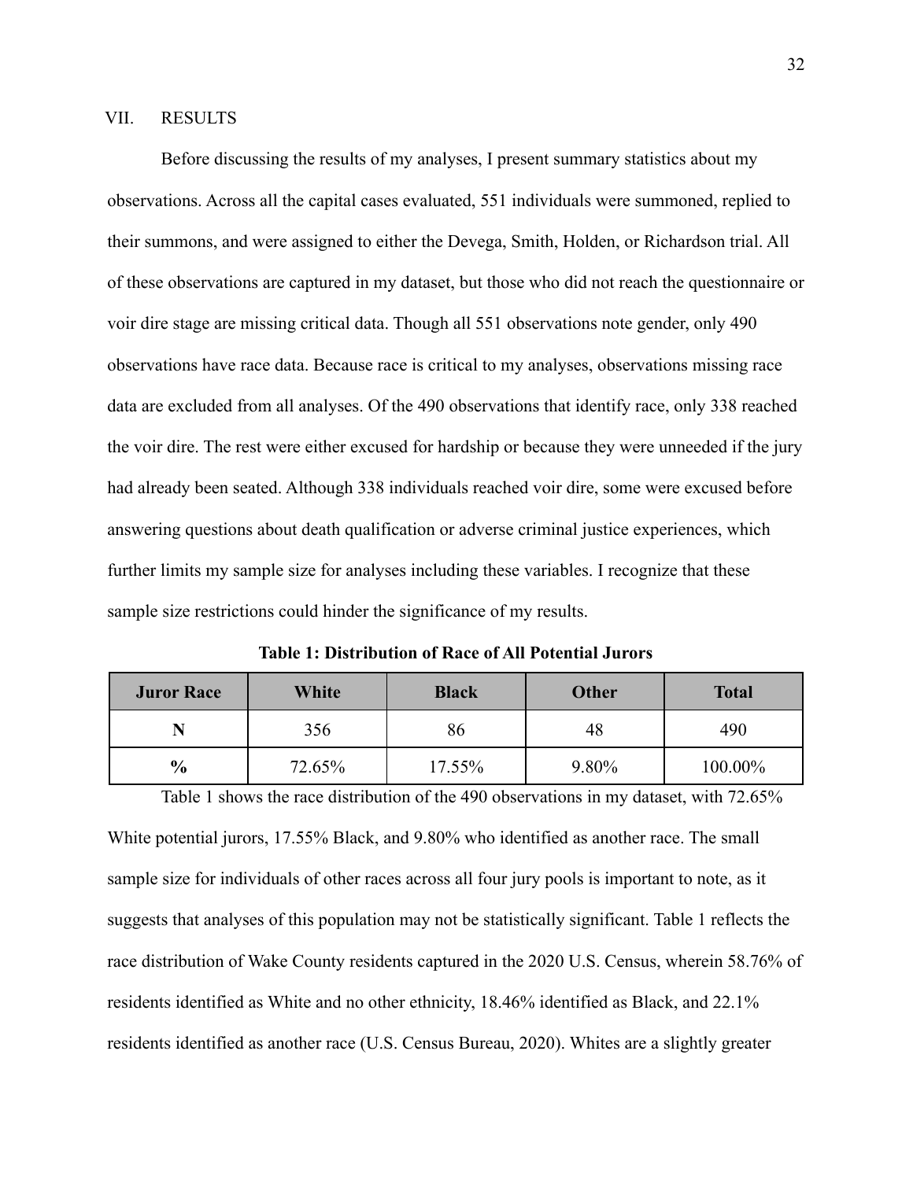## VII. RESULTS

Before discussing the results of my analyses, I present summary statistics about my observations. Across all the capital cases evaluated, 551 individuals were summoned, replied to their summons, and were assigned to either the Devega, Smith, Holden, or Richardson trial. All of these observations are captured in my dataset, but those who did not reach the questionnaire or voir dire stage are missing critical data. Though all 551 observations note gender, only 490 observations have race data. Because race is critical to my analyses, observations missing race data are excluded from all analyses. Of the 490 observations that identify race, only 338 reached the voir dire. The rest were either excused for hardship or because they were unneeded if the jury had already been seated. Although 338 individuals reached voir dire, some were excused before answering questions about death qualification or adverse criminal justice experiences, which further limits my sample size for analyses including these variables. I recognize that these sample size restrictions could hinder the significance of my results.

**Table 1: Distribution of Race of All Potential Jurors**

| Juror Race | White | Black | Other | Total |
|---|---|---|---|---|
| **N** | 356 | 86 | 48 | 490 |
| **%** | 72.65% | 17.55% | 9.80% | 100.00% |

Table 1 shows the race distribution of the 490 observations in my dataset, with 72.65% White potential jurors, 17.55% Black, and 9.80% who identified as another race. The small sample size for individuals of other races across all four jury pools is important to note, as it suggests that analyses of this population may not be statistically significant. Table 1 reflects the race distribution of Wake County residents captured in the 2020 U.S. Census, wherein 58.76% of residents identified as White and no other ethnicity, 18.46% identified as Black, and 22.1% residents identified as another race (U.S. Census Bureau, 2020). Whites are a slightly greater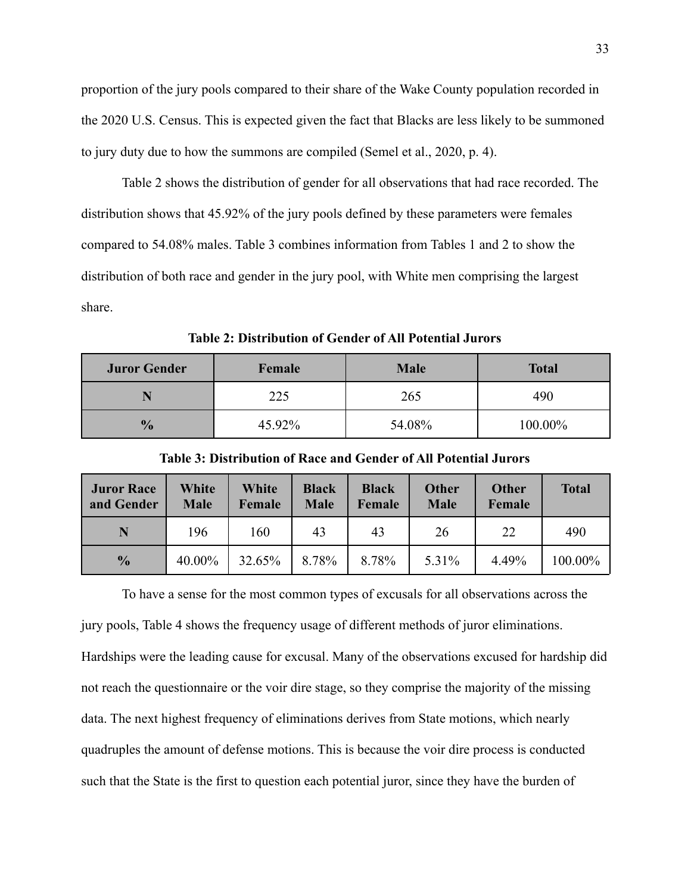proportion of the jury pools compared to their share of the Wake County population recorded in the 2020 U.S. Census. This is expected given the fact that Blacks are less likely to be summoned to jury duty due to how the summons are compiled (Semel et al., 2020, p. 4).

Table 2 shows the distribution of gender for all observations that had race recorded. The distribution shows that 45.92% of the jury pools defined by these parameters were females compared to 54.08% males. Table 3 combines information from Tables 1 and 2 to show the distribution of both race and gender in the jury pool, with White men comprising the largest share.

**Table 2: Distribution of Gender of All Potential Jurors**

| Juror Gender | Female | Male | Total |
|---|---|---|---|
| **N** | 225 | 265 | 490 |
| **%** | 45.92% | 54.08% | 100.00% |

**Table 3: Distribution of Race and Gender of All Potential Jurors**

| Juror Race and Gender | White Male | White Female | Black Male | Black Female | Other Male | Other Female | Total |
|---|---|---|---|---|---|---|---|
| **N** | 196 | 160 | 43 | 43 | 26 | 22 | 490 |
| **%** | 40.00% | 32.65% | 8.78% | 8.78% | 5.31% | 4.49% | 100.00% |

To have a sense for the most common types of excusals for all observations across the jury pools, Table 4 shows the frequency usage of different methods of juror eliminations. Hardships were the leading cause for excusal. Many of the observations excused for hardship did not reach the questionnaire or the voir dire stage, so they comprise the majority of the missing data. The next highest frequency of eliminations derives from State motions, which nearly quadruples the amount of defense motions. This is because the voir dire process is conducted such that the State is the first to question each potential juror, since they have the burden of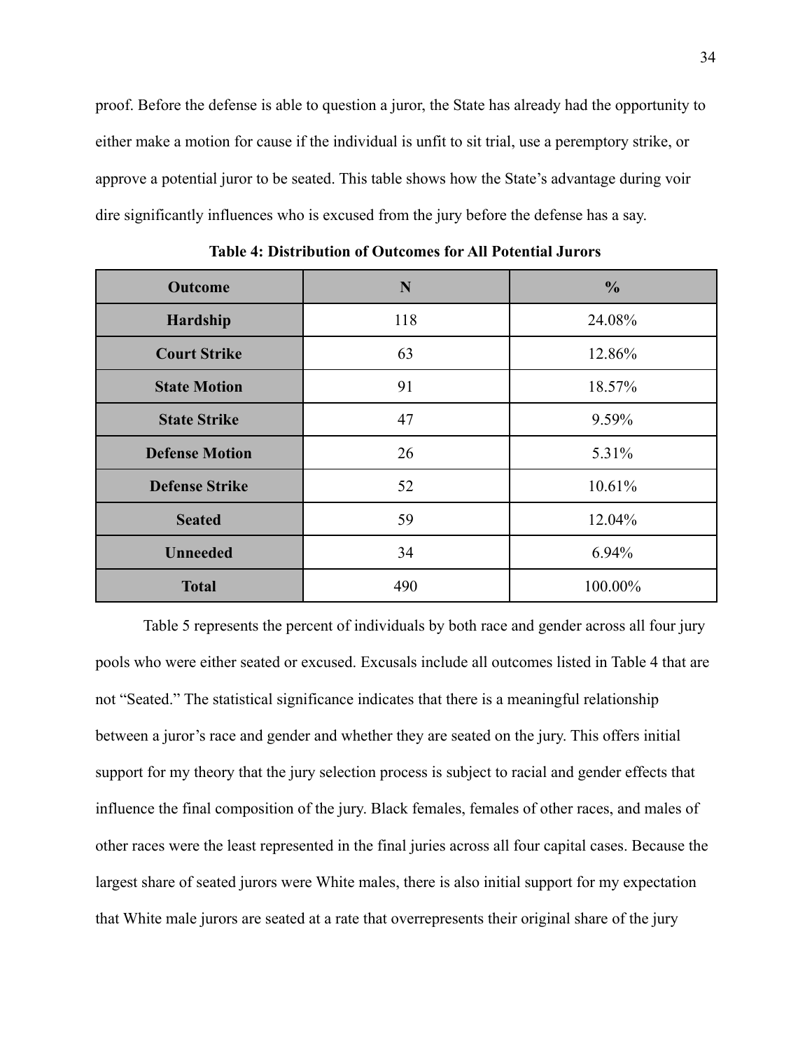proof. Before the defense is able to question a juror, the State has already had the opportunity to either make a motion for cause if the individual is unfit to sit trial, use a peremptory strike, or approve a potential juror to be seated. This table shows how the State's advantage during voir dire significantly influences who is excused from the jury before the defense has a say.

**Table 4: Distribution of Outcomes for All Potential Jurors**

| Outcome | N | % |
|---|---|---|
| **Hardship** | 118 | 24.08% |
| **Court Strike** | 63 | 12.86% |
| **State Motion** | 91 | 18.57% |
| **State Strike** | 47 | 9.59% |
| **Defense Motion** | 26 | 5.31% |
| **Defense Strike** | 52 | 10.61% |
| **Seated** | 59 | 12.04% |
| **Unneeded** | 34 | 6.94% |
| **Total** | 490 | 100.00% |

Table 5 represents the percent of individuals by both race and gender across all four jury pools who were either seated or excused. Excusals include all outcomes listed in Table 4 that are not "Seated." The statistical significance indicates that there is a meaningful relationship between a juror's race and gender and whether they are seated on the jury. This offers initial support for my theory that the jury selection process is subject to racial and gender effects that influence the final composition of the jury. Black females, females of other races, and males of other races were the least represented in the final juries across all four capital cases. Because the largest share of seated jurors were White males, there is also initial support for my expectation that White male jurors are seated at a rate that overrepresents their original share of the jury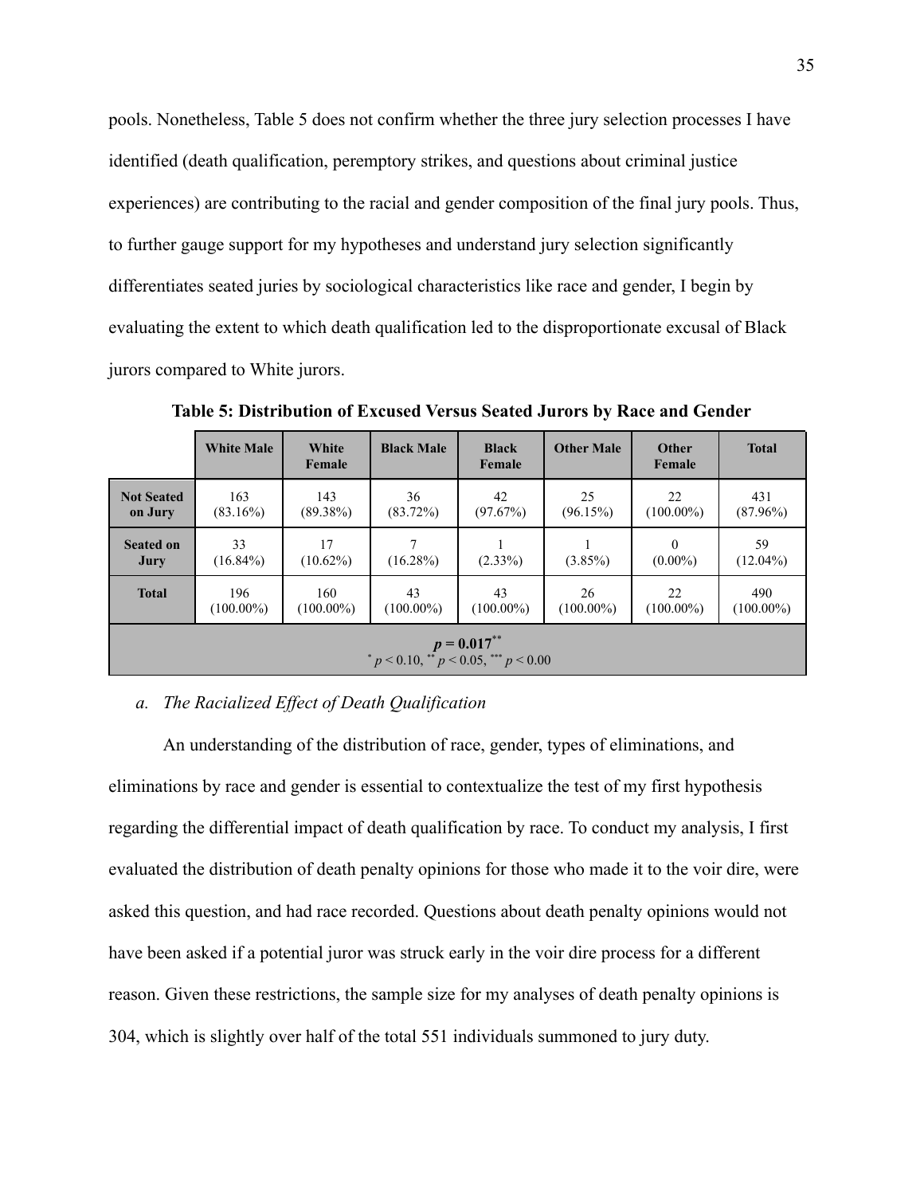pools. Nonetheless, Table 5 does not confirm whether the three jury selection processes I have identified (death qualification, peremptory strikes, and questions about criminal justice experiences) are contributing to the racial and gender composition of the final jury pools. Thus, to further gauge support for my hypotheses and understand jury selection significantly differentiates seated juries by sociological characteristics like race and gender, I begin by evaluating the extent to which death qualification led to the disproportionate excusal of Black jurors compared to White jurors.

**Table 5: Distribution of Excused Versus Seated Jurors by Race and Gender**

| | White Male | White Female | Black Male | Black Female | Other Male | Other Female | Total |
|---|---|---|---|---|---|---|---|
| **Not Seated on Jury** | 163 (83.16%) | 143 (89.38%) | 36 (83.72%) | 42 (97.67%) | 25 (96.15%) | 22 (100.00%) | 431 (87.96%) |
| **Seated on Jury** | 33 (16.84%) | 17 (10.62%) | 7 (16.28%) | 1 (2.33%) | 1 (3.85%) | 0 (0.00%) | 59 (12.04%) |
| **Total** | 196 (100.00%) | 160 (100.00%) | 43 (100.00%) | 43 (100.00%) | 26 (100.00%) | 22 (100.00%) | 490 (100.00%) |
| $p = 0.017^{**}$ <br> $^{*}p < 0.10$, $^{**}p < 0.05$, $^{***}p < 0.00$ | | | | | | | |

a. *The Racialized Effect of Death Qualification*

An understanding of the distribution of race, gender, types of eliminations, and eliminations by race and gender is essential to contextualize the test of my first hypothesis regarding the differential impact of death qualification by race. To conduct my analysis, I first evaluated the distribution of death penalty opinions for those who made it to the voir dire, were asked this question, and had race recorded. Questions about death penalty opinions would not have been asked if a potential juror was struck early in the voir dire process for a different reason. Given these restrictions, the sample size for my analyses of death penalty opinions is 304, which is slightly over half of the total 551 individuals summoned to jury duty.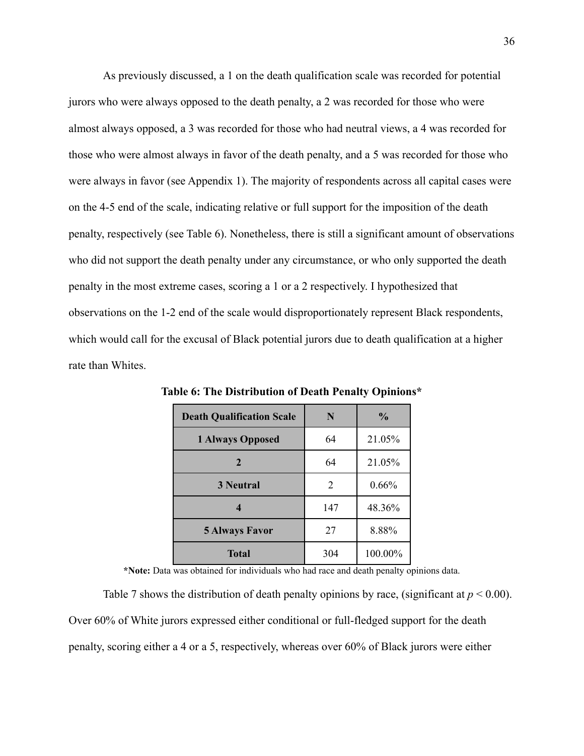As previously discussed, a 1 on the death qualification scale was recorded for potential jurors who were always opposed to the death penalty, a 2 was recorded for those who were almost always opposed, a 3 was recorded for those who had neutral views, a 4 was recorded for those who were almost always in favor of the death penalty, and a 5 was recorded for those who were always in favor (see Appendix 1). The majority of respondents across all capital cases were on the 4-5 end of the scale, indicating relative or full support for the imposition of the death penalty, respectively (see Table 6). Nonetheless, there is still a significant amount of observations who did not support the death penalty under any circumstance, or who only supported the death penalty in the most extreme cases, scoring a 1 or a 2 respectively. I hypothesized that observations on the 1-2 end of the scale would disproportionately represent Black respondents, which would call for the excusal of Black potential jurors due to death qualification at a higher rate than Whites.

**Table 6: The Distribution of Death Penalty Opinions***

| Death Qualification Scale | N | % |
|---|---|---|
| **1 Always Opposed** | 64 | 21.05% |
| **2** | 64 | 21.05% |
| **3 Neutral** | 2 | 0.66% |
| **4** | 147 | 48.36% |
| **5 Always Favor** | 27 | 8.88% |
| **Total** | 304 | 100.00% |

***Note:** Data was obtained for individuals who had race and death penalty opinions data.

Table 7 shows the distribution of death penalty opinions by race, (significant at $p < 0.00$). Over 60% of White jurors expressed either conditional or full-fledged support for the death penalty, scoring either a 4 or a 5, respectively, whereas over 60% of Black jurors were either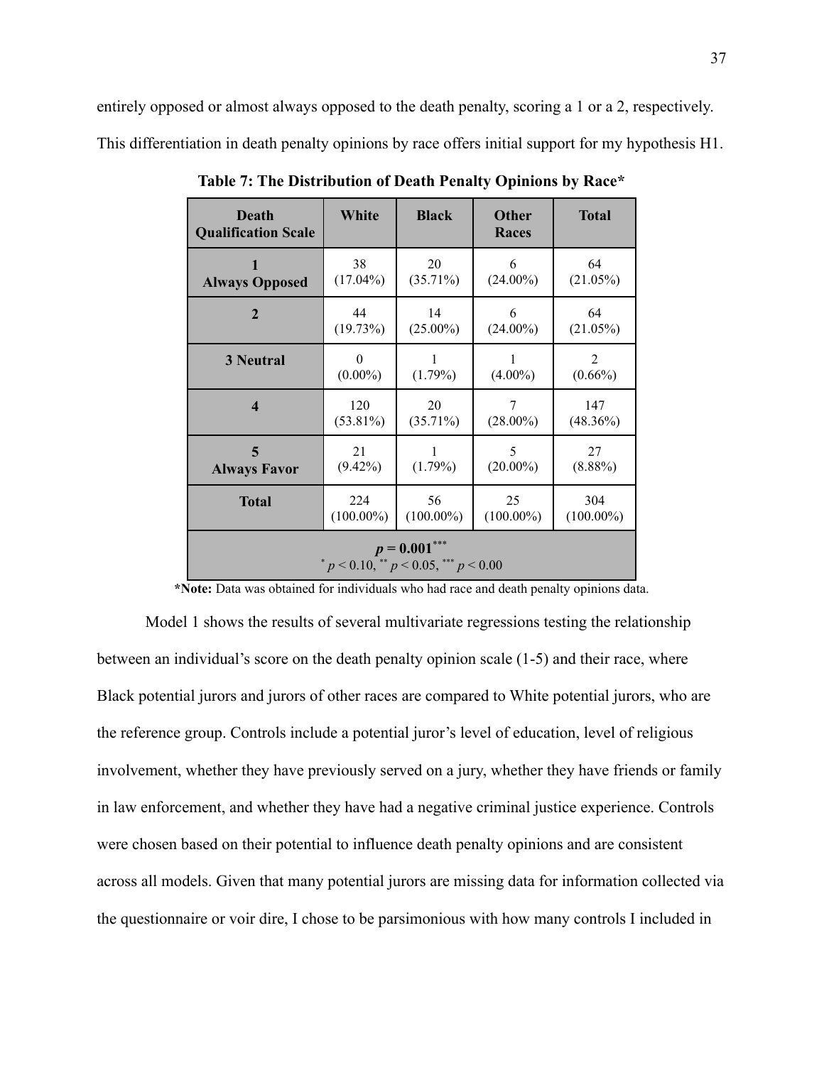entirely opposed or almost always opposed to the death penalty, scoring a 1 or a 2, respectively. This differentiation in death penalty opinions by race offers initial support for my hypothesis H1.

**Table 7: The Distribution of Death Penalty Opinions by Race***

| Death Qualification Scale | White | Black | Other Races | Total |
|---|---|---|---|---|
| **1 Always Opposed** | 38 (17.04%) | 20 (35.71%) | 6 (24.00%) | 64 (21.05%) |
| **2** | 44 (19.73%) | 14 (25.00%) | 6 (24.00%) | 64 (21.05%) |
| **3 Neutral** | 0 (0.00%) | 1 (1.79%) | 1 (4.00%) | 2 (0.66%) |
| **4** | 120 (53.81%) | 20 (35.71%) | 7 (28.00%) | 147 (48.36%) |
| **5 Always Favor** | 21 (9.42%) | 1 (1.79%) | 5 (20.00%) | 27 (8.88%) |
| **Total** | 224 (100.00%) | 56 (100.00%) | 25 (100.00%) | 304 (100.00%) |
| $p = 0.001^{***}$ <br> $^{*} p < 0.10$, $^{**} p < 0.05$, $^{***} p < 0.00$ | | | | |

***Note:** Data was obtained for individuals who had race and death penalty opinions data.

Model 1 shows the results of several multivariate regressions testing the relationship between an individual's score on the death penalty opinion scale (1-5) and their race, where Black potential jurors and jurors of other races are compared to White potential jurors, who are the reference group. Controls include a potential juror's level of education, level of religious involvement, whether they have previously served on a jury, whether they have friends or family in law enforcement, and whether they have had a negative criminal justice experience. Controls were chosen based on their potential to influence death penalty opinions and are consistent across all models. Given that many potential jurors are missing data for information collected via the questionnaire or voir dire, I chose to be parsimonious with how many controls I included in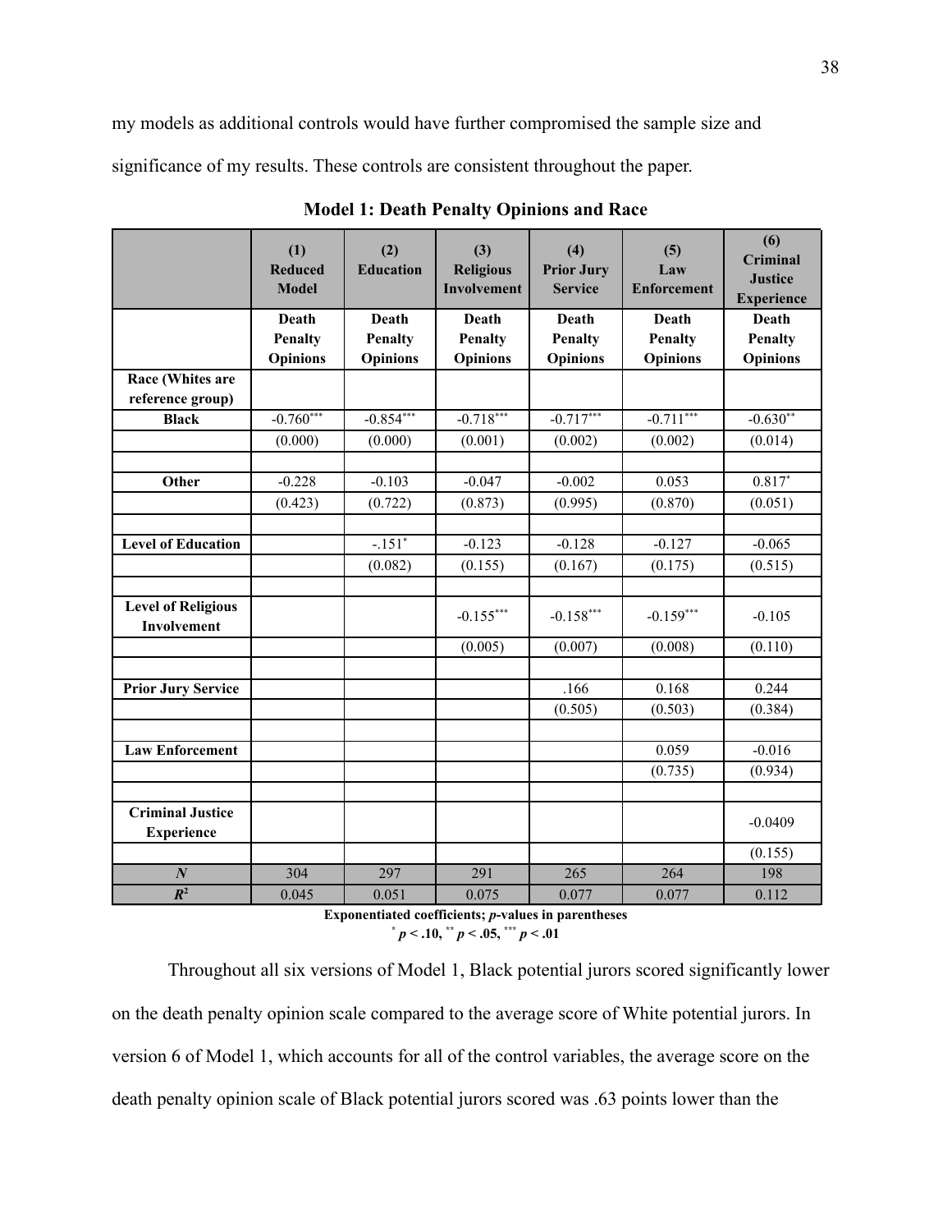my models as additional controls would have further compromised the sample size and significance of my results. These controls are consistent throughout the paper.

**Model 1: Death Penalty Opinions and Race**

| | (1) Reduced Model | (2) Education | (3) Religious Involvement | (4) Prior Jury Service | (5) Law Enforcement | (6) Criminal Justice Experience |
|---|---|---|---|---|---|---|
| | Death Penalty Opinions | Death Penalty Opinions | Death Penalty Opinions | Death Penalty Opinions | Death Penalty Opinions | Death Penalty Opinions |
| **Race (Whites are reference group)** | | | | | | |
| **Black** | -0.760*** | -0.854*** | -0.718*** | -0.717*** | -0.711*** | -0.630** |
| | (0.000) | (0.000) | (0.001) | (0.002) | (0.002) | (0.014) |
| | | | | | | |
| **Other** | -0.228 | -0.103 | -0.047 | -0.002 | 0.053 | 0.817* |
| | (0.423) | (0.722) | (0.873) | (0.995) | (0.870) | (0.051) |
| | | | | | | |
| **Level of Education** | | -.151* | -0.123 | -0.128 | -0.127 | -0.065 |
| | | (0.082) | (0.155) | (0.167) | (0.175) | (0.515) |
| | | | | | | |
| **Level of Religious Involvement** | | | -0.155*** | -0.158*** | -0.159*** | -0.105 |
| | | | (0.005) | (0.007) | (0.008) | (0.110) |
| | | | | | | |
| **Prior Jury Service** | | | | .166 | 0.168 | 0.244 |
| | | | | (0.505) | (0.503) | (0.384) |
| | | | | | | |
| **Law Enforcement** | | | | | 0.059 | -0.016 |
| | | | | | (0.735) | (0.934) |
| | | | | | | |
| **Criminal Justice Experience** | | | | | | -0.0409 |
| | | | | | | (0.155) |
| ***N*** | 304 | 297 | 291 | 265 | 264 | 198 |
| $R^2$ | 0.045 | 0.051 | 0.075 | 0.077 | 0.077 | 0.112 |

**Exponentiated coefficients; *p*-values in parentheses**
**\* $p < .10$, \*\* $p < .05$, \*\*\* $p < .01$**

Throughout all six versions of Model 1, Black potential jurors scored significantly lower on the death penalty opinion scale compared to the average score of White potential jurors. In version 6 of Model 1, which accounts for all of the control variables, the average score on the death penalty opinion scale of Black potential jurors scored was .63 points lower than the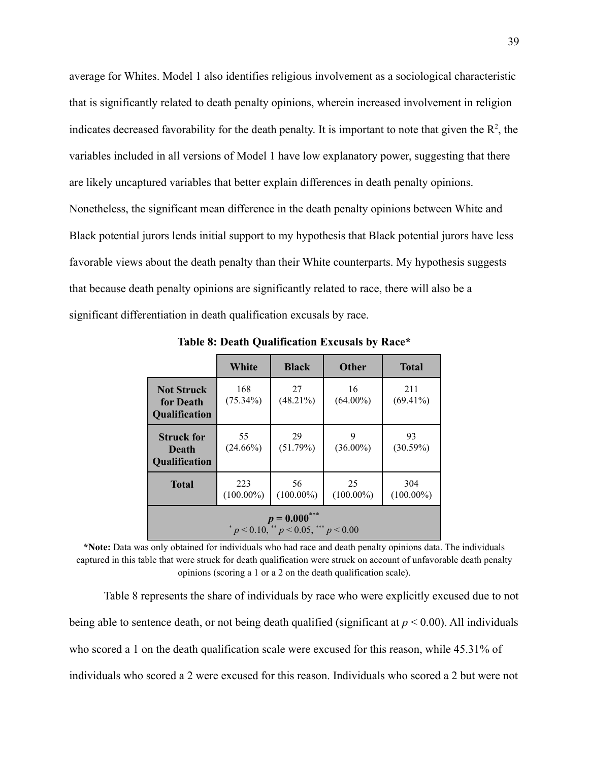average for Whites. Model 1 also identifies religious involvement as a sociological characteristic that is significantly related to death penalty opinions, wherein increased involvement in religion indicates decreased favorability for the death penalty. It is important to note that given the $R^2$, the variables included in all versions of Model 1 have low explanatory power, suggesting that there are likely uncaptured variables that better explain differences in death penalty opinions. Nonetheless, the significant mean difference in the death penalty opinions between White and Black potential jurors lends initial support to my hypothesis that Black potential jurors have less favorable views about the death penalty than their White counterparts. My hypothesis suggests that because death penalty opinions are significantly related to race, there will also be a significant differentiation in death qualification excusals by race.

**Table 8: Death Qualification Excusals by Race***

| | **White** | **Black** | **Other** | **Total** |
|---|---|---|---|---|
| **Not Struck for Death Qualification** | 168 (75.34%) | 27 (48.21%) | 16 (64.00%) | 211 (69.41%) |
| **Struck for Death Qualification** | 55 (24.66%) | 29 (51.79%) | 9 (36.00%) | 93 (30.59%) |
| **Total** | 223 (100.00%) | 56 (100.00%) | 25 (100.00%) | 304 (100.00%) |
| **$p = 0.000^{***}$** $^{*} p < 0.10$, $^{**} p < 0.05$, $^{***} p < 0.00$ | | | | |

***Note:** Data was only obtained for individuals who had race and death penalty opinions data. The individuals captured in this table that were struck for death qualification were struck on account of unfavorable death penalty opinions (scoring a 1 or a 2 on the death qualification scale).

Table 8 represents the share of individuals by race who were explicitly excused due to not being able to sentence death, or not being death qualified (significant at $p < 0.00$). All individuals who scored a 1 on the death qualification scale were excused for this reason, while 45.31% of individuals who scored a 2 were excused for this reason. Individuals who scored a 2 but were not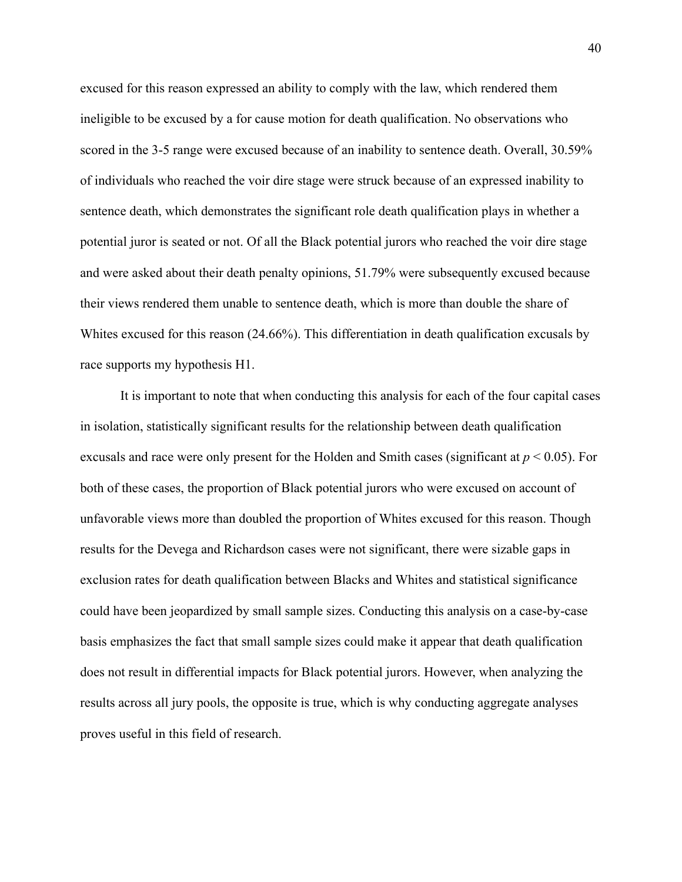excused for this reason expressed an ability to comply with the law, which rendered them ineligible to be excused by a for cause motion for death qualification. No observations who scored in the 3-5 range were excused because of an inability to sentence death. Overall, 30.59% of individuals who reached the voir dire stage were struck because of an expressed inability to sentence death, which demonstrates the significant role death qualification plays in whether a potential juror is seated or not. Of all the Black potential jurors who reached the voir dire stage and were asked about their death penalty opinions, 51.79% were subsequently excused because their views rendered them unable to sentence death, which is more than double the share of Whites excused for this reason (24.66%). This differentiation in death qualification excusals by race supports my hypothesis H1.

It is important to note that when conducting this analysis for each of the four capital cases in isolation, statistically significant results for the relationship between death qualification excusals and race were only present for the Holden and Smith cases (significant at $p < 0.05$). For both of these cases, the proportion of Black potential jurors who were excused on account of unfavorable views more than doubled the proportion of Whites excused for this reason. Though results for the Devega and Richardson cases were not significant, there were sizable gaps in exclusion rates for death qualification between Blacks and Whites and statistical significance could have been jeopardized by small sample sizes. Conducting this analysis on a case-by-case basis emphasizes the fact that small sample sizes could make it appear that death qualification does not result in differential impacts for Black potential jurors. However, when analyzing the results across all jury pools, the opposite is true, which is why conducting aggregate analyses proves useful in this field of research.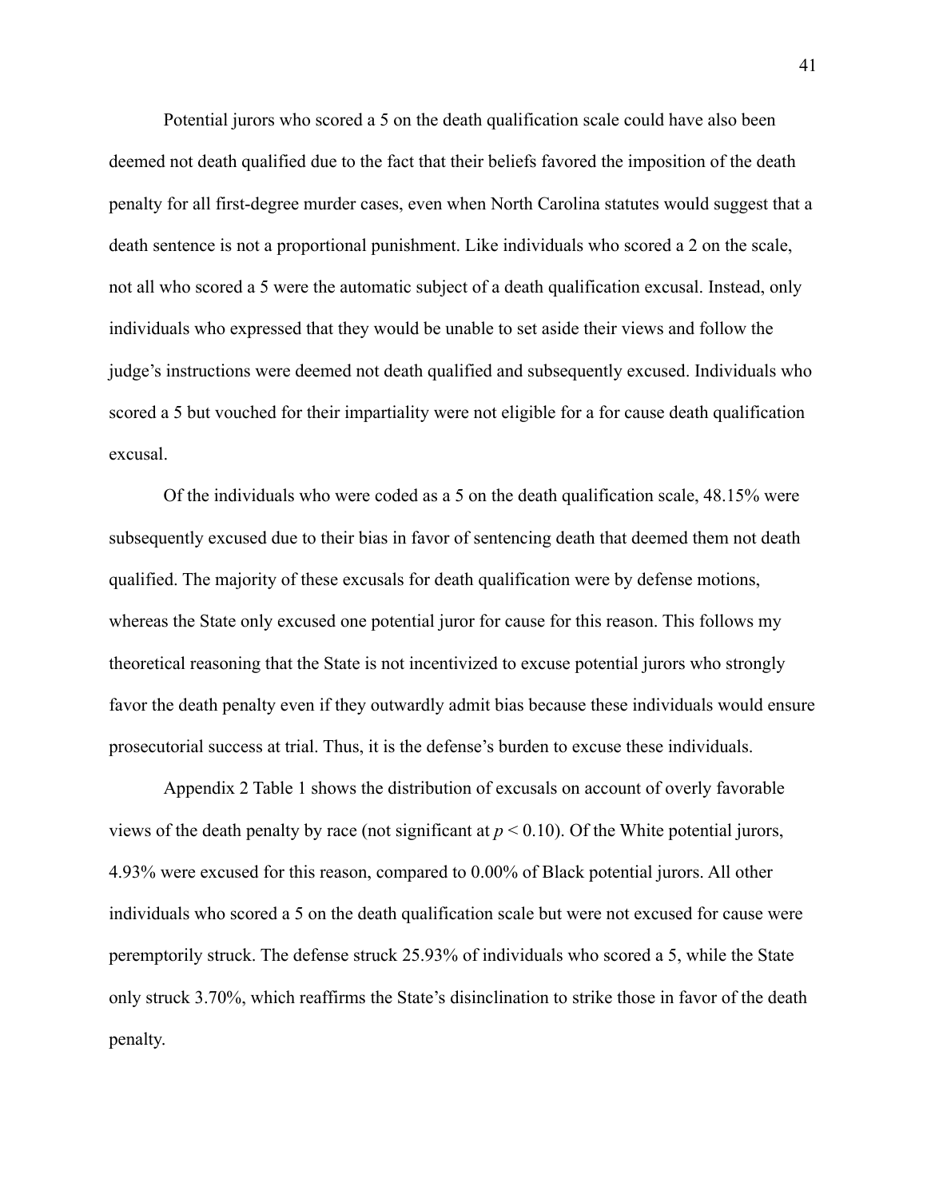Potential jurors who scored a 5 on the death qualification scale could have also been deemed not death qualified due to the fact that their beliefs favored the imposition of the death penalty for all first-degree murder cases, even when North Carolina statutes would suggest that a death sentence is not a proportional punishment. Like individuals who scored a 2 on the scale, not all who scored a 5 were the automatic subject of a death qualification excusal. Instead, only individuals who expressed that they would be unable to set aside their views and follow the judge's instructions were deemed not death qualified and subsequently excused. Individuals who scored a 5 but vouched for their impartiality were not eligible for a for cause death qualification excusal.

Of the individuals who were coded as a 5 on the death qualification scale, 48.15% were subsequently excused due to their bias in favor of sentencing death that deemed them not death qualified. The majority of these excusals for death qualification were by defense motions, whereas the State only excused one potential juror for cause for this reason. This follows my theoretical reasoning that the State is not incentivized to excuse potential jurors who strongly favor the death penalty even if they outwardly admit bias because these individuals would ensure prosecutorial success at trial. Thus, it is the defense's burden to excuse these individuals.

Appendix 2 Table 1 shows the distribution of excusals on account of overly favorable views of the death penalty by race (not significant at $p < 0.10$). Of the White potential jurors, 4.93% were excused for this reason, compared to 0.00% of Black potential jurors. All other individuals who scored a 5 on the death qualification scale but were not excused for cause were peremptorily struck. The defense struck 25.93% of individuals who scored a 5, while the State only struck 3.70%, which reaffirms the State's disinclination to strike those in favor of the death penalty.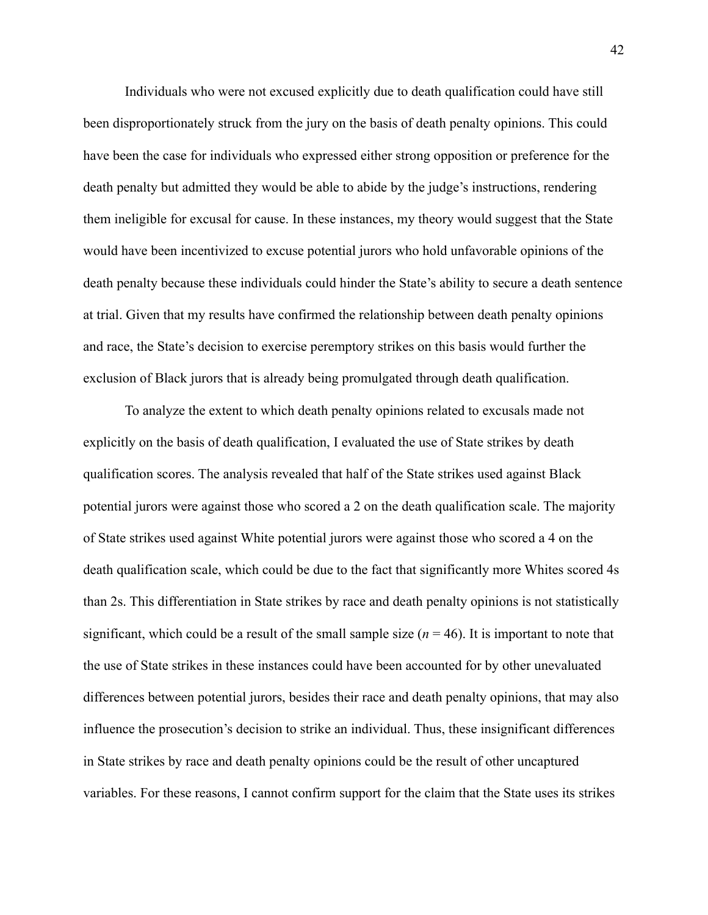Individuals who were not excused explicitly due to death qualification could have still been disproportionately struck from the jury on the basis of death penalty opinions. This could have been the case for individuals who expressed either strong opposition or preference for the death penalty but admitted they would be able to abide by the judge's instructions, rendering them ineligible for excusal for cause. In these instances, my theory would suggest that the State would have been incentivized to excuse potential jurors who hold unfavorable opinions of the death penalty because these individuals could hinder the State's ability to secure a death sentence at trial. Given that my results have confirmed the relationship between death penalty opinions and race, the State's decision to exercise peremptory strikes on this basis would further the exclusion of Black jurors that is already being promulgated through death qualification.

To analyze the extent to which death penalty opinions related to excusals made not explicitly on the basis of death qualification, I evaluated the use of State strikes by death qualification scores. The analysis revealed that half of the State strikes used against Black potential jurors were against those who scored a 2 on the death qualification scale. The majority of State strikes used against White potential jurors were against those who scored a 4 on the death qualification scale, which could be due to the fact that significantly more Whites scored 4s than 2s. This differentiation in State strikes by race and death penalty opinions is not statistically significant, which could be a result of the small sample size ($n = 46$). It is important to note that the use of State strikes in these instances could have been accounted for by other unevaluated differences between potential jurors, besides their race and death penalty opinions, that may also influence the prosecution's decision to strike an individual. Thus, these insignificant differences in State strikes by race and death penalty opinions could be the result of other uncaptured variables. For these reasons, I cannot confirm support for the claim that the State uses its strikes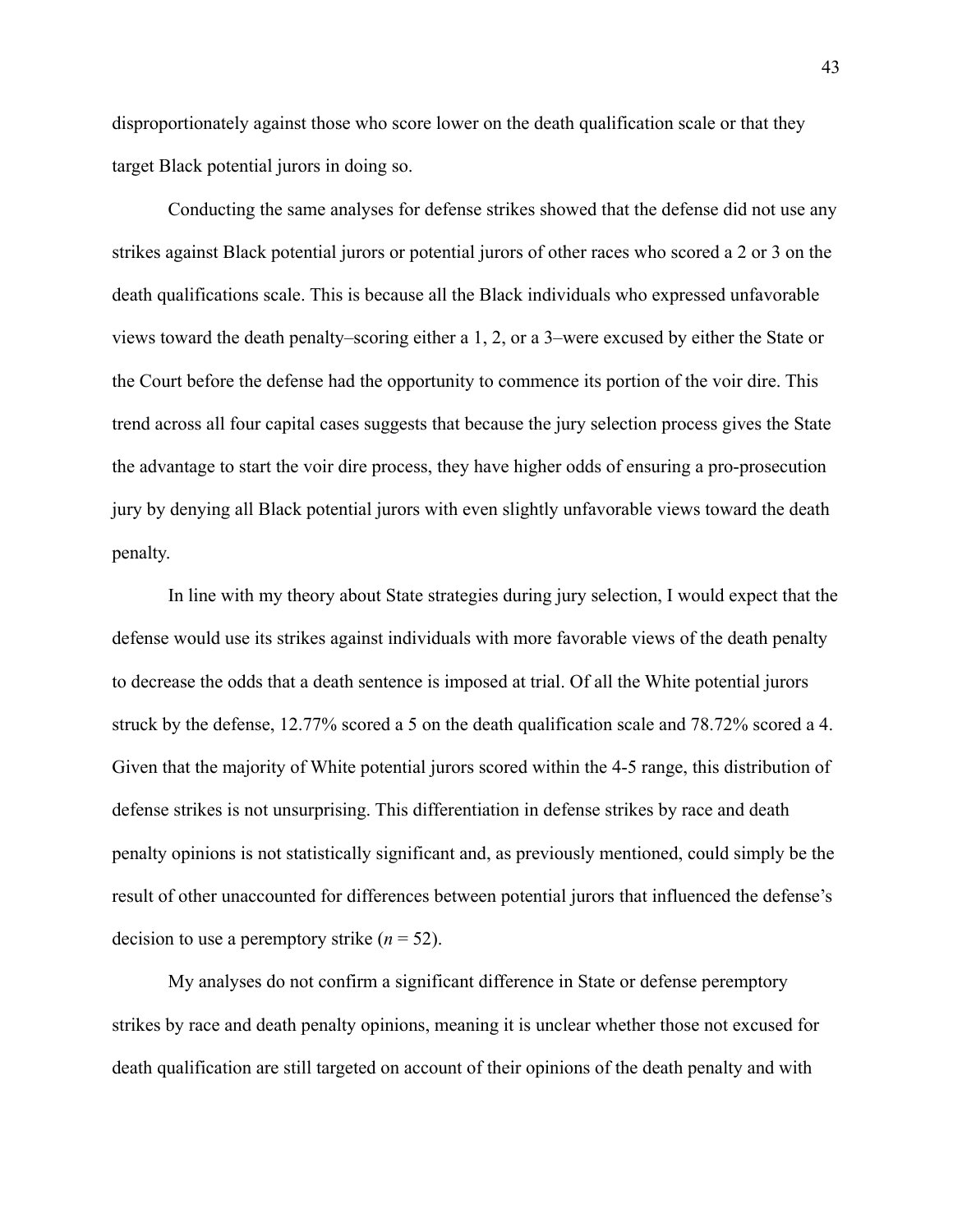disproportionately against those who score lower on the death qualification scale or that they target Black potential jurors in doing so.

Conducting the same analyses for defense strikes showed that the defense did not use any strikes against Black potential jurors or potential jurors of other races who scored a 2 or 3 on the death qualifications scale. This is because all the Black individuals who expressed unfavorable views toward the death penalty–scoring either a 1, 2, or a 3–were excused by either the State or the Court before the defense had the opportunity to commence its portion of the voir dire. This trend across all four capital cases suggests that because the jury selection process gives the State the advantage to start the voir dire process, they have higher odds of ensuring a pro-prosecution jury by denying all Black potential jurors with even slightly unfavorable views toward the death penalty.

In line with my theory about State strategies during jury selection, I would expect that the defense would use its strikes against individuals with more favorable views of the death penalty to decrease the odds that a death sentence is imposed at trial. Of all the White potential jurors struck by the defense, 12.77% scored a 5 on the death qualification scale and 78.72% scored a 4. Given that the majority of White potential jurors scored within the 4-5 range, this distribution of defense strikes is not unsurprising. This differentiation in defense strikes by race and death penalty opinions is not statistically significant and, as previously mentioned, could simply be the result of other unaccounted for differences between potential jurors that influenced the defense's decision to use a peremptory strike ($n = 52$).

My analyses do not confirm a significant difference in State or defense peremptory strikes by race and death penalty opinions, meaning it is unclear whether those not excused for death qualification are still targeted on account of their opinions of the death penalty and with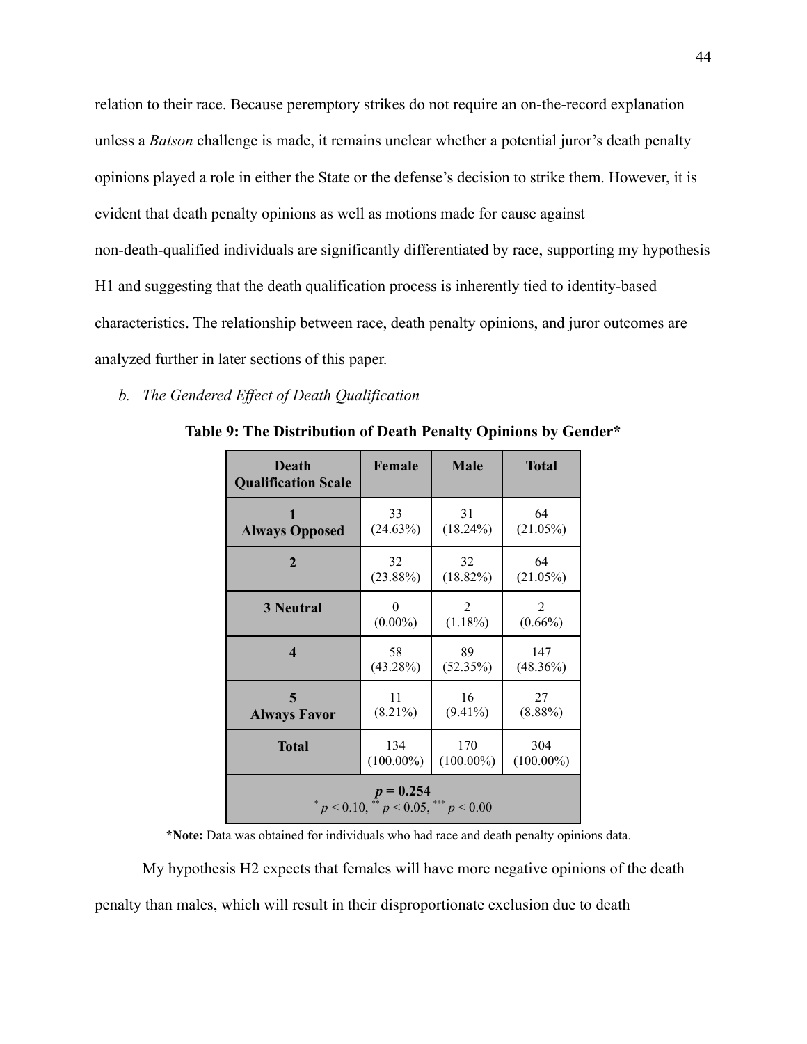relation to their race. Because peremptory strikes do not require an on-the-record explanation unless a *Batson* challenge is made, it remains unclear whether a potential juror's death penalty opinions played a role in either the State or the defense's decision to strike them. However, it is evident that death penalty opinions as well as motions made for cause against non-death-qualified individuals are significantly differentiated by race, supporting my hypothesis H1 and suggesting that the death qualification process is inherently tied to identity-based characteristics. The relationship between race, death penalty opinions, and juror outcomes are analyzed further in later sections of this paper.

### *b. The Gendered Effect of Death Qualification*

**Table 9: The Distribution of Death Penalty Opinions by Gender***

| Death Qualification Scale | Female | Male | Total |
|---|---|---|---|
| **1 Always Opposed** | 33 (24.63%) | 31 (18.24%) | 64 (21.05%) |
| **2** | 32 (23.88%) | 32 (18.82%) | 64 (21.05%) |
| **3 Neutral** | 0 (0.00%) | 2 (1.18%) | 2 (0.66%) |
| **4** | 58 (43.28%) | 89 (52.35%) | 147 (48.36%) |
| **5 Always Favor** | 11 (8.21%) | 16 (9.41%) | 27 (8.88%) |
| **Total** | 134 (100.00%) | 170 (100.00%) | 304 (100.00%) |
| **$p = 0.254$** $^{*} p < 0.10$, $^{**} p < 0.05$, $^{***} p < 0.00$ | | | |

**\*Note:** Data was obtained for individuals who had race and death penalty opinions data.

My hypothesis H2 expects that females will have more negative opinions of the death penalty than males, which will result in their disproportionate exclusion due to death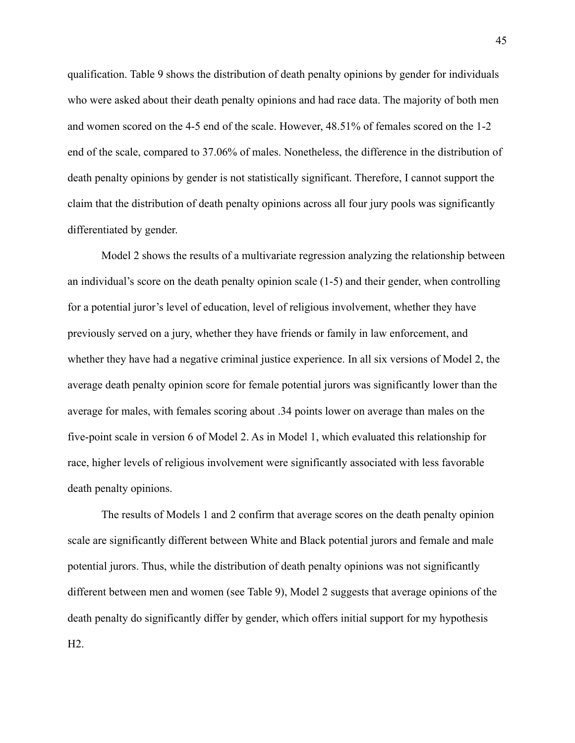qualification. Table 9 shows the distribution of death penalty opinions by gender for individuals who were asked about their death penalty opinions and had race data. The majority of both men and women scored on the 4-5 end of the scale. However, 48.51% of females scored on the 1-2 end of the scale, compared to 37.06% of males. Nonetheless, the difference in the distribution of death penalty opinions by gender is not statistically significant. Therefore, I cannot support the claim that the distribution of death penalty opinions across all four jury pools was significantly differentiated by gender.

Model 2 shows the results of a multivariate regression analyzing the relationship between an individual's score on the death penalty opinion scale (1-5) and their gender, when controlling for a potential juror's level of education, level of religious involvement, whether they have previously served on a jury, whether they have friends or family in law enforcement, and whether they have had a negative criminal justice experience. In all six versions of Model 2, the average death penalty opinion score for female potential jurors was significantly lower than the average for males, with females scoring about .34 points lower on average than males on the five-point scale in version 6 of Model 2. As in Model 1, which evaluated this relationship for race, higher levels of religious involvement were significantly associated with less favorable death penalty opinions.

The results of Models 1 and 2 confirm that average scores on the death penalty opinion scale are significantly different between White and Black potential jurors and female and male potential jurors. Thus, while the distribution of death penalty opinions was not significantly different between men and women (see Table 9), Model 2 suggests that average opinions of the death penalty do significantly differ by gender, which offers initial support for my hypothesis H2.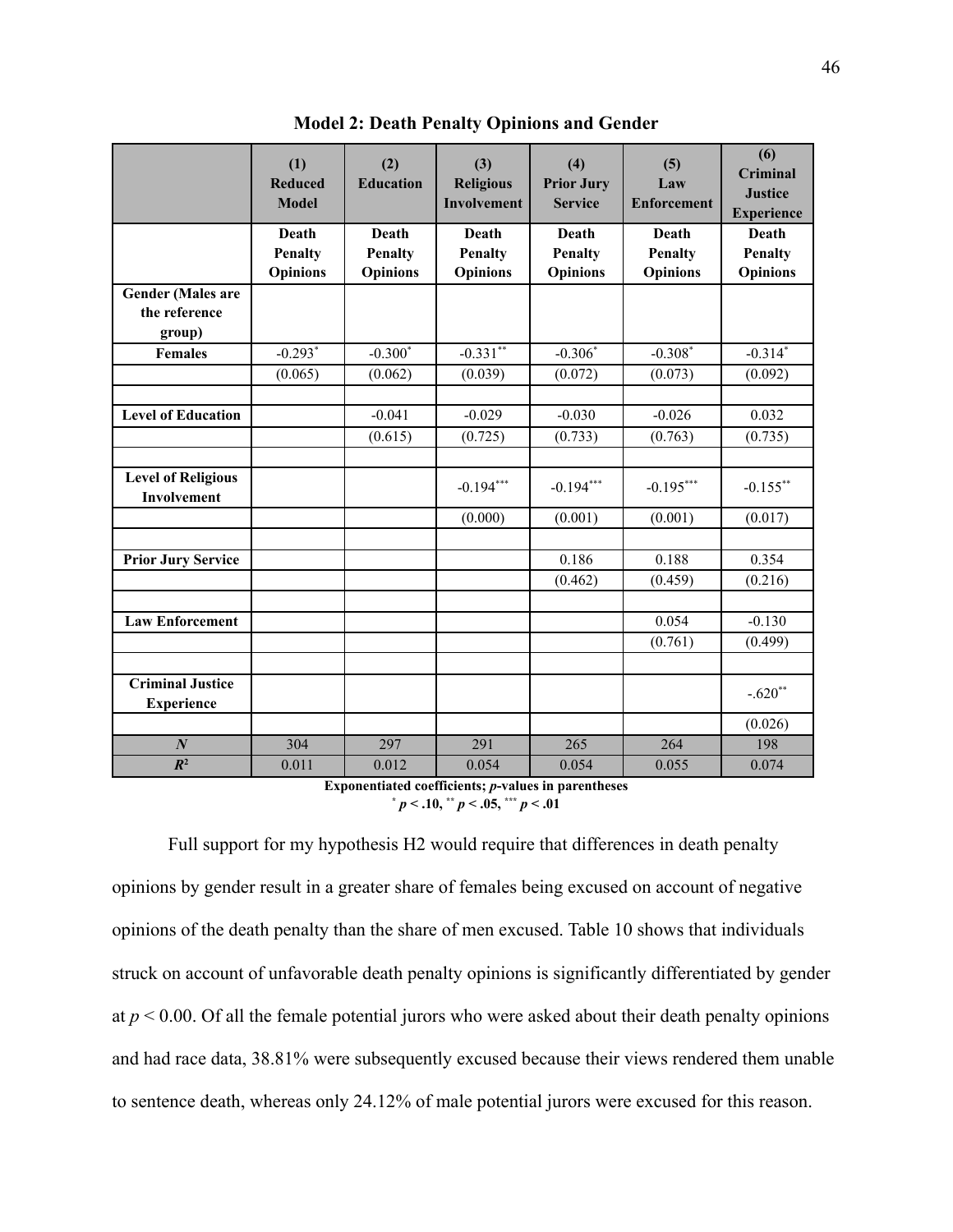**Model 2: Death Penalty Opinions and Gender**

| | (1) Reduced Model | (2) Education | (3) Religious Involvement | (4) Prior Jury Service | (5) Law Enforcement | (6) Criminal Justice Experience |
|---|---|---|---|---|---|---|
| | Death Penalty Opinions | Death Penalty Opinions | Death Penalty Opinions | Death Penalty Opinions | Death Penalty Opinions | Death Penalty Opinions |
| **Gender (Males are the reference group)** | | | | | | |
| **Females** | -0.293* | -0.300* | -0.331** | -0.306* | -0.308* | -0.314* |
| | (0.065) | (0.062) | (0.039) | (0.072) | (0.073) | (0.092) |
| | | | | | | |
| **Level of Education** | | -0.041 | -0.029 | -0.030 | -0.026 | 0.032 |
| | | (0.615) | (0.725) | (0.733) | (0.763) | (0.735) |
| | | | | | | |
| **Level of Religious Involvement** | | | -0.194*** | -0.194*** | -0.195*** | -0.155** |
| | | | (0.000) | (0.001) | (0.001) | (0.017) |
| | | | | | | |
| **Prior Jury Service** | | | | 0.186 | 0.188 | 0.354 |
| | | | | (0.462) | (0.459) | (0.216) |
| | | | | | | |
| **Law Enforcement** | | | | | 0.054 | -0.130 |
| | | | | | (0.761) | (0.499) |
| | | | | | | |
| **Criminal Justice Experience** | | | | | | -.620** |
| | | | | | | (0.026) |
| ***N*** | 304 | 297 | 291 | 265 | 264 | 198 |
| $R^2$ | 0.011 | 0.012 | 0.054 | 0.054 | 0.055 | 0.074 |

**Exponentiated coefficients; *p*-values in parentheses**
**\* $p < .10$, \*\* $p < .05$, \*\*\* $p < .01$**

Full support for my hypothesis H2 would require that differences in death penalty opinions by gender result in a greater share of females being excused on account of negative opinions of the death penalty than the share of men excused. Table 10 shows that individuals struck on account of unfavorable death penalty opinions is significantly differentiated by gender at $p < 0.00$. Of all the female potential jurors who were asked about their death penalty opinions and had race data, 38.81% were subsequently excused because their views rendered them unable to sentence death, whereas only 24.12% of male potential jurors were excused for this reason.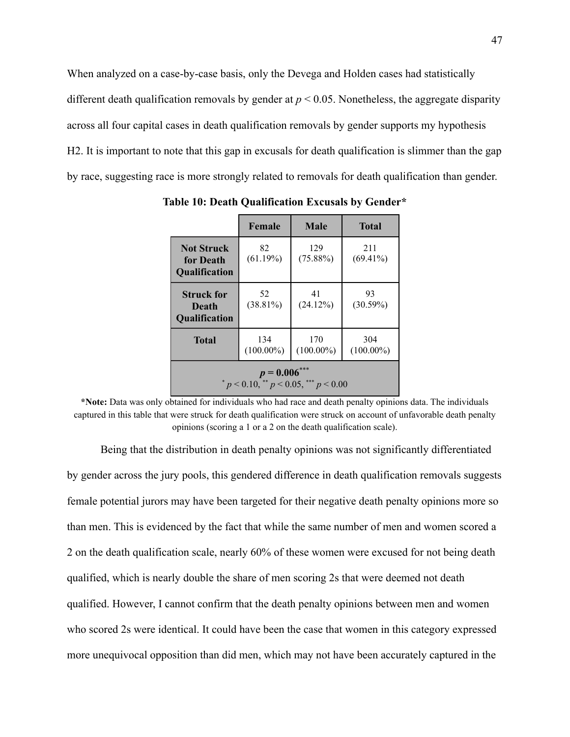When analyzed on a case-by-case basis, only the Devega and Holden cases had statistically different death qualification removals by gender at $p < 0.05$. Nonetheless, the aggregate disparity across all four capital cases in death qualification removals by gender supports my hypothesis H2. It is important to note that this gap in excusals for death qualification is slimmer than the gap by race, suggesting race is more strongly related to removals for death qualification than gender.

**Table 10: Death Qualification Excusals by Gender***

| | Female | Male | Total |
|---|---|---|---|
| **Not Struck for Death Qualification** | 82 (61.19%) | 129 (75.88%) | 211 (69.41%) |
| **Struck for Death Qualification** | 52 (38.81%) | 41 (24.12%) | 93 (30.59%) |
| **Total** | 134 (100.00%) | 170 (100.00%) | 304 (100.00%) |
| **$p = 0.006^{***}$** $^{*}p < 0.10$, $^{**}p < 0.05$, $^{***}p < 0.00$ | | | |

**\*Note:** Data was only obtained for individuals who had race and death penalty opinions data. The individuals captured in this table that were struck for death qualification were struck on account of unfavorable death penalty opinions (scoring a 1 or a 2 on the death qualification scale).

Being that the distribution in death penalty opinions was not significantly differentiated by gender across the jury pools, this gendered difference in death qualification removals suggests female potential jurors may have been targeted for their negative death penalty opinions more so than men. This is evidenced by the fact that while the same number of men and women scored a 2 on the death qualification scale, nearly 60% of these women were excused for not being death qualified, which is nearly double the share of men scoring 2s that were deemed not death qualified. However, I cannot confirm that the death penalty opinions between men and women who scored 2s were identical. It could have been the case that women in this category expressed more unequivocal opposition than did men, which may not have been accurately captured in the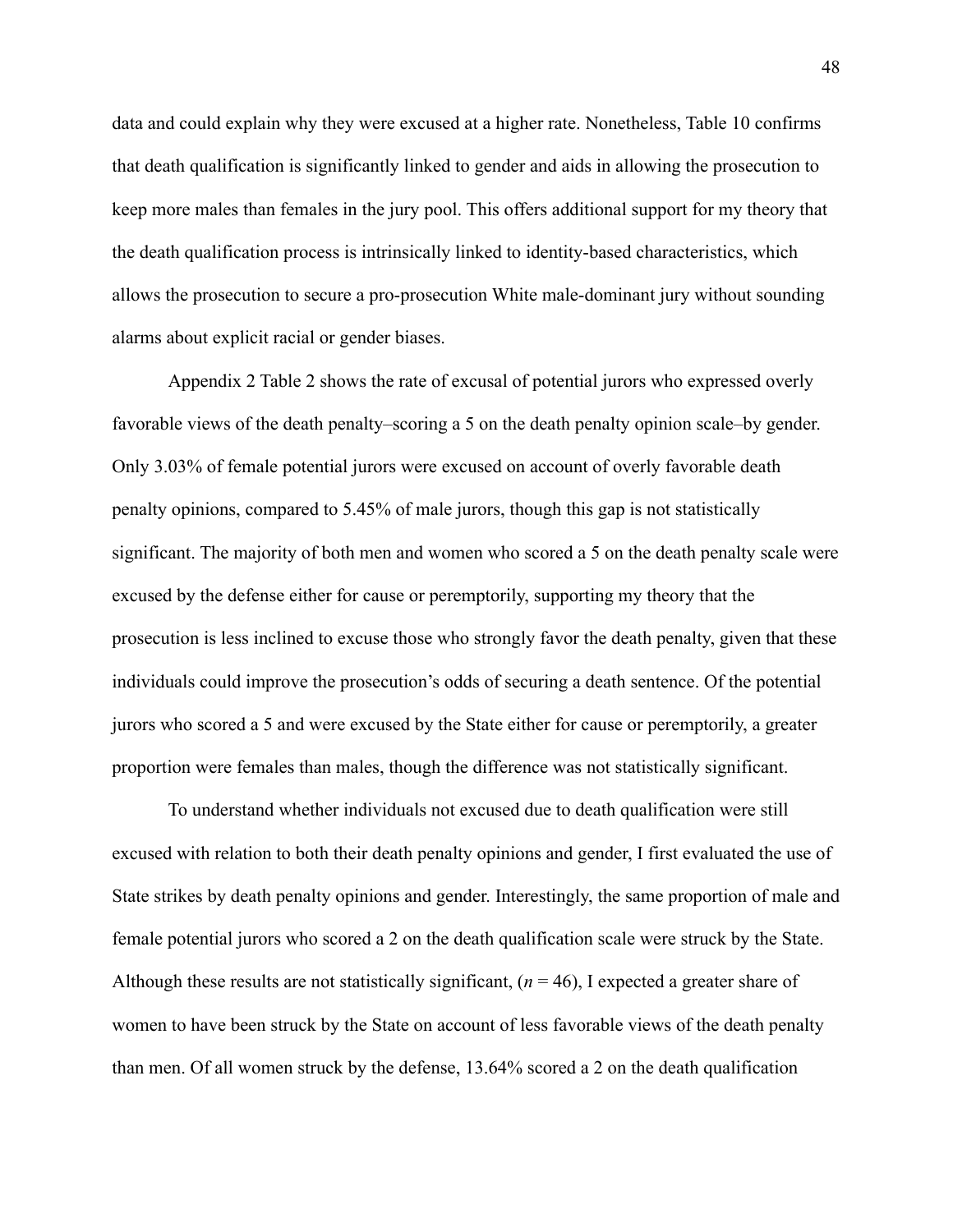data and could explain why they were excused at a higher rate. Nonetheless, Table 10 confirms that death qualification is significantly linked to gender and aids in allowing the prosecution to keep more males than females in the jury pool. This offers additional support for my theory that the death qualification process is intrinsically linked to identity-based characteristics, which allows the prosecution to secure a pro-prosecution White male-dominant jury without sounding alarms about explicit racial or gender biases.

Appendix 2 Table 2 shows the rate of excusal of potential jurors who expressed overly favorable views of the death penalty–scoring a 5 on the death penalty opinion scale–by gender. Only 3.03% of female potential jurors were excused on account of overly favorable death penalty opinions, compared to 5.45% of male jurors, though this gap is not statistically significant. The majority of both men and women who scored a 5 on the death penalty scale were excused by the defense either for cause or peremptorily, supporting my theory that the prosecution is less inclined to excuse those who strongly favor the death penalty, given that these individuals could improve the prosecution's odds of securing a death sentence. Of the potential jurors who scored a 5 and were excused by the State either for cause or peremptorily, a greater proportion were females than males, though the difference was not statistically significant.

To understand whether individuals not excused due to death qualification were still excused with relation to both their death penalty opinions and gender, I first evaluated the use of State strikes by death penalty opinions and gender. Interestingly, the same proportion of male and female potential jurors who scored a 2 on the death qualification scale were struck by the State. Although these results are not statistically significant, ($n$ = 46), I expected a greater share of women to have been struck by the State on account of less favorable views of the death penalty than men. Of all women struck by the defense, 13.64% scored a 2 on the death qualification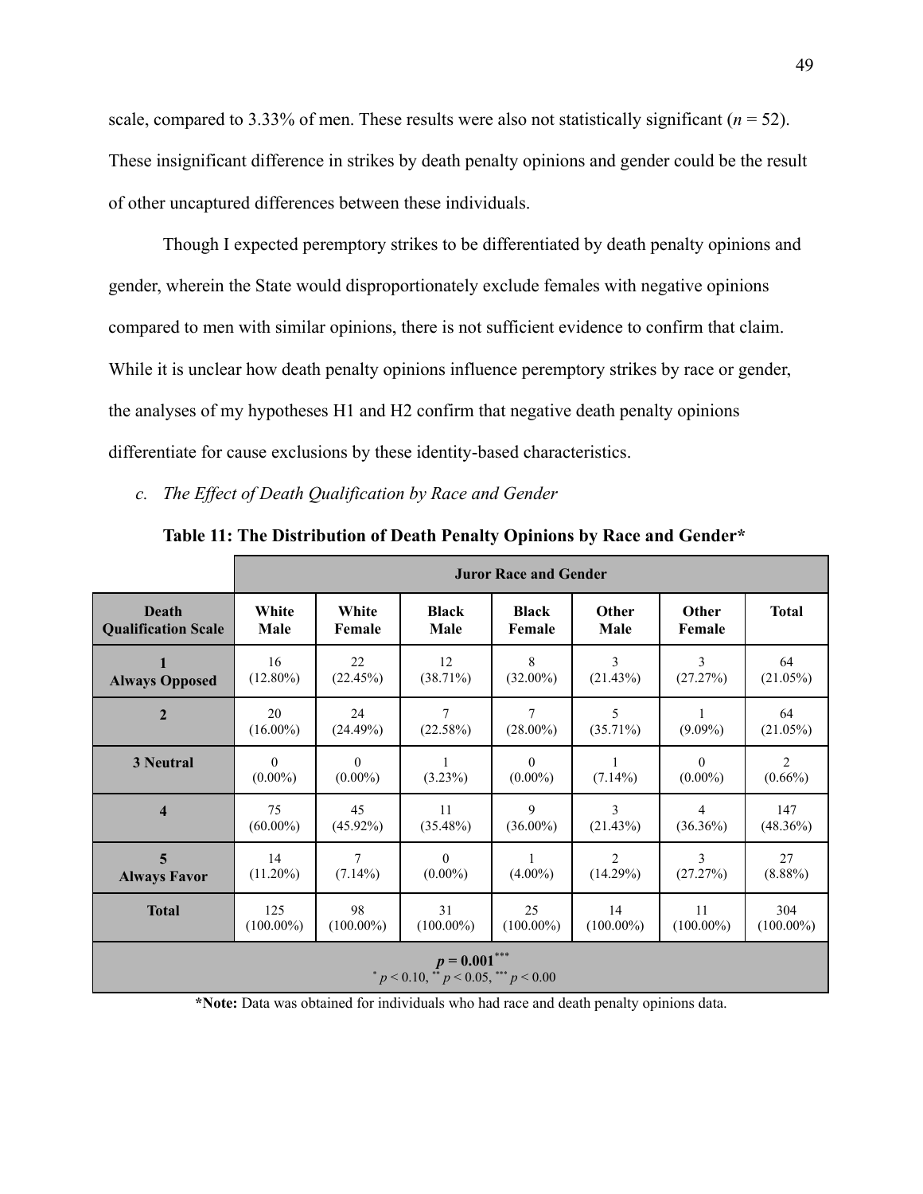scale, compared to 3.33% of men. These results were also not statistically significant ($n = 52$). These insignificant difference in strikes by death penalty opinions and gender could be the result of other uncaptured differences between these individuals.

Though I expected peremptory strikes to be differentiated by death penalty opinions and gender, wherein the State would disproportionately exclude females with negative opinions compared to men with similar opinions, there is not sufficient evidence to confirm that claim. While it is unclear how death penalty opinions influence peremptory strikes by race or gender, the analyses of my hypotheses H1 and H2 confirm that negative death penalty opinions differentiate for cause exclusions by these identity-based characteristics.

*c. The Effect of Death Qualification by Race and Gender*

**Table 11: The Distribution of Death Penalty Opinions by Race and Gender***

| | **Juror Race and Gender** | | | | | | |
|---|---|---|---|---|---|---|---|
| **Death Qualification Scale** | **White Male** | **White Female** | **Black Male** | **Black Female** | **Other Male** | **Other Female** | **Total** |
| **1 Always Opposed** | 16 (12.80%) | 22 (22.45%) | 12 (38.71%) | 8 (32.00%) | 3 (21.43%) | 3 (27.27%) | 64 (21.05%) |
| **2** | 20 (16.00%) | 24 (24.49%) | 7 (22.58%) | 7 (28.00%) | 5 (35.71%) | 1 (9.09%) | 64 (21.05%) |
| **3 Neutral** | 0 (0.00%) | 0 (0.00%) | 1 (3.23%) | 0 (0.00%) | 1 (7.14%) | 0 (0.00%) | 2 (0.66%) |
| **4** | 75 (60.00%) | 45 (45.92%) | 11 (35.48%) | 9 (36.00%) | 3 (21.43%) | 4 (36.36%) | 147 (48.36%) |
| **5 Always Favor** | 14 (11.20%) | 7 (7.14%) | 0 (0.00%) | 1 (4.00%) | 2 (14.29%) | 3 (27.27%) | 27 (8.88%) |
| **Total** | 125 (100.00%) | 98 (100.00%) | 31 (100.00%) | 25 (100.00%) | 14 (100.00%) | 11 (100.00%) | 304 (100.00%) |
| $p = 0.001^{***}$ $^{*}p < 0.10$, $^{**}p < 0.05$, $^{***}p < 0.00$ | | | | | | | |

***Note:** Data was obtained for individuals who had race and death penalty opinions data.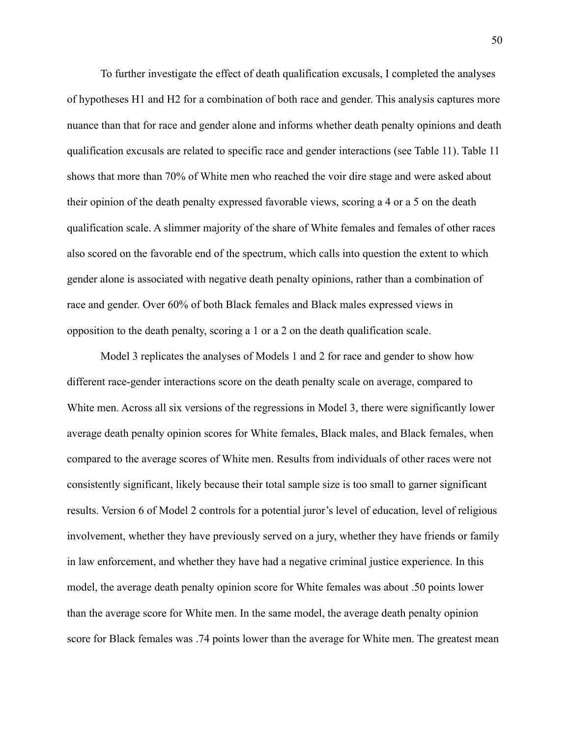To further investigate the effect of death qualification excusals, I completed the analyses of hypotheses H1 and H2 for a combination of both race and gender. This analysis captures more nuance than that for race and gender alone and informs whether death penalty opinions and death qualification excusals are related to specific race and gender interactions (see Table 11). Table 11 shows that more than 70% of White men who reached the voir dire stage and were asked about their opinion of the death penalty expressed favorable views, scoring a 4 or a 5 on the death qualification scale. A slimmer majority of the share of White females and females of other races also scored on the favorable end of the spectrum, which calls into question the extent to which gender alone is associated with negative death penalty opinions, rather than a combination of race and gender. Over 60% of both Black females and Black males expressed views in opposition to the death penalty, scoring a 1 or a 2 on the death qualification scale.

Model 3 replicates the analyses of Models 1 and 2 for race and gender to show how different race-gender interactions score on the death penalty scale on average, compared to White men. Across all six versions of the regressions in Model 3, there were significantly lower average death penalty opinion scores for White females, Black males, and Black females, when compared to the average scores of White men. Results from individuals of other races were not consistently significant, likely because their total sample size is too small to garner significant results. Version 6 of Model 2 controls for a potential juror's level of education, level of religious involvement, whether they have previously served on a jury, whether they have friends or family in law enforcement, and whether they have had a negative criminal justice experience. In this model, the average death penalty opinion score for White females was about .50 points lower than the average score for White men. In the same model, the average death penalty opinion score for Black females was .74 points lower than the average for White men. The greatest mean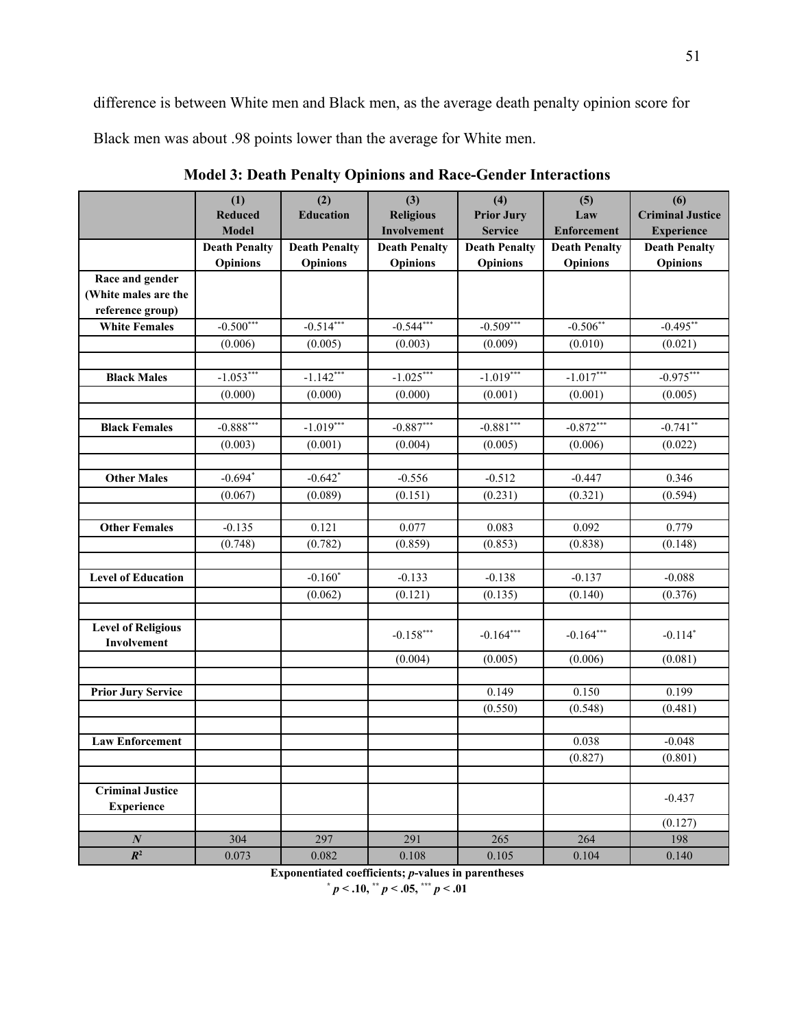difference is between White men and Black men, as the average death penalty opinion score for Black men was about .98 points lower than the average for White men.

**Model 3: Death Penalty Opinions and Race-Gender Interactions**

| | (1) Reduced Model | (2) Education | (3) Religious Involvement | (4) Prior Jury Service | (5) Law Enforcement | (6) Criminal Justice Experience |
|---|---|---|---|---|---|---|
| | Death Penalty Opinions | Death Penalty Opinions | Death Penalty Opinions | Death Penalty Opinions | Death Penalty Opinions | Death Penalty Opinions |
| **Race and gender (White males are the reference group)** | | | | | | |
| **White Females** | $-0.500^{***}$ | $-0.514^{***}$ | $-0.544^{***}$ | $-0.509^{***}$ | $-0.506^{**}$ | $-0.495^{**}$ |
| | (0.006) | (0.005) | (0.003) | (0.009) | (0.010) | (0.021) |
| **Black Males** | $-1.053^{***}$ | $-1.142^{***}$ | $-1.025^{***}$ | $-1.019^{***}$ | $-1.017^{***}$ | $-0.975^{***}$ |
| | (0.000) | (0.000) | (0.000) | (0.001) | (0.001) | (0.005) |
| **Black Females** | $-0.888^{***}$ | $-1.019^{***}$ | $-0.887^{***}$ | $-0.881^{***}$ | $-0.872^{***}$ | $-0.741^{**}$ |
| | (0.003) | (0.001) | (0.004) | (0.005) | (0.006) | (0.022) |
| **Other Males** | $-0.694^{*}$ | $-0.642^{*}$ | -0.556 | -0.512 | -0.447 | 0.346 |
| | (0.067) | (0.089) | (0.151) | (0.231) | (0.321) | (0.594) |
| **Other Females** | -0.135 | 0.121 | 0.077 | 0.083 | 0.092 | 0.779 |
| | (0.748) | (0.782) | (0.859) | (0.853) | (0.838) | (0.148) |
| **Level of Education** | | $-0.160^{*}$ | -0.133 | -0.138 | -0.137 | -0.088 |
| | | (0.062) | (0.121) | (0.135) | (0.140) | (0.376) |
| **Level of Religious Involvement** | | | $-0.158^{***}$ | $-0.164^{***}$ | $-0.164^{***}$ | $-0.114^{*}$ |
| | | | (0.004) | (0.005) | (0.006) | (0.081) |
| **Prior Jury Service** | | | | 0.149 | 0.150 | 0.199 |
| | | | | (0.550) | (0.548) | (0.481) |
| **Law Enforcement** | | | | | 0.038 | -0.048 |
| | | | | | (0.827) | (0.801) |
| **Criminal Justice Experience** | | | | | | -0.437 |
| | | | | | | (0.127) |
| ***N*** | 304 | 297 | 291 | 265 | 264 | 198 |
| $R^2$ | 0.073 | 0.082 | 0.108 | 0.105 | 0.104 | 0.140 |

**Exponentiated coefficients; *p*-values in parentheses**

$^{*}$ $p < .10$, $^{**}$ $p < .05$, $^{***}$ $p < .01$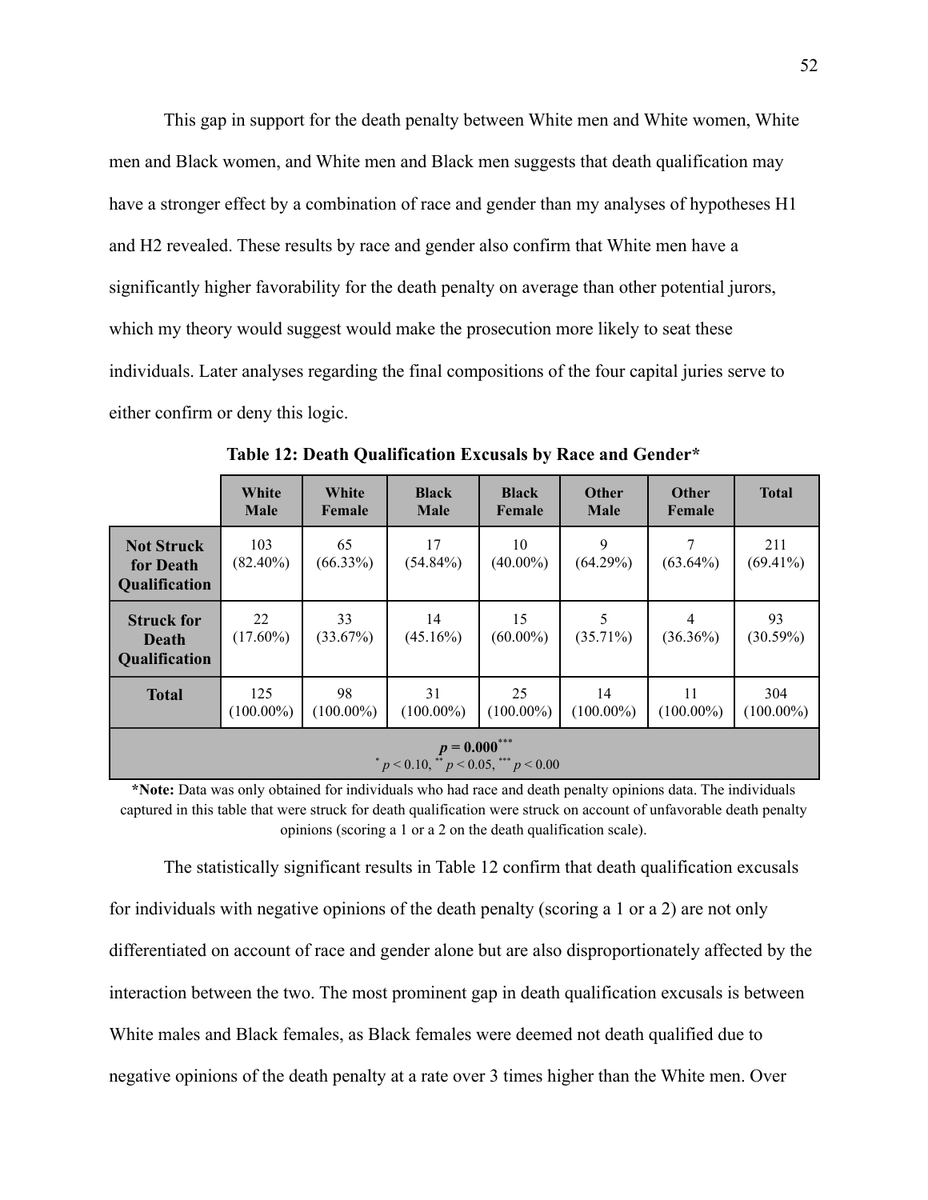This gap in support for the death penalty between White men and White women, White men and Black women, and White men and Black men suggests that death qualification may have a stronger effect by a combination of race and gender than my analyses of hypotheses H1 and H2 revealed. These results by race and gender also confirm that White men have a significantly higher favorability for the death penalty on average than other potential jurors, which my theory would suggest would make the prosecution more likely to seat these individuals. Later analyses regarding the final compositions of the four capital juries serve to either confirm or deny this logic.

**Table 12: Death Qualification Excusals by Race and Gender***

| | White Male | White Female | Black Male | Black Female | Other Male | Other Female | Total |
|---|---|---|---|---|---|---|---|
| **Not Struck for Death Qualification** | 103 (82.40%) | 65 (66.33%) | 17 (54.84%) | 10 (40.00%) | 9 (64.29%) | 7 (63.64%) | 211 (69.41%) |
| **Struck for Death Qualification** | 22 (17.60%) | 33 (33.67%) | 14 (45.16%) | 15 (60.00%) | 5 (35.71%) | 4 (36.36%) | 93 (30.59%) |
| **Total** | 125 (100.00%) | 98 (100.00%) | 31 (100.00%) | 25 (100.00%) | 14 (100.00%) | 11 (100.00%) | 304 (100.00%) |
| $p = 0.000^{***}$ <br> $^{*} p < 0.10$, $^{**} p < 0.05$, $^{***} p < 0.00$ | | | | | | | |

***Note:** Data was only obtained for individuals who had race and death penalty opinions data. The individuals captured in this table that were struck for death qualification were struck on account of unfavorable death penalty opinions (scoring a 1 or a 2 on the death qualification scale).

The statistically significant results in Table 12 confirm that death qualification excusals for individuals with negative opinions of the death penalty (scoring a 1 or a 2) are not only differentiated on account of race and gender alone but are also disproportionately affected by the interaction between the two. The most prominent gap in death qualification excusals is between White males and Black females, as Black females were deemed not death qualified due to negative opinions of the death penalty at a rate over 3 times higher than the White men. Over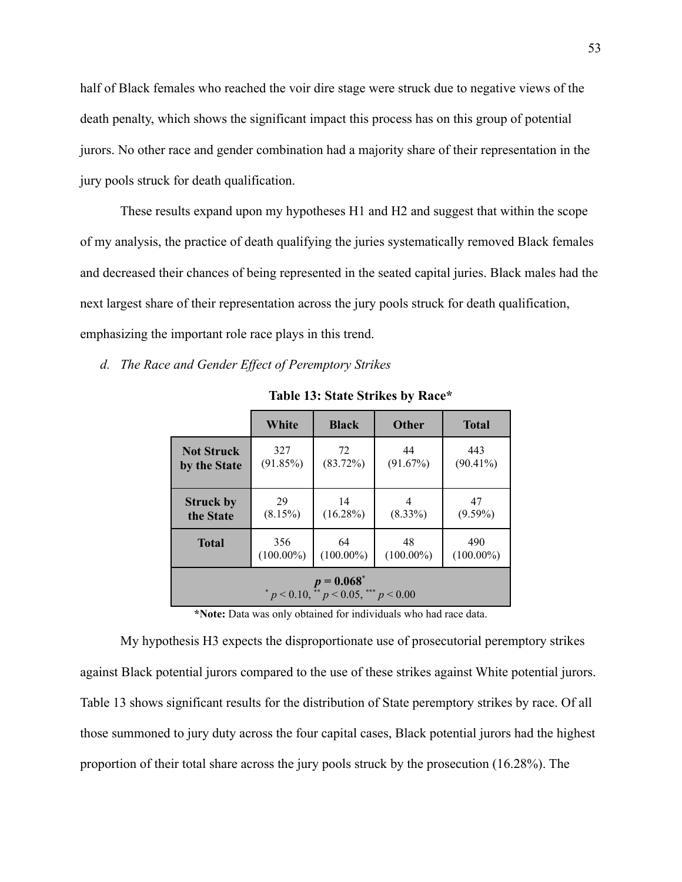half of Black females who reached the voir dire stage were struck due to negative views of the death penalty, which shows the significant impact this process has on this group of potential jurors. No other race and gender combination had a majority share of their representation in the jury pools struck for death qualification.

These results expand upon my hypotheses H1 and H2 and suggest that within the scope of my analysis, the practice of death qualifying the juries systematically removed Black females and decreased their chances of being represented in the seated capital juries. Black males had the next largest share of their representation across the jury pools struck for death qualification, emphasizing the important role race plays in this trend.

*d. The Race and Gender Effect of Peremptory Strikes*

**Table 13: State Strikes by Race***

| | **White** | **Black** | **Other** | **Total** |
|---|---|---|---|---|
| **Not Struck by the State** | 327 (91.85%) | 72 (83.72%) | 44 (91.67%) | 443 (90.41%) |
| **Struck by the State** | 29 (8.15%) | 14 (16.28%) | 4 (8.33%) | 47 (9.59%) |
| **Total** | 356 (100.00%) | 64 (100.00%) | 48 (100.00%) | 490 (100.00%) |
| $p = 0.068^{*}$ <br> $^{*} p < 0.10$, $^{**} p < 0.05$, $^{***} p < 0.00$ | | | | |

***Note:** Data was only obtained for individuals who had race data.

My hypothesis H3 expects the disproportionate use of prosecutorial peremptory strikes against Black potential jurors compared to the use of these strikes against White potential jurors. Table 13 shows significant results for the distribution of State peremptory strikes by race. Of all those summoned to jury duty across the four capital cases, Black potential jurors had the highest proportion of their total share across the jury pools struck by the prosecution (16.28%). The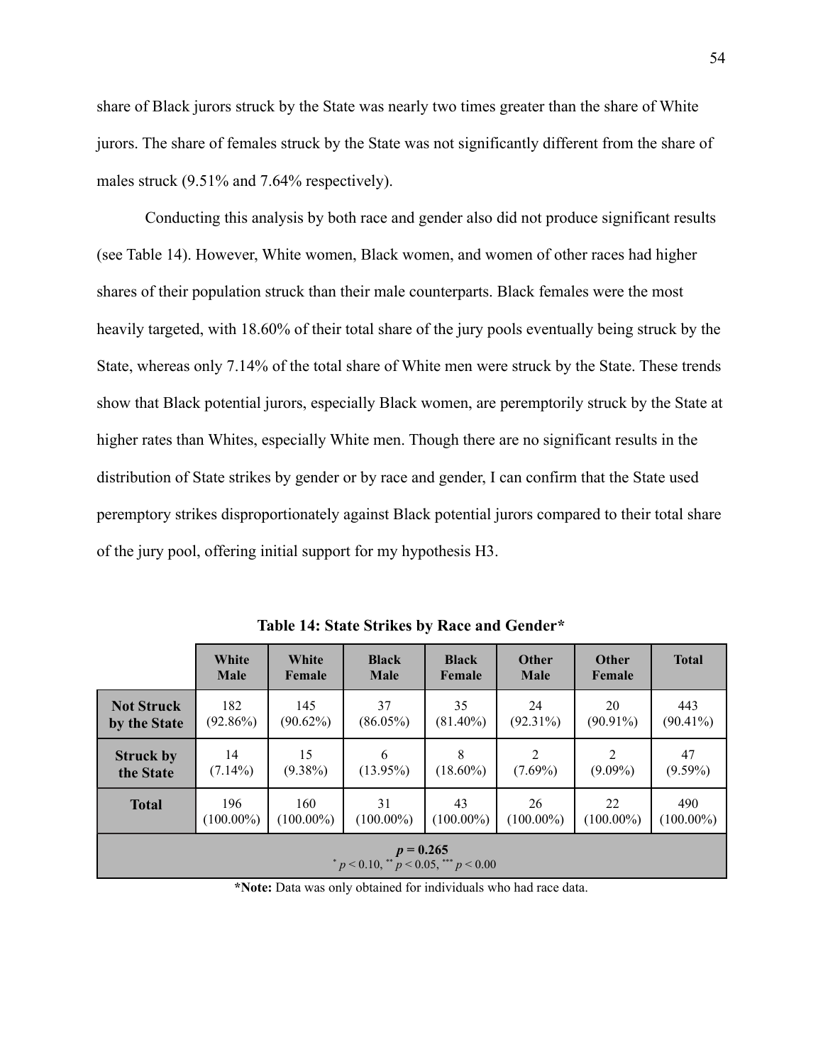share of Black jurors struck by the State was nearly two times greater than the share of White jurors. The share of females struck by the State was not significantly different from the share of males struck (9.51% and 7.64% respectively).

Conducting this analysis by both race and gender also did not produce significant results (see Table 14). However, White women, Black women, and women of other races had higher shares of their population struck than their male counterparts. Black females were the most heavily targeted, with 18.60% of their total share of the jury pools eventually being struck by the State, whereas only 7.14% of the total share of White men were struck by the State. These trends show that Black potential jurors, especially Black women, are peremptorily struck by the State at higher rates than Whites, especially White men. Though there are no significant results in the distribution of State strikes by gender or by race and gender, I can confirm that the State used peremptory strikes disproportionately against Black potential jurors compared to their total share of the jury pool, offering initial support for my hypothesis H3.

**Table 14: State Strikes by Race and Gender***

| | White Male | White Female | Black Male | Black Female | Other Male | Other Female | Total |
|---|---|---|---|---|---|---|---|
| **Not Struck by the State** | 182 (92.86%) | 145 (90.62%) | 37 (86.05%) | 35 (81.40%) | 24 (92.31%) | 20 (90.91%) | 443 (90.41%) |
| **Struck by the State** | 14 (7.14%) | 15 (9.38%) | 6 (13.95%) | 8 (18.60%) | 2 (7.69%) | 2 (9.09%) | 47 (9.59%) |
| **Total** | 196 (100.00%) | 160 (100.00%) | 31 (100.00%) | 43 (100.00%) | 26 (100.00%) | 22 (100.00%) | 490 (100.00%) |
| **$p$ = 0.265** $^{*}$ $p < 0.10$, $^{**}$ $p < 0.05$, $^{***}$ $p < 0.00$ | | | | | | | |

***Note:** Data was only obtained for individuals who had race data.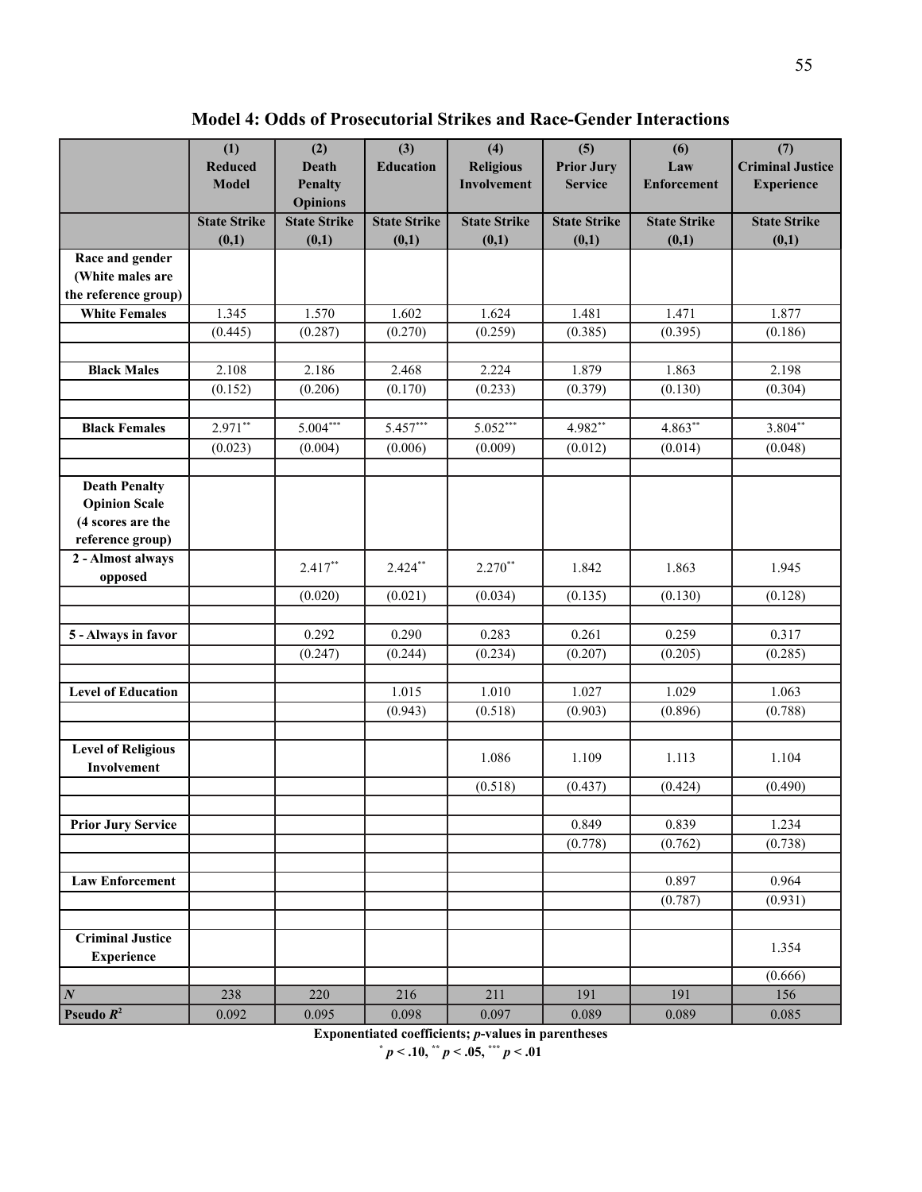**Model 4: Odds of Prosecutorial Strikes and Race-Gender Interactions**

| | (1) Reduced Model | (2) Death Penalty Opinions | (3) Education | (4) Religious Involvement | (5) Prior Jury Service | (6) Law Enforcement | (7) Criminal Justice Experience |
|---|---|---|---|---|---|---|---|
| | State Strike (0,1) | State Strike (0,1) | State Strike (0,1) | State Strike (0,1) | State Strike (0,1) | State Strike (0,1) | State Strike (0,1) |
| **Race and gender (White males are the reference group)** | | | | | | | |
| **White Females** | 1.345 | 1.570 | 1.602 | 1.624 | 1.481 | 1.471 | 1.877 |
| | (0.445) | (0.287) | (0.270) | (0.259) | (0.385) | (0.395) | (0.186) |
| | | | | | | | |
| **Black Males** | 2.108 | 2.186 | 2.468 | 2.224 | 1.879 | 1.863 | 2.198 |
| | (0.152) | (0.206) | (0.170) | (0.233) | (0.379) | (0.130) | (0.304) |
| | | | | | | | |
| **Black Females** | 2.971** | 5.004*** | 5.457*** | 5.052*** | 4.982** | 4.863** | 3.804** |
| | (0.023) | (0.004) | (0.006) | (0.009) | (0.012) | (0.014) | (0.048) |
| | | | | | | | |
| **Death Penalty Opinion Scale (4 scores are the reference group)** | | | | | | | |
| **2 - Almost always opposed** | | 2.417** | 2.424** | 2.270** | 1.842 | 1.863 | 1.945 |
| | | (0.020) | (0.021) | (0.034) | (0.135) | (0.130) | (0.128) |
| | | | | | | | |
| **5 - Always in favor** | | 0.292 | 0.290 | 0.283 | 0.261 | 0.259 | 0.317 |
| | | (0.247) | (0.244) | (0.234) | (0.207) | (0.205) | (0.285) |
| | | | | | | | |
| **Level of Education** | | | 1.015 | 1.010 | 1.027 | 1.029 | 1.063 |
| | | | (0.943) | (0.518) | (0.903) | (0.896) | (0.788) |
| | | | | | | | |
| **Level of Religious Involvement** | | | | 1.086 | 1.109 | 1.113 | 1.104 |
| | | | | (0.518) | (0.437) | (0.424) | (0.490) |
| | | | | | | | |
| **Prior Jury Service** | | | | | 0.849 | 0.839 | 1.234 |
| | | | | | (0.778) | (0.762) | (0.738) |
| | | | | | | | |
| **Law Enforcement** | | | | | | 0.897 | 0.964 |
| | | | | | | (0.787) | (0.931) |
| | | | | | | | |
| **Criminal Justice Experience** | | | | | | | 1.354 |
| | | | | | | | (0.666) |
| ***N*** | 238 | 220 | 216 | 211 | 191 | 191 | 156 |
| **Pseudo $R^2$** | 0.092 | 0.095 | 0.098 | 0.097 | 0.089 | 0.089 | 0.085 |

**Exponentiated coefficients; *p*-values in parentheses**

**\* $p < .10$, \*\* $p < .05$, \*\*\* $p < .01$**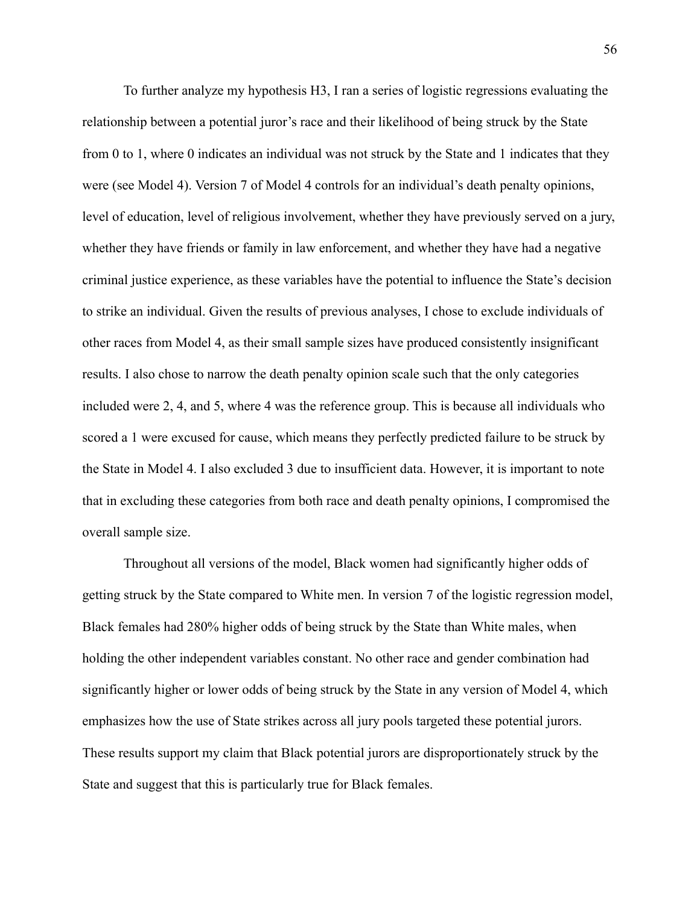To further analyze my hypothesis H3, I ran a series of logistic regressions evaluating the relationship between a potential juror's race and their likelihood of being struck by the State from 0 to 1, where 0 indicates an individual was not struck by the State and 1 indicates that they were (see Model 4). Version 7 of Model 4 controls for an individual's death penalty opinions, level of education, level of religious involvement, whether they have previously served on a jury, whether they have friends or family in law enforcement, and whether they have had a negative criminal justice experience, as these variables have the potential to influence the State's decision to strike an individual. Given the results of previous analyses, I chose to exclude individuals of other races from Model 4, as their small sample sizes have produced consistently insignificant results. I also chose to narrow the death penalty opinion scale such that the only categories included were 2, 4, and 5, where 4 was the reference group. This is because all individuals who scored a 1 were excused for cause, which means they perfectly predicted failure to be struck by the State in Model 4. I also excluded 3 due to insufficient data. However, it is important to note that in excluding these categories from both race and death penalty opinions, I compromised the overall sample size.

Throughout all versions of the model, Black women had significantly higher odds of getting struck by the State compared to White men. In version 7 of the logistic regression model, Black females had 280% higher odds of being struck by the State than White males, when holding the other independent variables constant. No other race and gender combination had significantly higher or lower odds of being struck by the State in any version of Model 4, which emphasizes how the use of State strikes across all jury pools targeted these potential jurors. These results support my claim that Black potential jurors are disproportionately struck by the State and suggest that this is particularly true for Black females.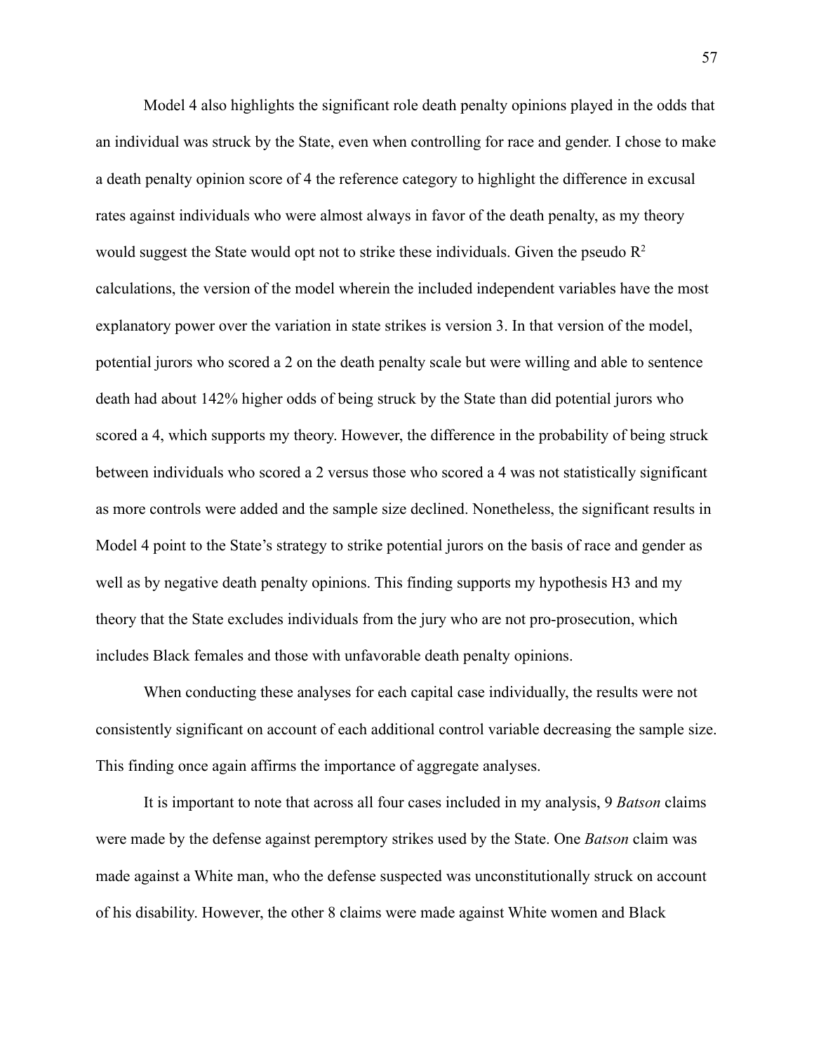Model 4 also highlights the significant role death penalty opinions played in the odds that an individual was struck by the State, even when controlling for race and gender. I chose to make a death penalty opinion score of 4 the reference category to highlight the difference in excusal rates against individuals who were almost always in favor of the death penalty, as my theory would suggest the State would opt not to strike these individuals. Given the pseudo $R^2$ calculations, the version of the model wherein the included independent variables have the most explanatory power over the variation in state strikes is version 3. In that version of the model, potential jurors who scored a 2 on the death penalty scale but were willing and able to sentence death had about 142% higher odds of being struck by the State than did potential jurors who scored a 4, which supports my theory. However, the difference in the probability of being struck between individuals who scored a 2 versus those who scored a 4 was not statistically significant as more controls were added and the sample size declined. Nonetheless, the significant results in Model 4 point to the State's strategy to strike potential jurors on the basis of race and gender as well as by negative death penalty opinions. This finding supports my hypothesis H3 and my theory that the State excludes individuals from the jury who are not pro-prosecution, which includes Black females and those with unfavorable death penalty opinions.

When conducting these analyses for each capital case individually, the results were not consistently significant on account of each additional control variable decreasing the sample size. This finding once again affirms the importance of aggregate analyses.

It is important to note that across all four cases included in my analysis, 9 *Batson* claims were made by the defense against peremptory strikes used by the State. One *Batson* claim was made against a White man, who the defense suspected was unconstitutionally struck on account of his disability. However, the other 8 claims were made against White women and Black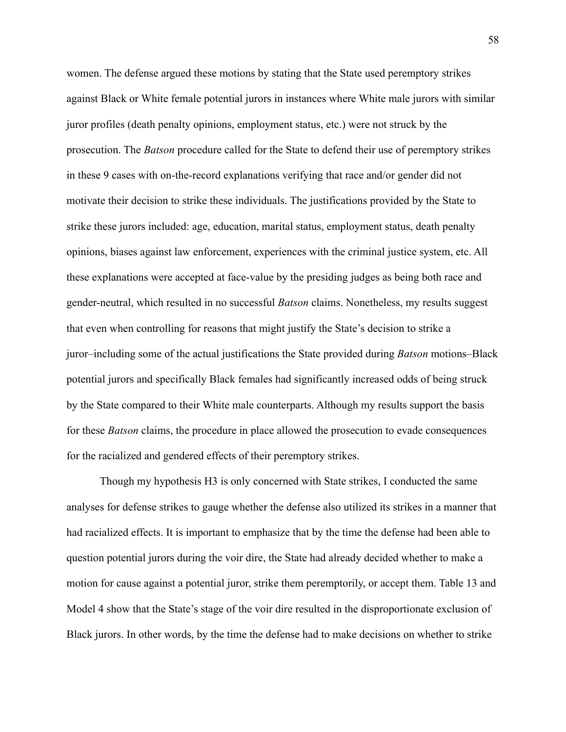women. The defense argued these motions by stating that the State used peremptory strikes against Black or White female potential jurors in instances where White male jurors with similar juror profiles (death penalty opinions, employment status, etc.) were not struck by the prosecution. The *Batson* procedure called for the State to defend their use of peremptory strikes in these 9 cases with on-the-record explanations verifying that race and/or gender did not motivate their decision to strike these individuals. The justifications provided by the State to strike these jurors included: age, education, marital status, employment status, death penalty opinions, biases against law enforcement, experiences with the criminal justice system, etc. All these explanations were accepted at face-value by the presiding judges as being both race and gender-neutral, which resulted in no successful *Batson* claims. Nonetheless, my results suggest that even when controlling for reasons that might justify the State's decision to strike a juror–including some of the actual justifications the State provided during *Batson* motions–Black potential jurors and specifically Black females had significantly increased odds of being struck by the State compared to their White male counterparts. Although my results support the basis for these *Batson* claims, the procedure in place allowed the prosecution to evade consequences for the racialized and gendered effects of their peremptory strikes.

Though my hypothesis H3 is only concerned with State strikes, I conducted the same analyses for defense strikes to gauge whether the defense also utilized its strikes in a manner that had racialized effects. It is important to emphasize that by the time the defense had been able to question potential jurors during the voir dire, the State had already decided whether to make a motion for cause against a potential juror, strike them peremptorily, or accept them. Table 13 and Model 4 show that the State's stage of the voir dire resulted in the disproportionate exclusion of Black jurors. In other words, by the time the defense had to make decisions on whether to strike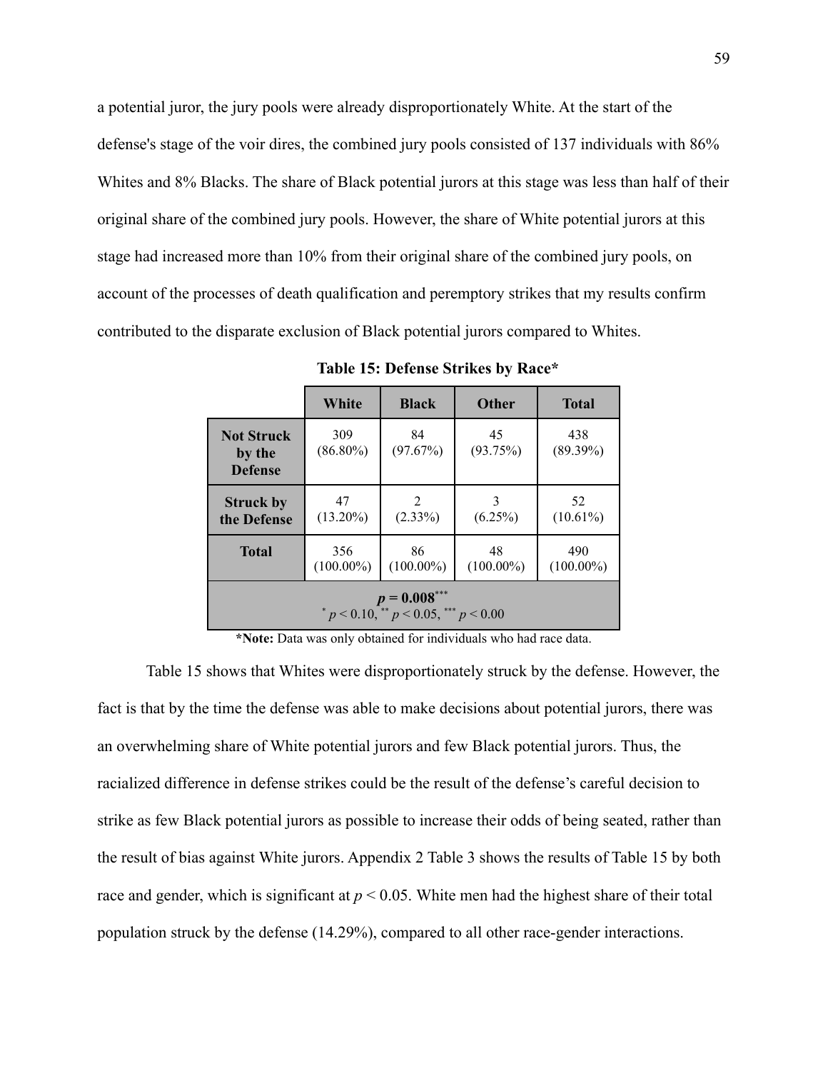a potential juror, the jury pools were already disproportionately White. At the start of the defense's stage of the voir dires, the combined jury pools consisted of 137 individuals with 86% Whites and 8% Blacks. The share of Black potential jurors at this stage was less than half of their original share of the combined jury pools. However, the share of White potential jurors at this stage had increased more than 10% from their original share of the combined jury pools, on account of the processes of death qualification and peremptory strikes that my results confirm contributed to the disparate exclusion of Black potential jurors compared to Whites.

**Table 15: Defense Strikes by Race***

| | White | Black | Other | Total |
|---|---|---|---|---|
| **Not Struck by the Defense** | 309 (86.80%) | 84 (97.67%) | 45 (93.75%) | 438 (89.39%) |
| **Struck by the Defense** | 47 (13.20%) | 2 (2.33%) | 3 (6.25%) | 52 (10.61%) |
| **Total** | 356 (100.00%) | 86 (100.00%) | 48 (100.00%) | 490 (100.00%) |
| ***p* = 0.008*****<br>* $p < 0.10$, ** $p < 0.05$, *** $p < 0.00$ | | | | |

***Note:** Data was only obtained for individuals who had race data.

Table 15 shows that Whites were disproportionately struck by the defense. However, the fact is that by the time the defense was able to make decisions about potential jurors, there was an overwhelming share of White potential jurors and few Black potential jurors. Thus, the racialized difference in defense strikes could be the result of the defense's careful decision to strike as few Black potential jurors as possible to increase their odds of being seated, rather than the result of bias against White jurors. Appendix 2 Table 3 shows the results of Table 15 by both race and gender, which is significant at $p < 0.05$. White men had the highest share of their total population struck by the defense (14.29%), compared to all other race-gender interactions.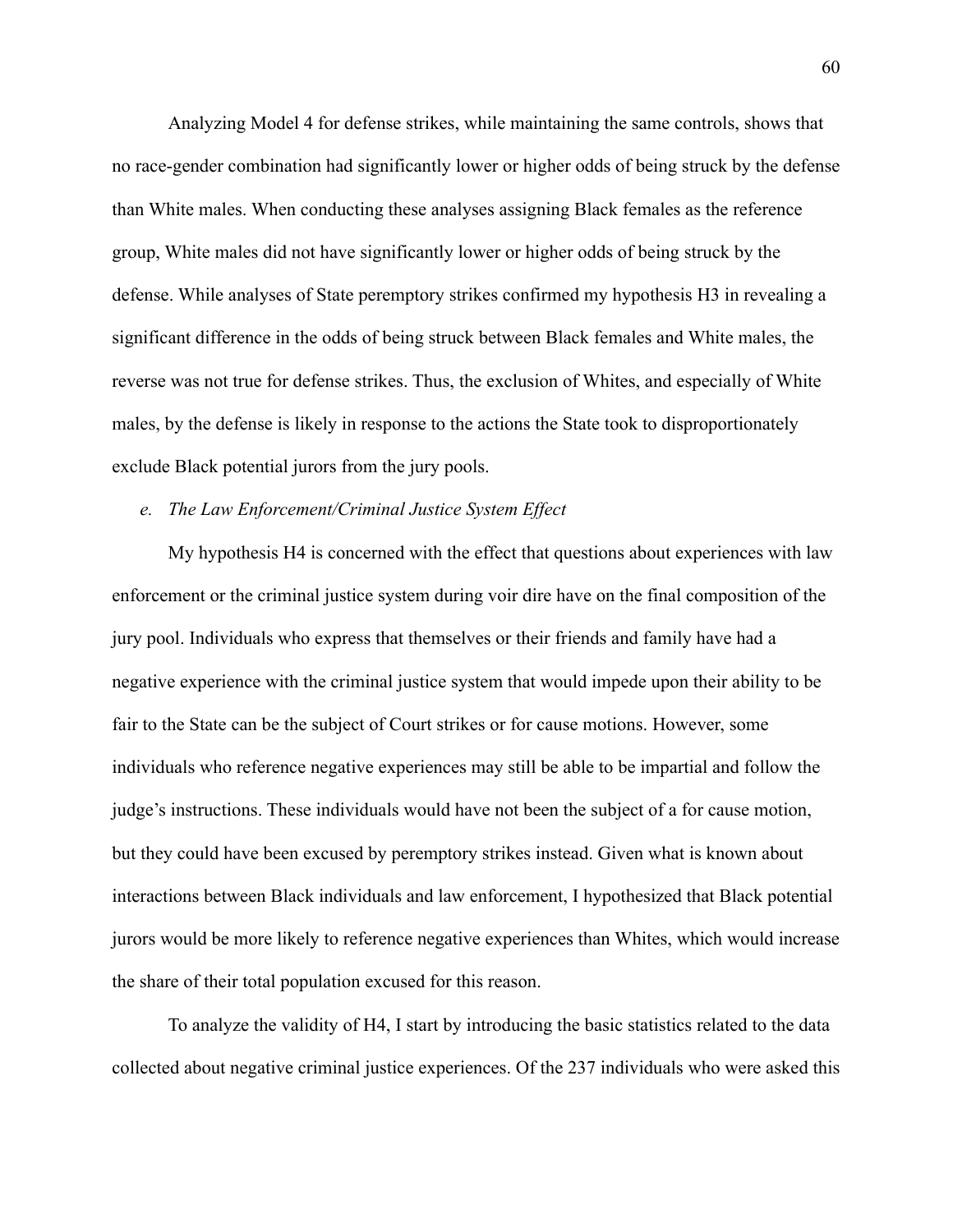Analyzing Model 4 for defense strikes, while maintaining the same controls, shows that no race-gender combination had significantly lower or higher odds of being struck by the defense than White males. When conducting these analyses assigning Black females as the reference group, White males did not have significantly lower or higher odds of being struck by the defense. While analyses of State peremptory strikes confirmed my hypothesis H3 in revealing a significant difference in the odds of being struck between Black females and White males, the reverse was not true for defense strikes. Thus, the exclusion of Whites, and especially of White males, by the defense is likely in response to the actions the State took to disproportionately exclude Black potential jurors from the jury pools.

*e. The Law Enforcement/Criminal Justice System Effect*

My hypothesis H4 is concerned with the effect that questions about experiences with law enforcement or the criminal justice system during voir dire have on the final composition of the jury pool. Individuals who express that themselves or their friends and family have had a negative experience with the criminal justice system that would impede upon their ability to be fair to the State can be the subject of Court strikes or for cause motions. However, some individuals who reference negative experiences may still be able to be impartial and follow the judge's instructions. These individuals would have not been the subject of a for cause motion, but they could have been excused by peremptory strikes instead. Given what is known about interactions between Black individuals and law enforcement, I hypothesized that Black potential jurors would be more likely to reference negative experiences than Whites, which would increase the share of their total population excused for this reason.

To analyze the validity of H4, I start by introducing the basic statistics related to the data collected about negative criminal justice experiences. Of the 237 individuals who were asked this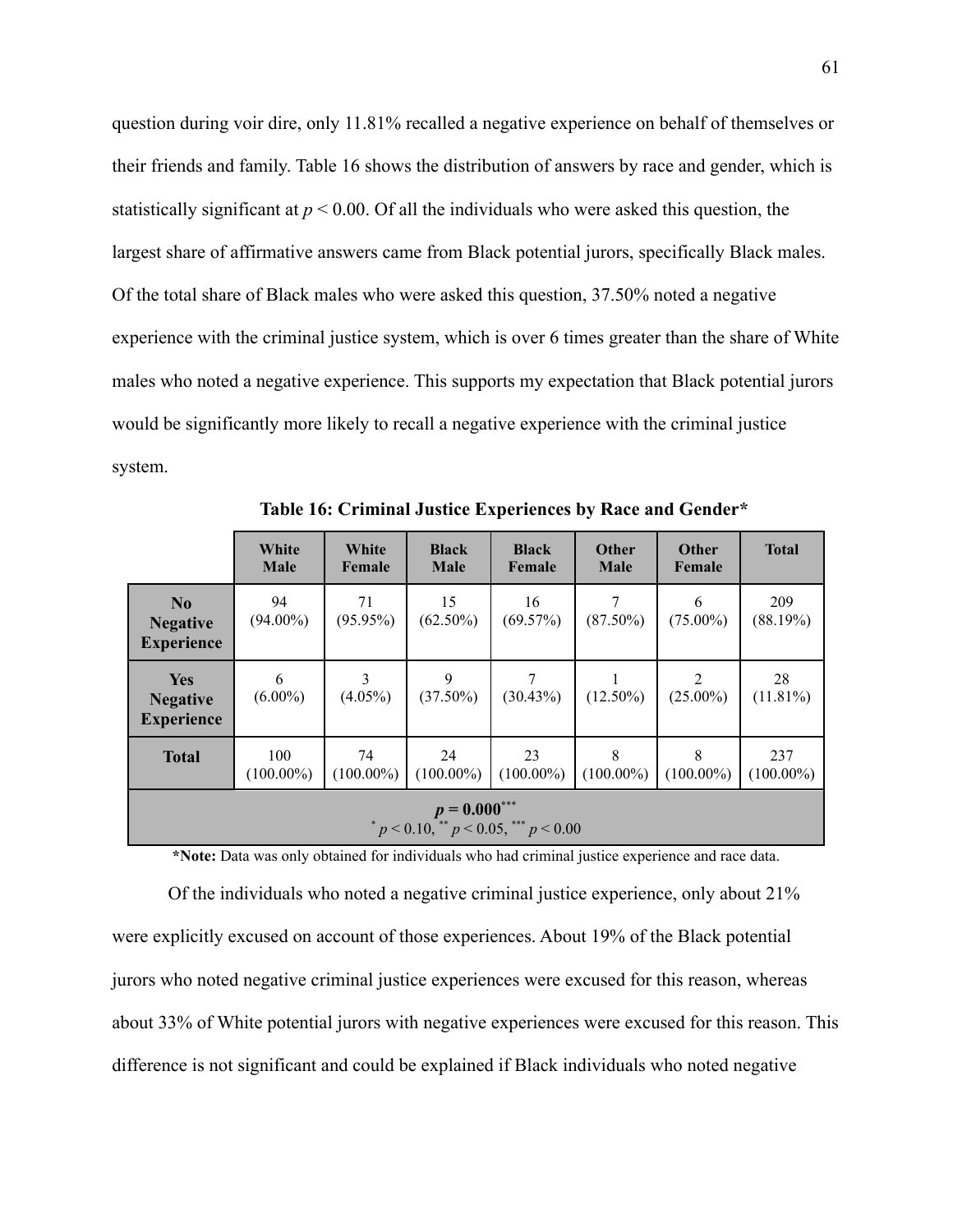question during voir dire, only 11.81% recalled a negative experience on behalf of themselves or their friends and family. Table 16 shows the distribution of answers by race and gender, which is statistically significant at $p < 0.00$. Of all the individuals who were asked this question, the largest share of affirmative answers came from Black potential jurors, specifically Black males. Of the total share of Black males who were asked this question, 37.50% noted a negative experience with the criminal justice system, which is over 6 times greater than the share of White males who noted a negative experience. This supports my expectation that Black potential jurors would be significantly more likely to recall a negative experience with the criminal justice system.

**Table 16: Criminal Justice Experiences by Race and Gender***

| | White Male | White Female | Black Male | Black Female | Other Male | Other Female | Total |
|---|---|---|---|---|---|---|---|
| **No Negative Experience** | 94 (94.00%) | 71 (95.95%) | 15 (62.50%) | 16 (69.57%) | 7 (87.50%) | 6 (75.00%) | 209 (88.19%) |
| **Yes Negative Experience** | 6 (6.00%) | 3 (4.05%) | 9 (37.50%) | 7 (30.43%) | 1 (12.50%) | 2 (25.00%) | 28 (11.81%) |
| **Total** | 100 (100.00%) | 74 (100.00%) | 24 (100.00%) | 23 (100.00%) | 8 (100.00%) | 8 (100.00%) | 237 (100.00%) |
| ***p* = 0.000***** $^{*}p < 0.10$, $^{**}p < 0.05$, $^{***}p < 0.00$ | | | | | | | |

**\*Note:** Data was only obtained for individuals who had criminal justice experience and race data.

Of the individuals who noted a negative criminal justice experience, only about 21% were explicitly excused on account of those experiences. About 19% of the Black potential jurors who noted negative criminal justice experiences were excused for this reason, whereas about 33% of White potential jurors with negative experiences were excused for this reason. This difference is not significant and could be explained if Black individuals who noted negative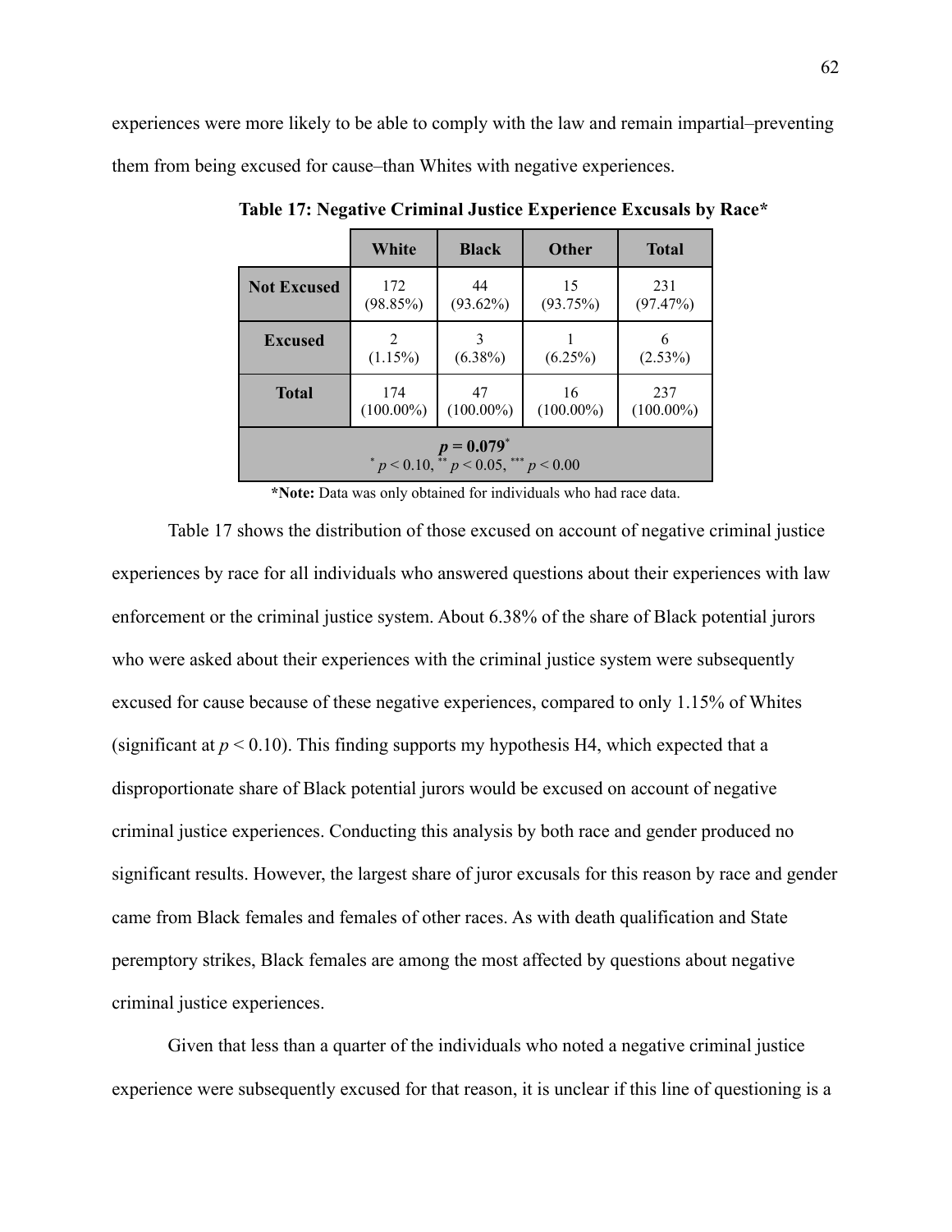experiences were more likely to be able to comply with the law and remain impartial–preventing them from being excused for cause–than Whites with negative experiences.

**Table 17: Negative Criminal Justice Experience Excusals by Race***

| | White | Black | Other | Total |
|---|---|---|---|---|
| **Not Excused** | 172 (98.85%) | 44 (93.62%) | 15 (93.75%) | 231 (97.47%) |
| **Excused** | 2 (1.15%) | 3 (6.38%) | 1 (6.25%) | 6 (2.53%) |
| **Total** | 174 (100.00%) | 47 (100.00%) | 16 (100.00%) | 237 (100.00%) |
| **$p = 0.079^{*}$** $^{*} p < 0.10$, $^{**} p < 0.05$, $^{***} p < 0.00$ | | | | |

***Note:** Data was only obtained for individuals who had race data.

Table 17 shows the distribution of those excused on account of negative criminal justice experiences by race for all individuals who answered questions about their experiences with law enforcement or the criminal justice system. About 6.38% of the share of Black potential jurors who were asked about their experiences with the criminal justice system were subsequently excused for cause because of these negative experiences, compared to only 1.15% of Whites (significant at $p < 0.10$). This finding supports my hypothesis H4, which expected that a disproportionate share of Black potential jurors would be excused on account of negative criminal justice experiences. Conducting this analysis by both race and gender produced no significant results. However, the largest share of juror excusals for this reason by race and gender came from Black females and females of other races. As with death qualification and State peremptory strikes, Black females are among the most affected by questions about negative criminal justice experiences.

Given that less than a quarter of the individuals who noted a negative criminal justice experience were subsequently excused for that reason, it is unclear if this line of questioning is a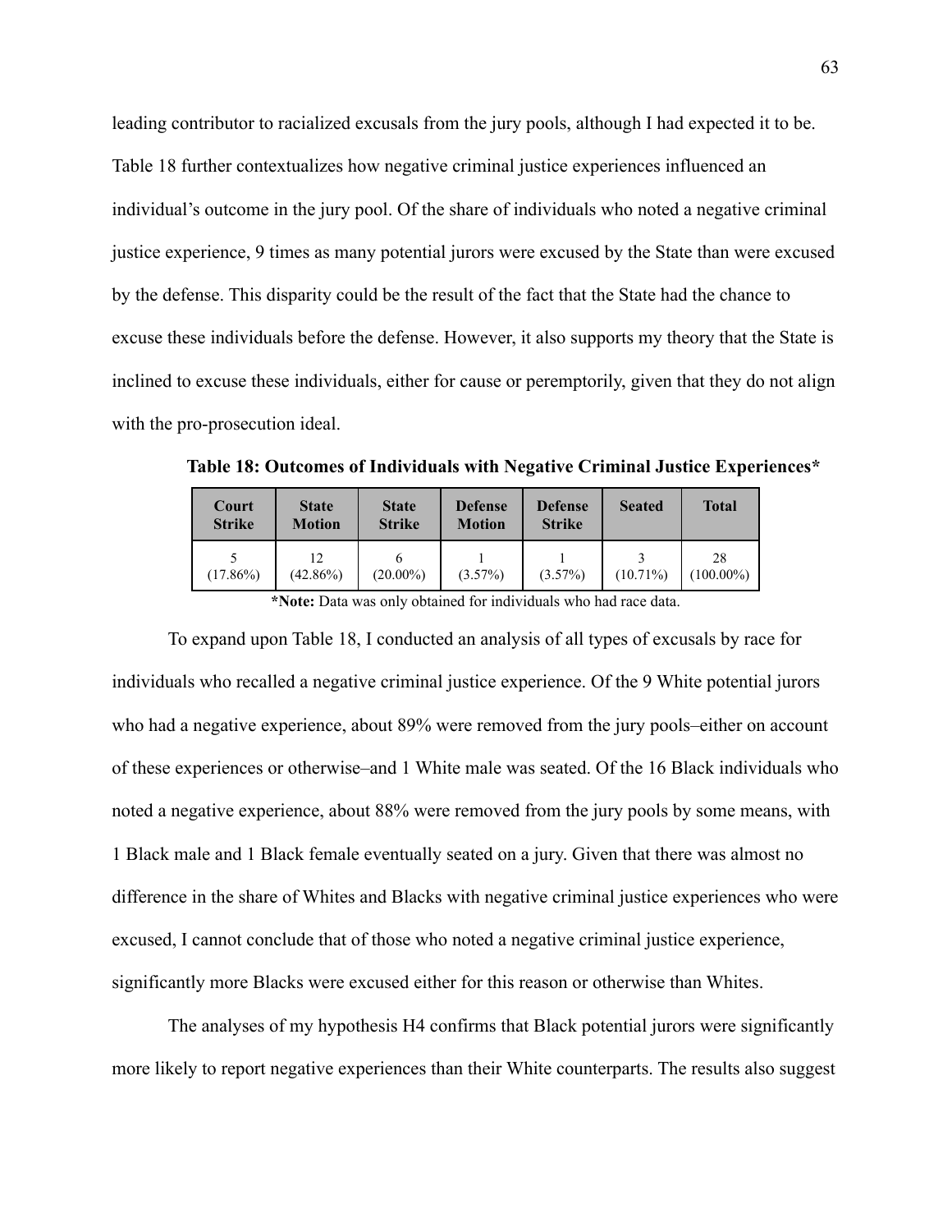leading contributor to racialized excusals from the jury pools, although I had expected it to be. Table 18 further contextualizes how negative criminal justice experiences influenced an individual's outcome in the jury pool. Of the share of individuals who noted a negative criminal justice experience, 9 times as many potential jurors were excused by the State than were excused by the defense. This disparity could be the result of the fact that the State had the chance to excuse these individuals before the defense. However, it also supports my theory that the State is inclined to excuse these individuals, either for cause or peremptorily, given that they do not align with the pro-prosecution ideal.

**Table 18: Outcomes of Individuals with Negative Criminal Justice Experiences***

| Court Strike | State Motion | State Strike | Defense Motion | Defense Strike | Seated | Total |
|---|---|---|---|---|---|---|
| 5 (17.86%) | 12 (42.86%) | 6 (20.00%) | 1 (3.57%) | 1 (3.57%) | 3 (10.71%) | 28 (100.00%) |

***Note:** Data was only obtained for individuals who had race data.

To expand upon Table 18, I conducted an analysis of all types of excusals by race for individuals who recalled a negative criminal justice experience. Of the 9 White potential jurors who had a negative experience, about 89% were removed from the jury pools–either on account of these experiences or otherwise–and 1 White male was seated. Of the 16 Black individuals who noted a negative experience, about 88% were removed from the jury pools by some means, with 1 Black male and 1 Black female eventually seated on a jury. Given that there was almost no difference in the share of Whites and Blacks with negative criminal justice experiences who were excused, I cannot conclude that of those who noted a negative criminal justice experience, significantly more Blacks were excused either for this reason or otherwise than Whites.

The analyses of my hypothesis H4 confirms that Black potential jurors were significantly more likely to report negative experiences than their White counterparts. The results also suggest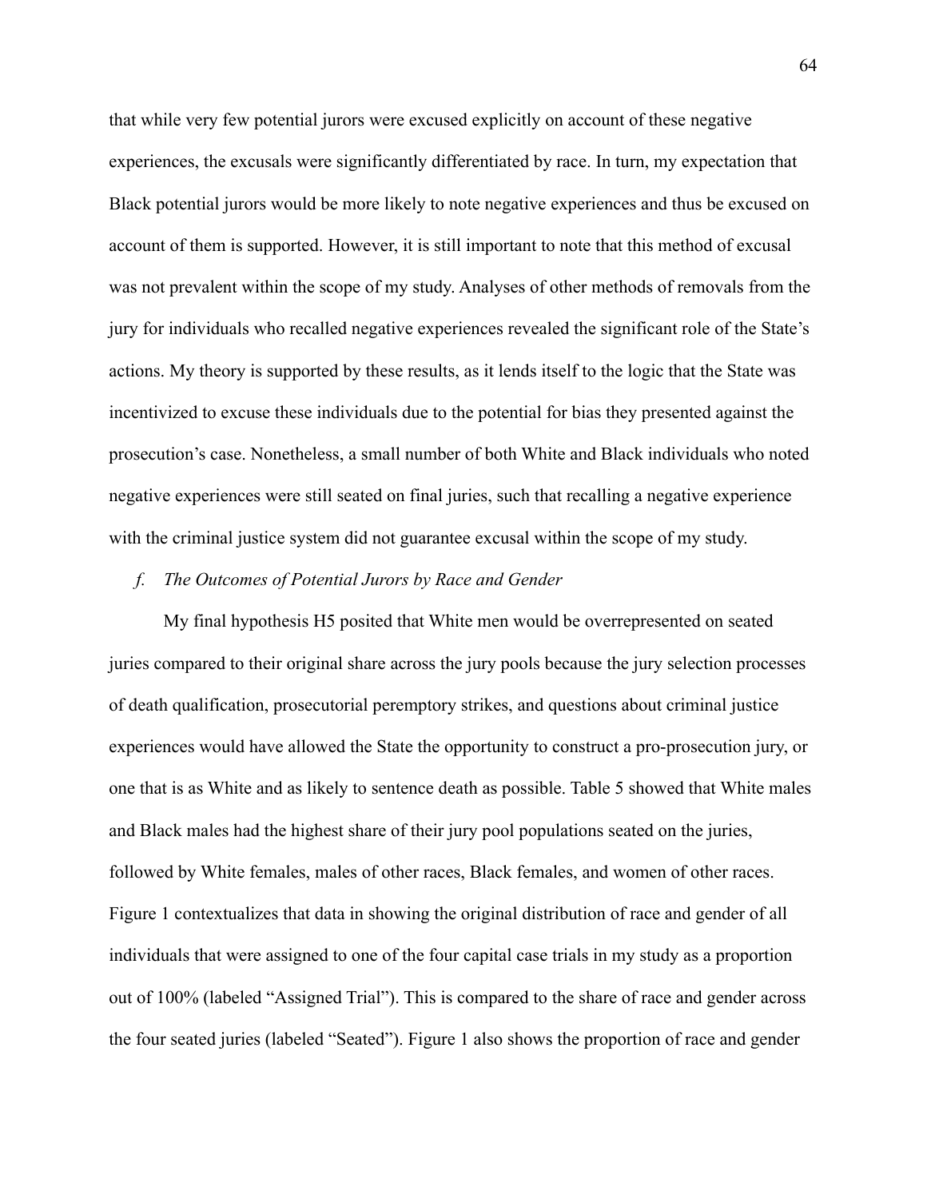that while very few potential jurors were excused explicitly on account of these negative experiences, the excusals were significantly differentiated by race. In turn, my expectation that Black potential jurors would be more likely to note negative experiences and thus be excused on account of them is supported. However, it is still important to note that this method of excusal was not prevalent within the scope of my study. Analyses of other methods of removals from the jury for individuals who recalled negative experiences revealed the significant role of the State's actions. My theory is supported by these results, as it lends itself to the logic that the State was incentivized to excuse these individuals due to the potential for bias they presented against the prosecution's case. Nonetheless, a small number of both White and Black individuals who noted negative experiences were still seated on final juries, such that recalling a negative experience with the criminal justice system did not guarantee excusal within the scope of my study.

### *f. The Outcomes of Potential Jurors by Race and Gender*

My final hypothesis H5 posited that White men would be overrepresented on seated juries compared to their original share across the jury pools because the jury selection processes of death qualification, prosecutorial peremptory strikes, and questions about criminal justice experiences would have allowed the State the opportunity to construct a pro-prosecution jury, or one that is as White and as likely to sentence death as possible. Table 5 showed that White males and Black males had the highest share of their jury pool populations seated on the juries, followed by White females, males of other races, Black females, and women of other races. Figure 1 contextualizes that data in showing the original distribution of race and gender of all individuals that were assigned to one of the four capital case trials in my study as a proportion out of 100% (labeled "Assigned Trial"). This is compared to the share of race and gender across the four seated juries (labeled "Seated"). Figure 1 also shows the proportion of race and gender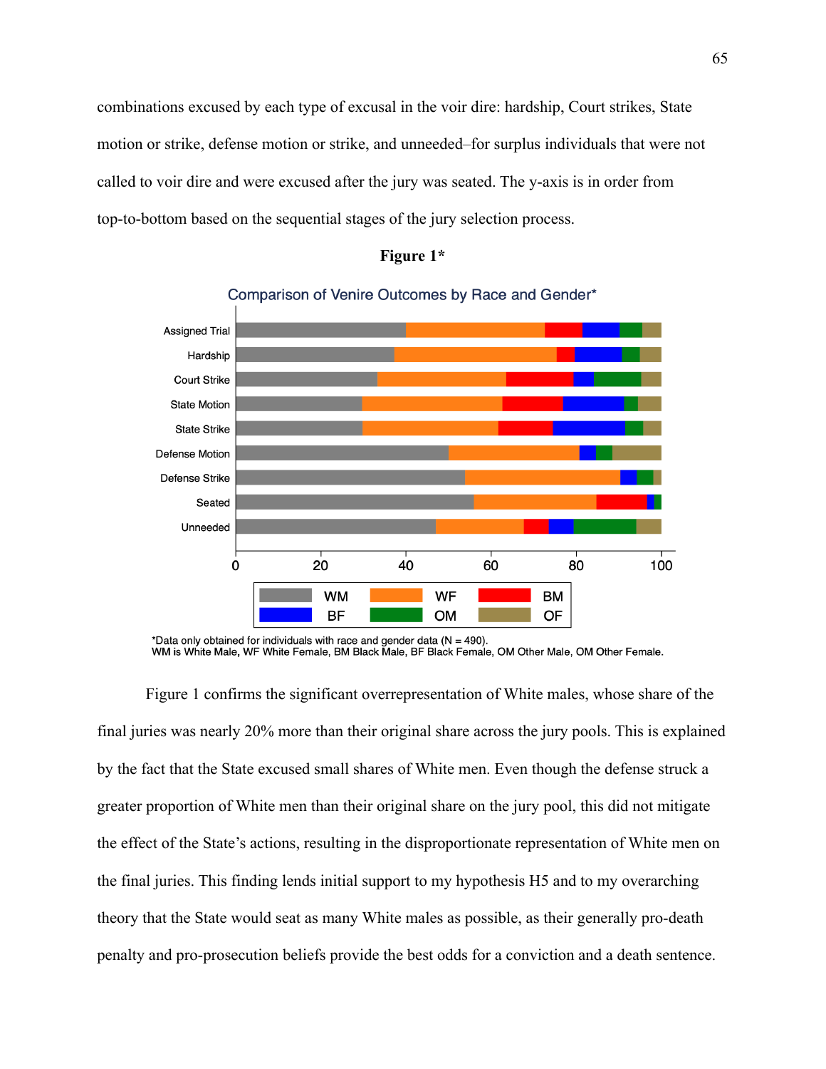combinations excused by each type of excusal in the voir dire: hardship, Court strikes, State motion or strike, defense motion or strike, and unneeded–for surplus individuals that were not called to voir dire and were excused after the jury was seated. The y-axis is in order from top-to-bottom based on the sequential stages of the jury selection process.

**Figure 1***

Comparison of Venire Outcomes by Race and Gender*

*Data only obtained for individuals with race and gender data (N = 490).
WM is White Male, WF White Female, BM Black Male, BF Black Female, OM Other Male, OM Other Female.

Figure 1 confirms the significant overrepresentation of White males, whose share of the final juries was nearly 20% more than their original share across the jury pools. This is explained by the fact that the State excused small shares of White men. Even though the defense struck a greater proportion of White men than their original share on the jury pool, this did not mitigate the effect of the State's actions, resulting in the disproportionate representation of White men on the final juries. This finding lends initial support to my hypothesis H5 and to my overarching theory that the State would seat as many White males as possible, as their generally pro-death penalty and pro-prosecution beliefs provide the best odds for a conviction and a death sentence.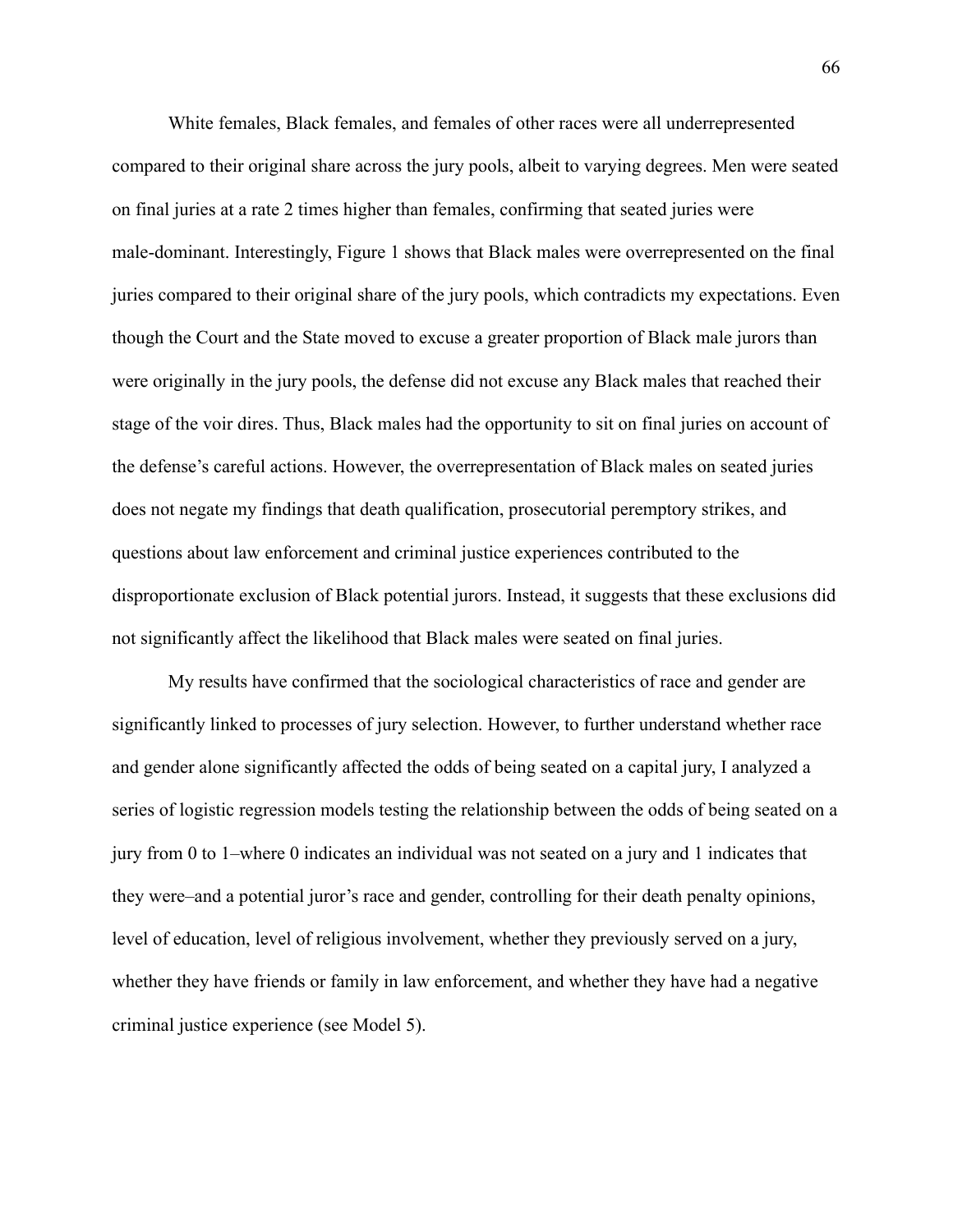White females, Black females, and females of other races were all underrepresented compared to their original share across the jury pools, albeit to varying degrees. Men were seated on final juries at a rate 2 times higher than females, confirming that seated juries were male-dominant. Interestingly, Figure 1 shows that Black males were overrepresented on the final juries compared to their original share of the jury pools, which contradicts my expectations. Even though the Court and the State moved to excuse a greater proportion of Black male jurors than were originally in the jury pools, the defense did not excuse any Black males that reached their stage of the voir dires. Thus, Black males had the opportunity to sit on final juries on account of the defense's careful actions. However, the overrepresentation of Black males on seated juries does not negate my findings that death qualification, prosecutorial peremptory strikes, and questions about law enforcement and criminal justice experiences contributed to the disproportionate exclusion of Black potential jurors. Instead, it suggests that these exclusions did not significantly affect the likelihood that Black males were seated on final juries.

My results have confirmed that the sociological characteristics of race and gender are significantly linked to processes of jury selection. However, to further understand whether race and gender alone significantly affected the odds of being seated on a capital jury, I analyzed a series of logistic regression models testing the relationship between the odds of being seated on a jury from 0 to 1–where 0 indicates an individual was not seated on a jury and 1 indicates that they were–and a potential juror's race and gender, controlling for their death penalty opinions, level of education, level of religious involvement, whether they previously served on a jury, whether they have friends or family in law enforcement, and whether they have had a negative criminal justice experience (see Model 5).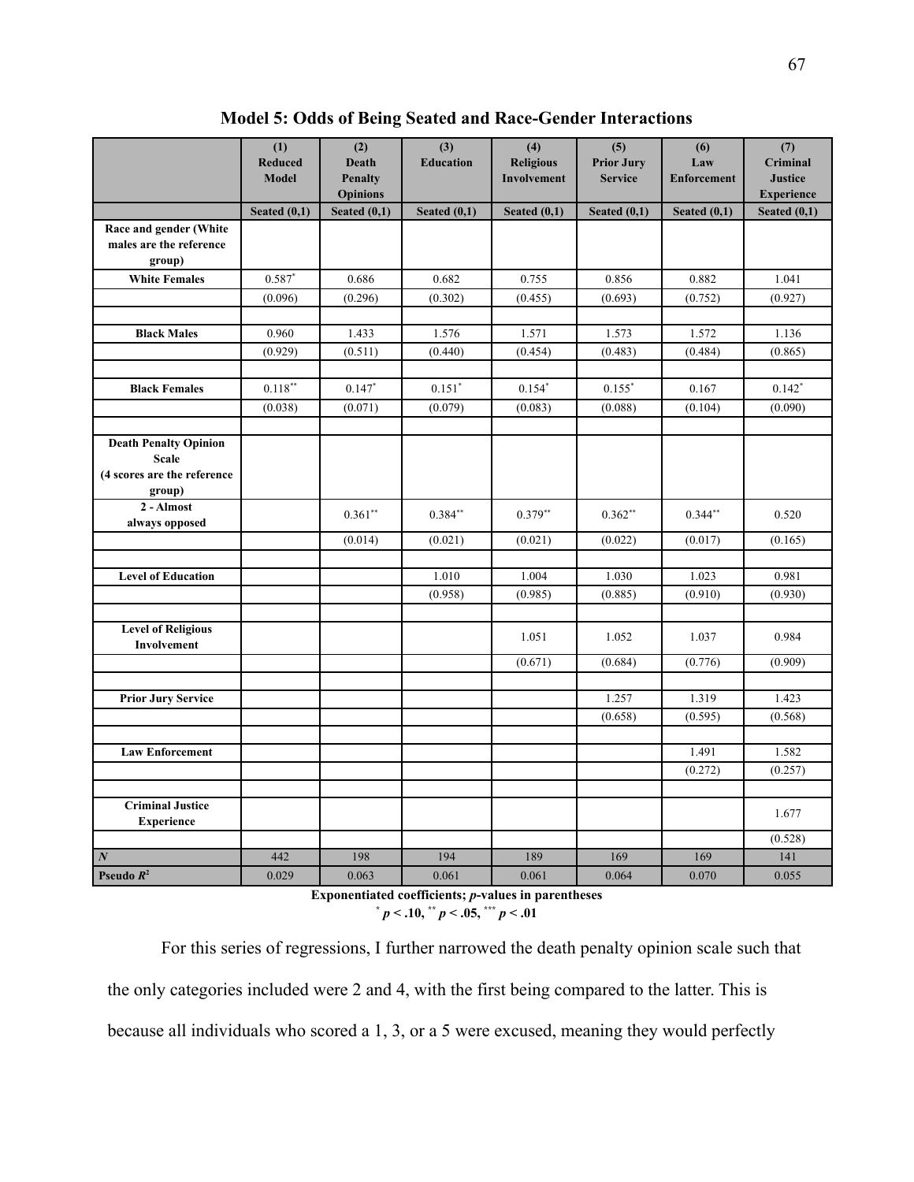**Model 5: Odds of Being Seated and Race-Gender Interactions**

| | (1) Reduced Model | (2) Death Penalty Opinions | (3) Education | (4) Religious Involvement | (5) Prior Jury Service | (6) Law Enforcement | (7) Criminal Justice Experience |
|---|---|---|---|---|---|---|---|
| | Seated (0,1) | Seated (0,1) | Seated (0,1) | Seated (0,1) | Seated (0,1) | Seated (0,1) | Seated (0,1) |
| **Race and gender (White males are the reference group)** | | | | | | | |
| **White Females** | $0.587^{*}$ | 0.686 | 0.682 | 0.755 | 0.856 | 0.882 | 1.041 |
| | (0.096) | (0.296) | (0.302) | (0.455) | (0.693) | (0.752) | (0.927) |
| **Black Males** | 0.960 | 1.433 | 1.576 | 1.571 | 1.573 | 1.572 | 1.136 |
| | (0.929) | (0.511) | (0.440) | (0.454) | (0.483) | (0.484) | (0.865) |
| **Black Females** | $0.118^{**}$ | $0.147^{*}$ | $0.151^{*}$ | $0.154^{*}$ | $0.155^{*}$ | 0.167 | $0.142^{*}$ |
| | (0.038) | (0.071) | (0.079) | (0.083) | (0.088) | (0.104) | (0.090) |
| **Death Penalty Opinion Scale (4 scores are the reference group)** | | | | | | | |
| **2 - Almost always opposed** | | $0.361^{**}$ | $0.384^{**}$ | $0.379^{**}$ | $0.362^{**}$ | $0.344^{**}$ | 0.520 |
| | | (0.014) | (0.021) | (0.021) | (0.022) | (0.017) | (0.165) |
| **Level of Education** | | | 1.010 | 1.004 | 1.030 | 1.023 | 0.981 |
| | | | (0.958) | (0.985) | (0.885) | (0.910) | (0.930) |
| **Level of Religious Involvement** | | | | 1.051 | 1.052 | 1.037 | 0.984 |
| | | | | (0.671) | (0.684) | (0.776) | (0.909) |
| **Prior Jury Service** | | | | | 1.257 | 1.319 | 1.423 |
| | | | | | (0.658) | (0.595) | (0.568) |
| **Law Enforcement** | | | | | | 1.491 | 1.582 |
| | | | | | | (0.272) | (0.257) |
| **Criminal Justice Experience** | | | | | | | 1.677 |
| | | | | | | | (0.528) |
| ***N*** | 442 | 198 | 194 | 189 | 169 | 169 | 141 |
| **Pseudo $R^2$** | 0.029 | 0.063 | 0.061 | 0.061 | 0.064 | 0.070 | 0.055 |

**Exponentiated coefficients; *p*-values in parentheses**
$^{*}$ $p < .10$, $^{**}$ $p < .05$, $^{***}$ $p < .01$

For this series of regressions, I further narrowed the death penalty opinion scale such that the only categories included were 2 and 4, with the first being compared to the latter. This is because all individuals who scored a 1, 3, or a 5 were excused, meaning they would perfectly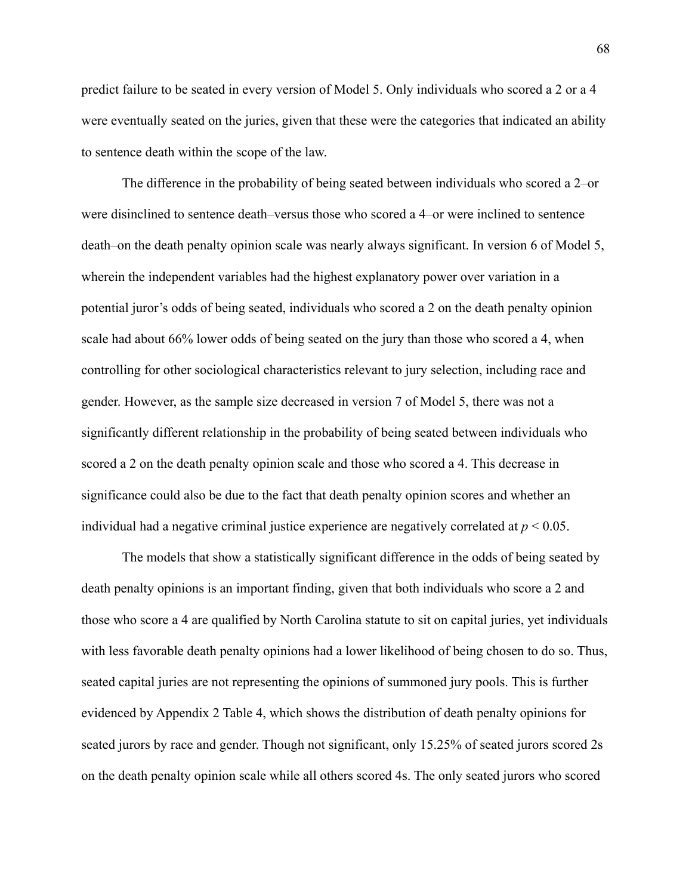predict failure to be seated in every version of Model 5. Only individuals who scored a 2 or a 4 were eventually seated on the juries, given that these were the categories that indicated an ability to sentence death within the scope of the law.

The difference in the probability of being seated between individuals who scored a 2–or were disinclined to sentence death–versus those who scored a 4–or were inclined to sentence death–on the death penalty opinion scale was nearly always significant. In version 6 of Model 5, wherein the independent variables had the highest explanatory power over variation in a potential juror's odds of being seated, individuals who scored a 2 on the death penalty opinion scale had about 66% lower odds of being seated on the jury than those who scored a 4, when controlling for other sociological characteristics relevant to jury selection, including race and gender. However, as the sample size decreased in version 7 of Model 5, there was not a significantly different relationship in the probability of being seated between individuals who scored a 2 on the death penalty opinion scale and those who scored a 4. This decrease in significance could also be due to the fact that death penalty opinion scores and whether an individual had a negative criminal justice experience are negatively correlated at $p < 0.05$.

The models that show a statistically significant difference in the odds of being seated by death penalty opinions is an important finding, given that both individuals who score a 2 and those who score a 4 are qualified by North Carolina statute to sit on capital juries, yet individuals with less favorable death penalty opinions had a lower likelihood of being chosen to do so. Thus, seated capital juries are not representing the opinions of summoned jury pools. This is further evidenced by Appendix 2 Table 4, which shows the distribution of death penalty opinions for seated jurors by race and gender. Though not significant, only 15.25% of seated jurors scored 2s on the death penalty opinion scale while all others scored 4s. The only seated jurors who scored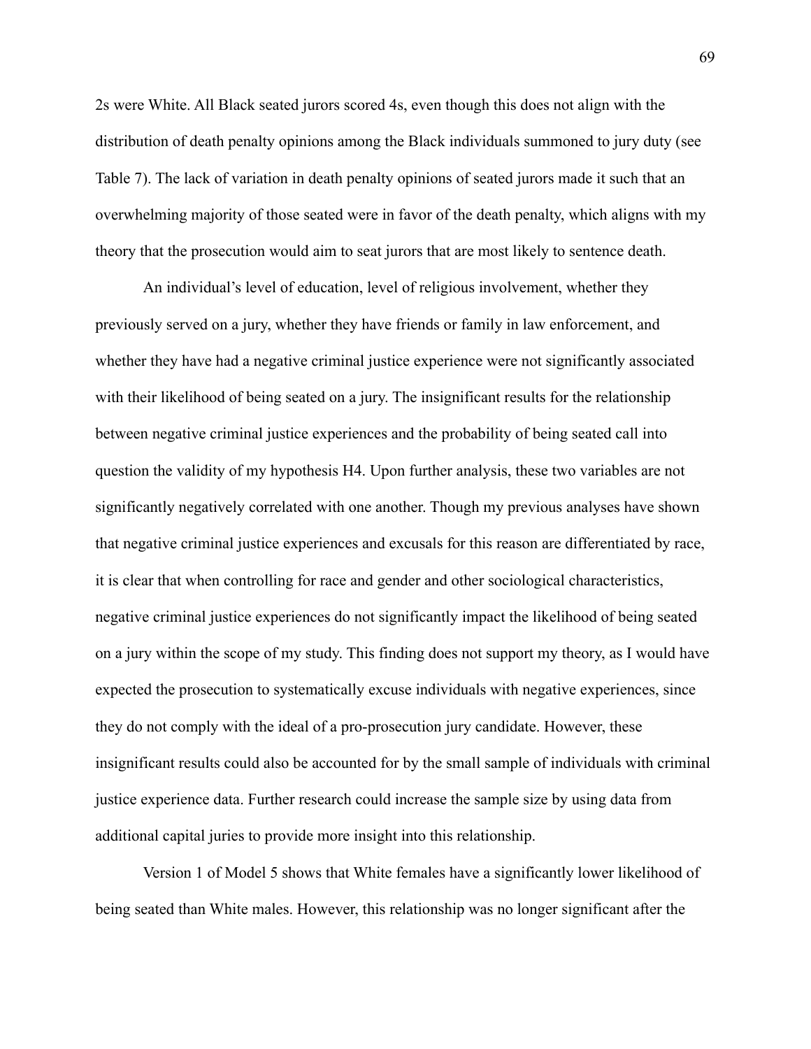2s were White. All Black seated jurors scored 4s, even though this does not align with the distribution of death penalty opinions among the Black individuals summoned to jury duty (see Table 7). The lack of variation in death penalty opinions of seated jurors made it such that an overwhelming majority of those seated were in favor of the death penalty, which aligns with my theory that the prosecution would aim to seat jurors that are most likely to sentence death.

An individual's level of education, level of religious involvement, whether they previously served on a jury, whether they have friends or family in law enforcement, and whether they have had a negative criminal justice experience were not significantly associated with their likelihood of being seated on a jury. The insignificant results for the relationship between negative criminal justice experiences and the probability of being seated call into question the validity of my hypothesis H4. Upon further analysis, these two variables are not significantly negatively correlated with one another. Though my previous analyses have shown that negative criminal justice experiences and excusals for this reason are differentiated by race, it is clear that when controlling for race and gender and other sociological characteristics, negative criminal justice experiences do not significantly impact the likelihood of being seated on a jury within the scope of my study. This finding does not support my theory, as I would have expected the prosecution to systematically excuse individuals with negative experiences, since they do not comply with the ideal of a pro-prosecution jury candidate. However, these insignificant results could also be accounted for by the small sample of individuals with criminal justice experience data. Further research could increase the sample size by using data from additional capital juries to provide more insight into this relationship.

Version 1 of Model 5 shows that White females have a significantly lower likelihood of being seated than White males. However, this relationship was no longer significant after the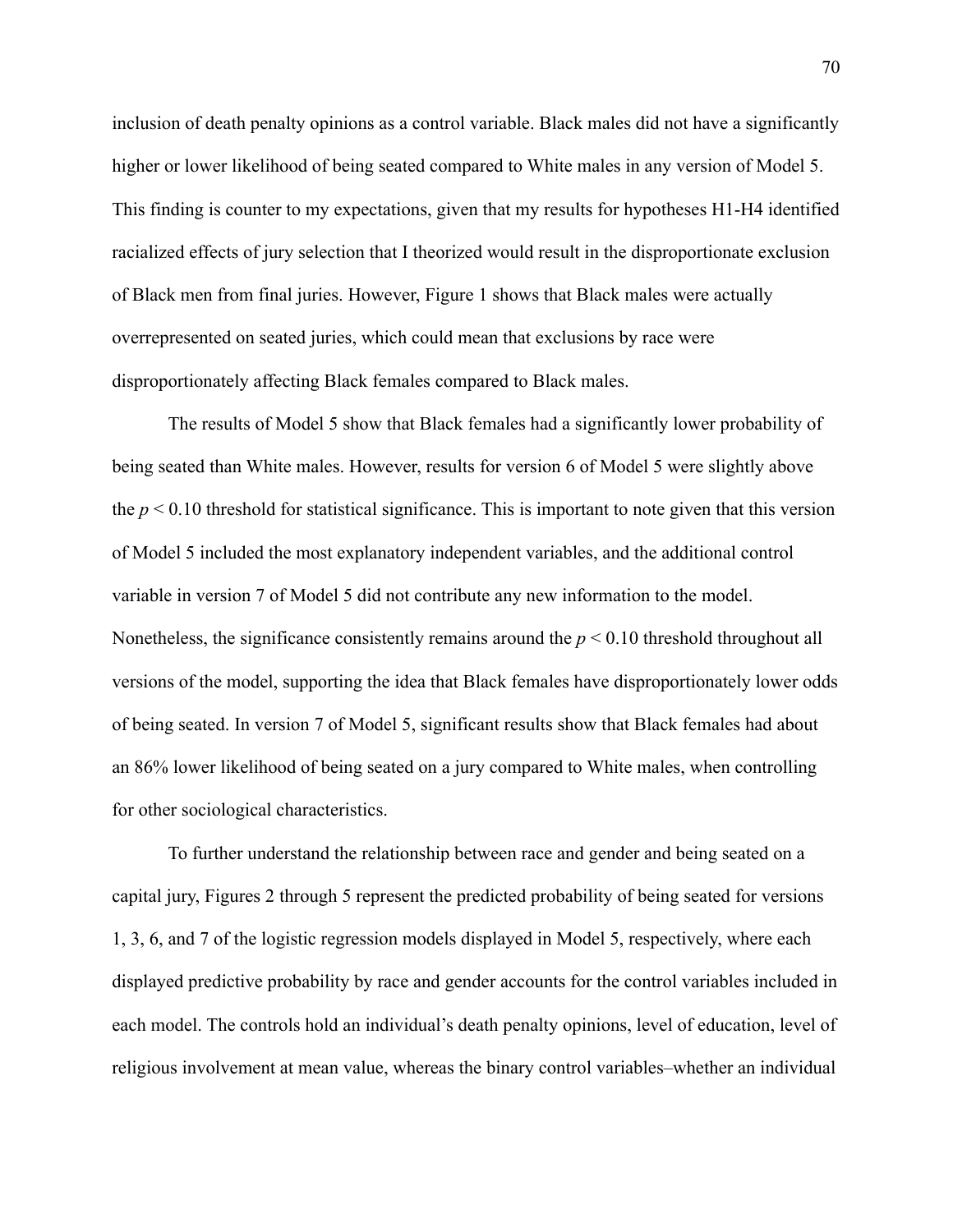inclusion of death penalty opinions as a control variable. Black males did not have a significantly higher or lower likelihood of being seated compared to White males in any version of Model 5. This finding is counter to my expectations, given that my results for hypotheses H1-H4 identified racialized effects of jury selection that I theorized would result in the disproportionate exclusion of Black men from final juries. However, Figure 1 shows that Black males were actually overrepresented on seated juries, which could mean that exclusions by race were disproportionately affecting Black females compared to Black males.

The results of Model 5 show that Black females had a significantly lower probability of being seated than White males. However, results for version 6 of Model 5 were slightly above the $p < 0.10$ threshold for statistical significance. This is important to note given that this version of Model 5 included the most explanatory independent variables, and the additional control variable in version 7 of Model 5 did not contribute any new information to the model. Nonetheless, the significance consistently remains around the $p < 0.10$ threshold throughout all versions of the model, supporting the idea that Black females have disproportionately lower odds of being seated. In version 7 of Model 5, significant results show that Black females had about an 86% lower likelihood of being seated on a jury compared to White males, when controlling for other sociological characteristics.

To further understand the relationship between race and gender and being seated on a capital jury, Figures 2 through 5 represent the predicted probability of being seated for versions 1, 3, 6, and 7 of the logistic regression models displayed in Model 5, respectively, where each displayed predictive probability by race and gender accounts for the control variables included in each model. The controls hold an individual's death penalty opinions, level of education, level of religious involvement at mean value, whereas the binary control variables–whether an individual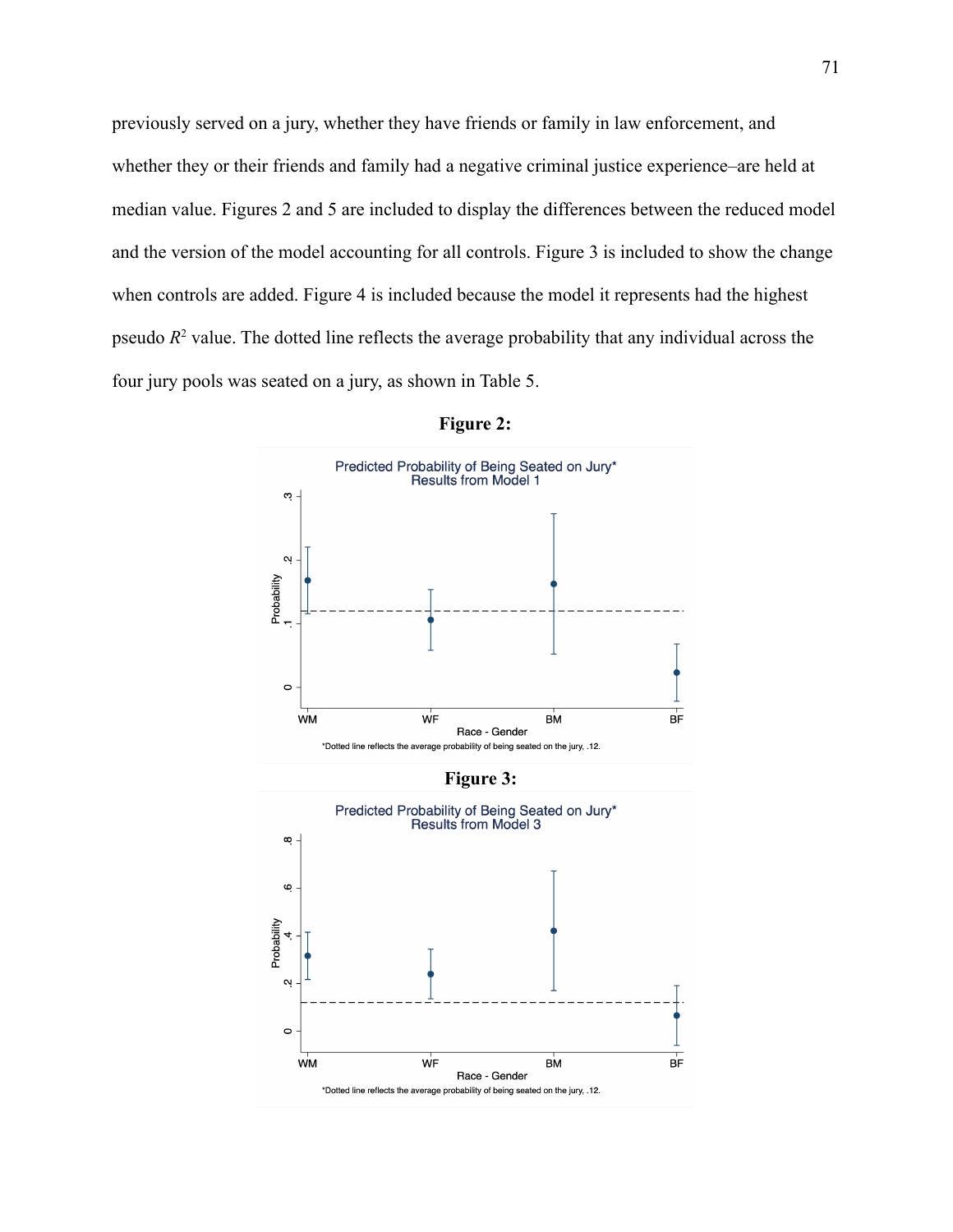previously served on a jury, whether they have friends or family in law enforcement, and whether they or their friends and family had a negative criminal justice experience–are held at median value. Figures 2 and 5 are included to display the differences between the reduced model and the version of the model accounting for all controls. Figure 3 is included to show the change when controls are added. Figure 4 is included because the model it represents had the highest pseudo $R^2$ value. The dotted line reflects the average probability that any individual across the four jury pools was seated on a jury, as shown in Table 5.

**Figure 2:**

Predicted Probability of Being Seated on Jury*
Results from Model 1

*Dotted line reflects the average probability of being seated on the jury, .12.

**Figure 3:**

Predicted Probability of Being Seated on Jury*
Results from Model 3

*Dotted line reflects the average probability of being seated on the jury, .12.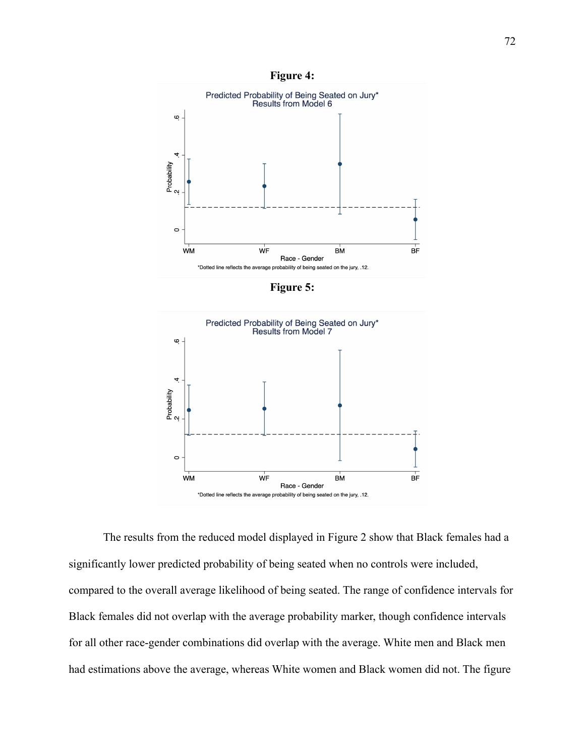**Figure 4:**

**Figure 5:**

The results from the reduced model displayed in Figure 2 show that Black females had a significantly lower predicted probability of being seated when no controls were included, compared to the overall average likelihood of being seated. The range of confidence intervals for Black females did not overlap with the average probability marker, though confidence intervals for all other race-gender combinations did overlap with the average. White men and Black men had estimations above the average, whereas White women and Black women did not. The figure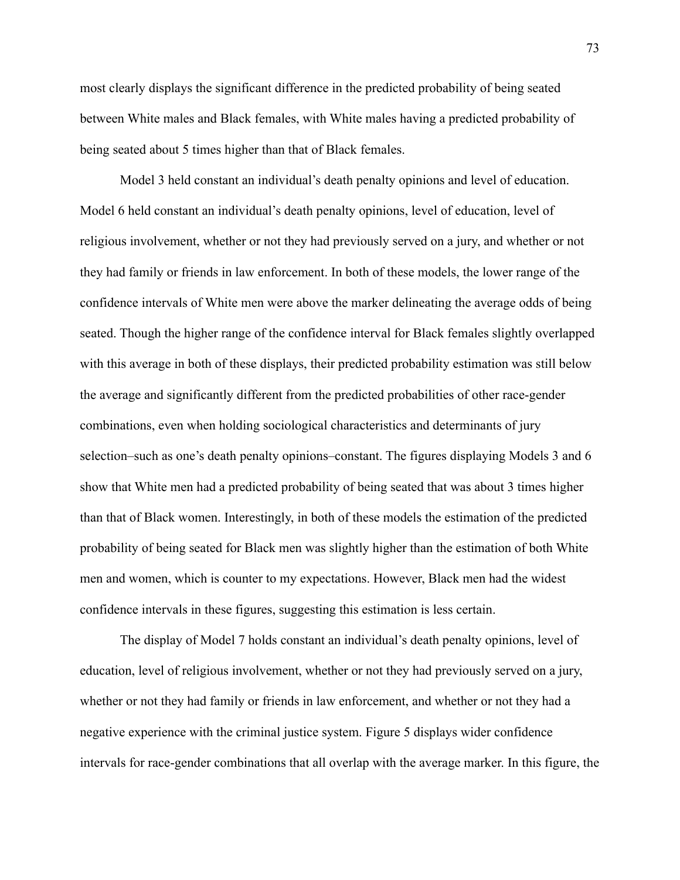most clearly displays the significant difference in the predicted probability of being seated between White males and Black females, with White males having a predicted probability of being seated about 5 times higher than that of Black females.

Model 3 held constant an individual's death penalty opinions and level of education. Model 6 held constant an individual's death penalty opinions, level of education, level of religious involvement, whether or not they had previously served on a jury, and whether or not they had family or friends in law enforcement. In both of these models, the lower range of the confidence intervals of White men were above the marker delineating the average odds of being seated. Though the higher range of the confidence interval for Black females slightly overlapped with this average in both of these displays, their predicted probability estimation was still below the average and significantly different from the predicted probabilities of other race-gender combinations, even when holding sociological characteristics and determinants of jury selection–such as one's death penalty opinions–constant. The figures displaying Models 3 and 6 show that White men had a predicted probability of being seated that was about 3 times higher than that of Black women. Interestingly, in both of these models the estimation of the predicted probability of being seated for Black men was slightly higher than the estimation of both White men and women, which is counter to my expectations. However, Black men had the widest confidence intervals in these figures, suggesting this estimation is less certain.

The display of Model 7 holds constant an individual's death penalty opinions, level of education, level of religious involvement, whether or not they had previously served on a jury, whether or not they had family or friends in law enforcement, and whether or not they had a negative experience with the criminal justice system. Figure 5 displays wider confidence intervals for race-gender combinations that all overlap with the average marker. In this figure, the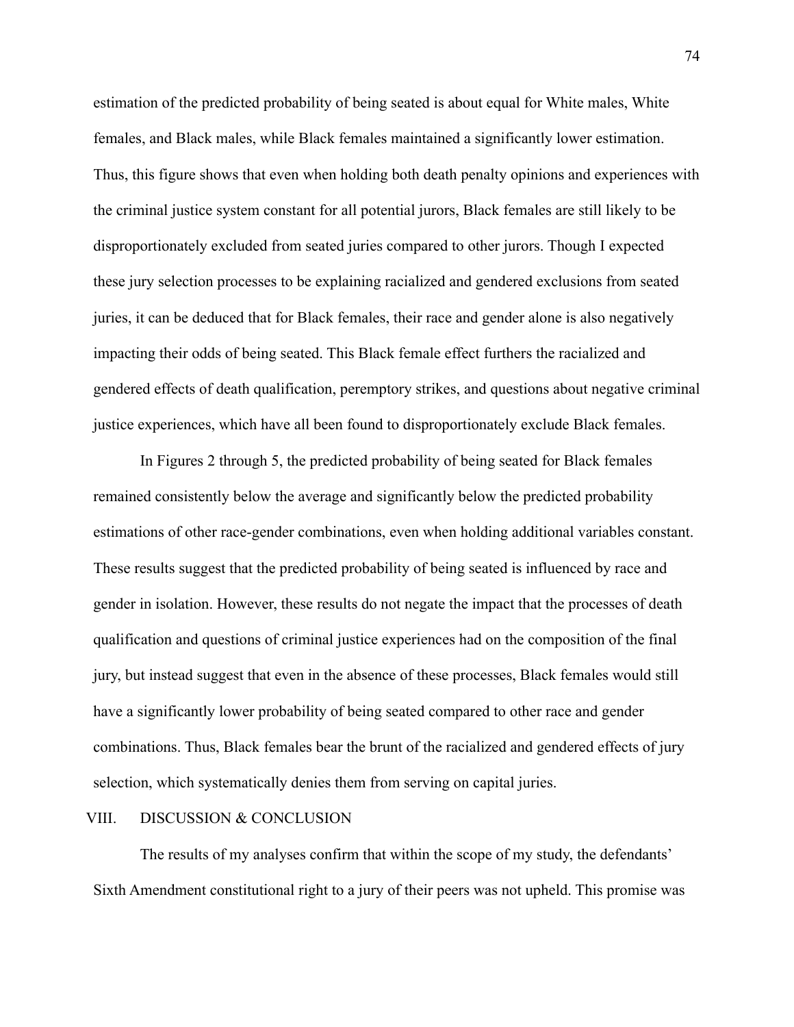estimation of the predicted probability of being seated is about equal for White males, White females, and Black males, while Black females maintained a significantly lower estimation. Thus, this figure shows that even when holding both death penalty opinions and experiences with the criminal justice system constant for all potential jurors, Black females are still likely to be disproportionately excluded from seated juries compared to other jurors. Though I expected these jury selection processes to be explaining racialized and gendered exclusions from seated juries, it can be deduced that for Black females, their race and gender alone is also negatively impacting their odds of being seated. This Black female effect furthers the racialized and gendered effects of death qualification, peremptory strikes, and questions about negative criminal justice experiences, which have all been found to disproportionately exclude Black females.

In Figures 2 through 5, the predicted probability of being seated for Black females remained consistently below the average and significantly below the predicted probability estimations of other race-gender combinations, even when holding additional variables constant. These results suggest that the predicted probability of being seated is influenced by race and gender in isolation. However, these results do not negate the impact that the processes of death qualification and questions of criminal justice experiences had on the composition of the final jury, but instead suggest that even in the absence of these processes, Black females would still have a significantly lower probability of being seated compared to other race and gender combinations. Thus, Black females bear the brunt of the racialized and gendered effects of jury selection, which systematically denies them from serving on capital juries.

## VIII. DISCUSSION & CONCLUSION

The results of my analyses confirm that within the scope of my study, the defendants' Sixth Amendment constitutional right to a jury of their peers was not upheld. This promise was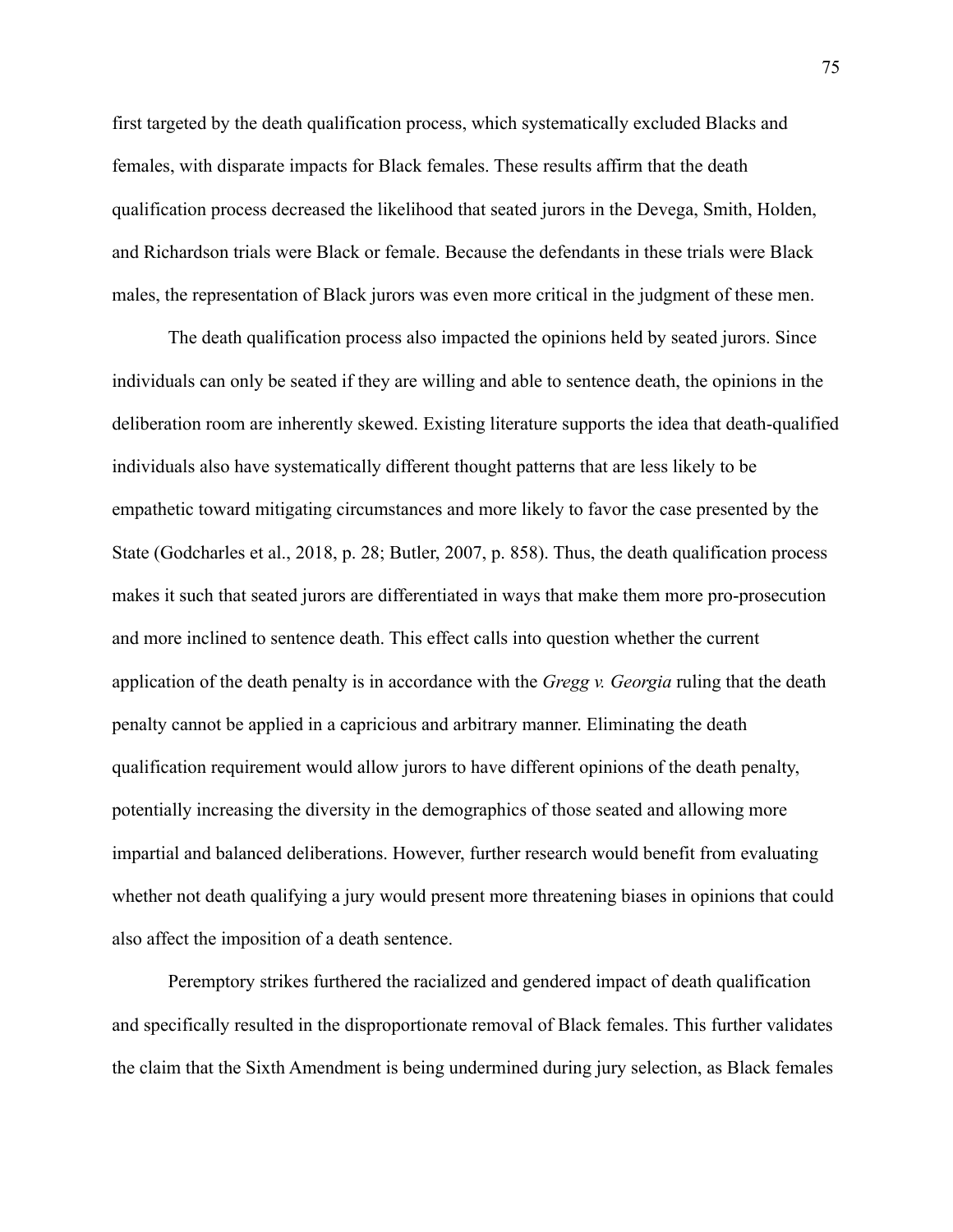first targeted by the death qualification process, which systematically excluded Blacks and females, with disparate impacts for Black females. These results affirm that the death qualification process decreased the likelihood that seated jurors in the Devega, Smith, Holden, and Richardson trials were Black or female. Because the defendants in these trials were Black males, the representation of Black jurors was even more critical in the judgment of these men.

The death qualification process also impacted the opinions held by seated jurors. Since individuals can only be seated if they are willing and able to sentence death, the opinions in the deliberation room are inherently skewed. Existing literature supports the idea that death-qualified individuals also have systematically different thought patterns that are less likely to be empathetic toward mitigating circumstances and more likely to favor the case presented by the State (Godcharles et al., 2018, p. 28; Butler, 2007, p. 858). Thus, the death qualification process makes it such that seated jurors are differentiated in ways that make them more pro-prosecution and more inclined to sentence death. This effect calls into question whether the current application of the death penalty is in accordance with the *Gregg v. Georgia* ruling that the death penalty cannot be applied in a capricious and arbitrary manner. Eliminating the death qualification requirement would allow jurors to have different opinions of the death penalty, potentially increasing the diversity in the demographics of those seated and allowing more impartial and balanced deliberations. However, further research would benefit from evaluating whether not death qualifying a jury would present more threatening biases in opinions that could also affect the imposition of a death sentence.

Peremptory strikes furthered the racialized and gendered impact of death qualification and specifically resulted in the disproportionate removal of Black females. This further validates the claim that the Sixth Amendment is being undermined during jury selection, as Black females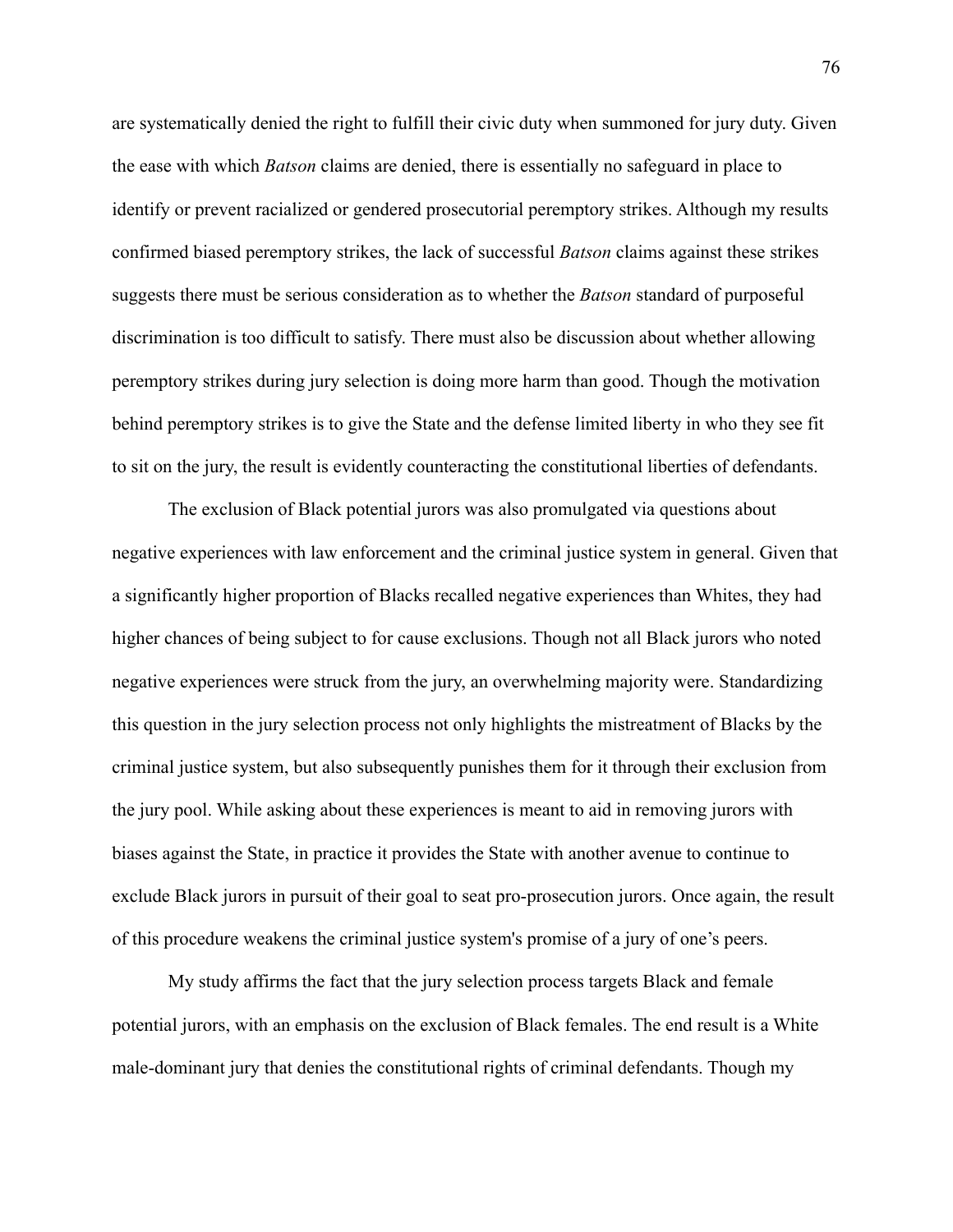are systematically denied the right to fulfill their civic duty when summoned for jury duty. Given the ease with which *Batson* claims are denied, there is essentially no safeguard in place to identify or prevent racialized or gendered prosecutorial peremptory strikes. Although my results confirmed biased peremptory strikes, the lack of successful *Batson* claims against these strikes suggests there must be serious consideration as to whether the *Batson* standard of purposeful discrimination is too difficult to satisfy. There must also be discussion about whether allowing peremptory strikes during jury selection is doing more harm than good. Though the motivation behind peremptory strikes is to give the State and the defense limited liberty in who they see fit to sit on the jury, the result is evidently counteracting the constitutional liberties of defendants.

The exclusion of Black potential jurors was also promulgated via questions about negative experiences with law enforcement and the criminal justice system in general. Given that a significantly higher proportion of Blacks recalled negative experiences than Whites, they had higher chances of being subject to for cause exclusions. Though not all Black jurors who noted negative experiences were struck from the jury, an overwhelming majority were. Standardizing this question in the jury selection process not only highlights the mistreatment of Blacks by the criminal justice system, but also subsequently punishes them for it through their exclusion from the jury pool. While asking about these experiences is meant to aid in removing jurors with biases against the State, in practice it provides the State with another avenue to continue to exclude Black jurors in pursuit of their goal to seat pro-prosecution jurors. Once again, the result of this procedure weakens the criminal justice system's promise of a jury of one's peers.

My study affirms the fact that the jury selection process targets Black and female potential jurors, with an emphasis on the exclusion of Black females. The end result is a White male-dominant jury that denies the constitutional rights of criminal defendants. Though my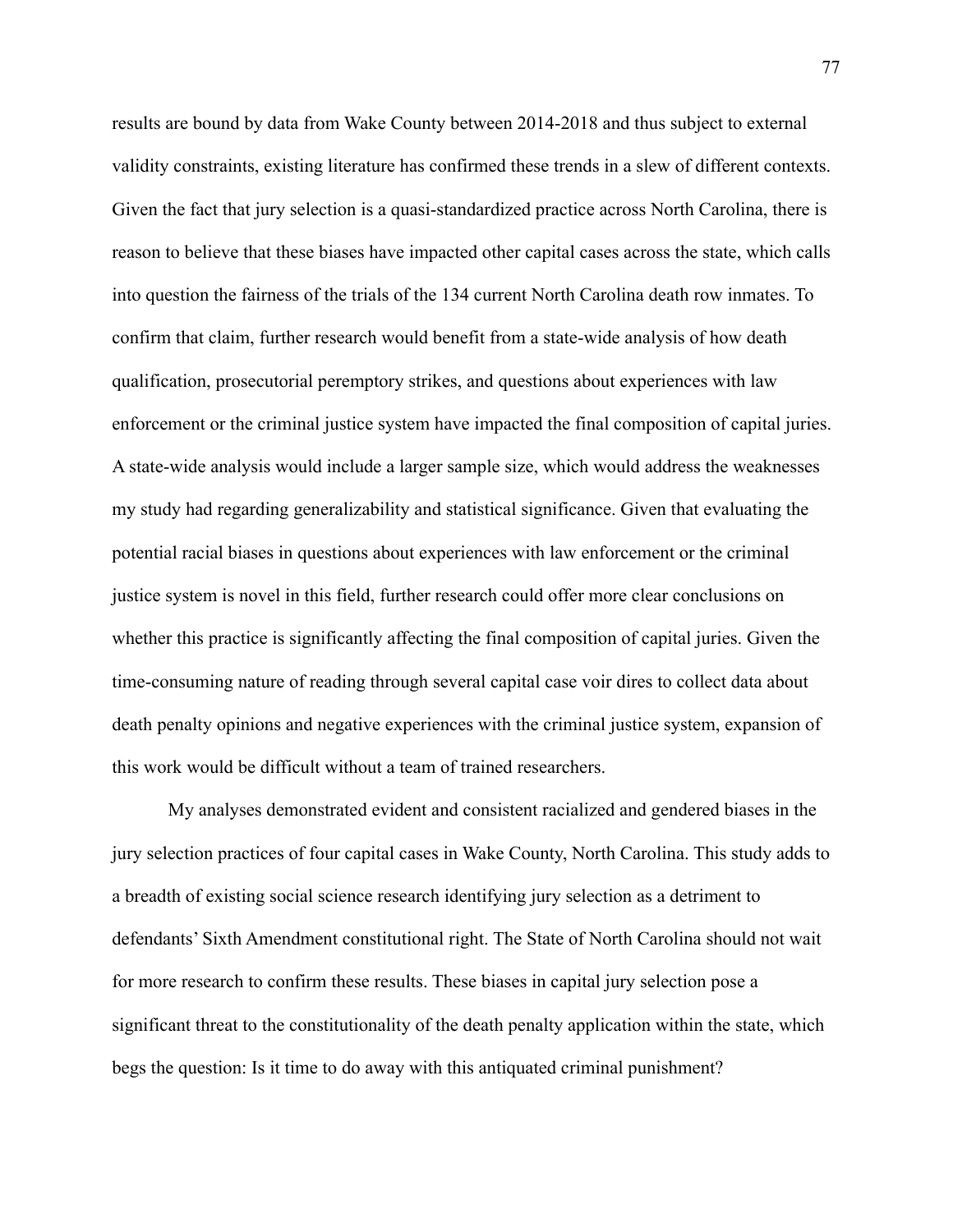results are bound by data from Wake County between 2014-2018 and thus subject to external validity constraints, existing literature has confirmed these trends in a slew of different contexts. Given the fact that jury selection is a quasi-standardized practice across North Carolina, there is reason to believe that these biases have impacted other capital cases across the state, which calls into question the fairness of the trials of the 134 current North Carolina death row inmates. To confirm that claim, further research would benefit from a state-wide analysis of how death qualification, prosecutorial peremptory strikes, and questions about experiences with law enforcement or the criminal justice system have impacted the final composition of capital juries. A state-wide analysis would include a larger sample size, which would address the weaknesses my study had regarding generalizability and statistical significance. Given that evaluating the potential racial biases in questions about experiences with law enforcement or the criminal justice system is novel in this field, further research could offer more clear conclusions on whether this practice is significantly affecting the final composition of capital juries. Given the time-consuming nature of reading through several capital case voir dires to collect data about death penalty opinions and negative experiences with the criminal justice system, expansion of this work would be difficult without a team of trained researchers.

My analyses demonstrated evident and consistent racialized and gendered biases in the jury selection practices of four capital cases in Wake County, North Carolina. This study adds to a breadth of existing social science research identifying jury selection as a detriment to defendants' Sixth Amendment constitutional right. The State of North Carolina should not wait for more research to confirm these results. These biases in capital jury selection pose a significant threat to the constitutionality of the death penalty application within the state, which begs the question: Is it time to do away with this antiquated criminal punishment?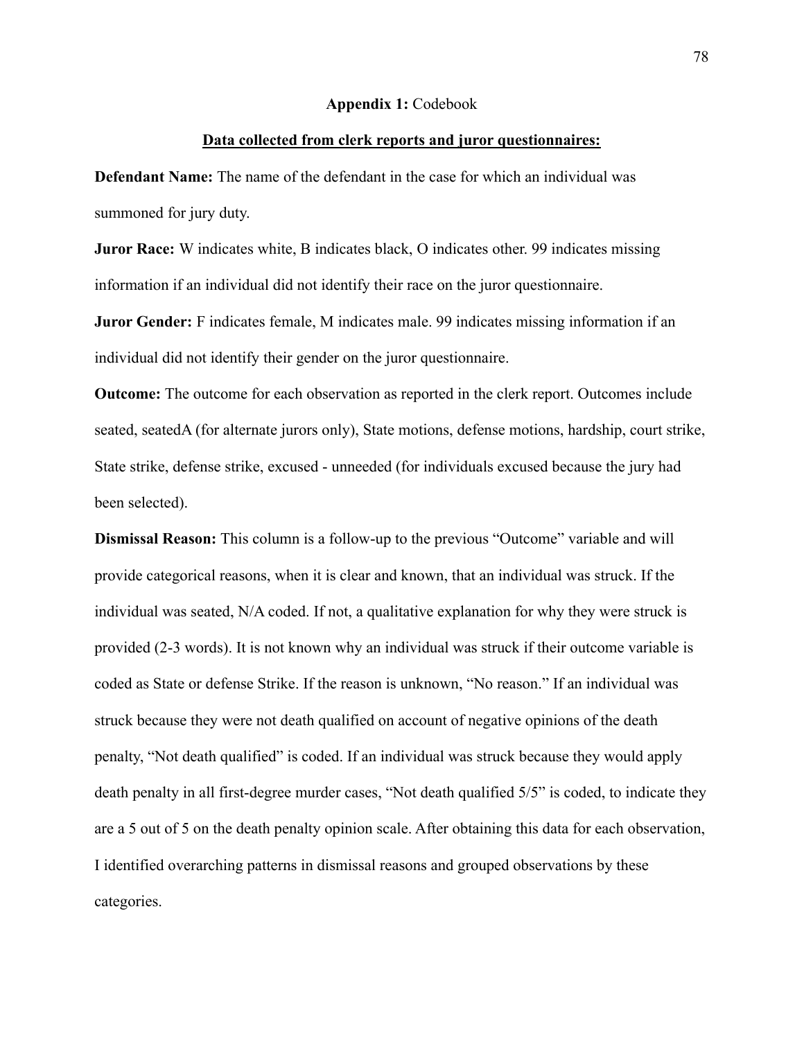## **Appendix 1:** Codebook

**<u>Data collected from clerk reports and juror questionnaires:</u>**

**Defendant Name:** The name of the defendant in the case for which an individual was summoned for jury duty.

**Juror Race:** W indicates white, B indicates black, O indicates other. 99 indicates missing information if an individual did not identify their race on the juror questionnaire.

**Juror Gender:** F indicates female, M indicates male. 99 indicates missing information if an individual did not identify their gender on the juror questionnaire.

**Outcome:** The outcome for each observation as reported in the clerk report. Outcomes include seated, seatedA (for alternate jurors only), State motions, defense motions, hardship, court strike, State strike, defense strike, excused - unneeded (for individuals excused because the jury had been selected).

**Dismissal Reason:** This column is a follow-up to the previous "Outcome" variable and will provide categorical reasons, when it is clear and known, that an individual was struck. If the individual was seated, N/A coded. If not, a qualitative explanation for why they were struck is provided (2-3 words). It is not known why an individual was struck if their outcome variable is coded as State or defense Strike. If the reason is unknown, "No reason." If an individual was struck because they were not death qualified on account of negative opinions of the death penalty, "Not death qualified" is coded. If an individual was struck because they would apply death penalty in all first-degree murder cases, "Not death qualified 5/5" is coded, to indicate they are a 5 out of 5 on the death penalty opinion scale. After obtaining this data for each observation, I identified overarching patterns in dismissal reasons and grouped observations by these categories.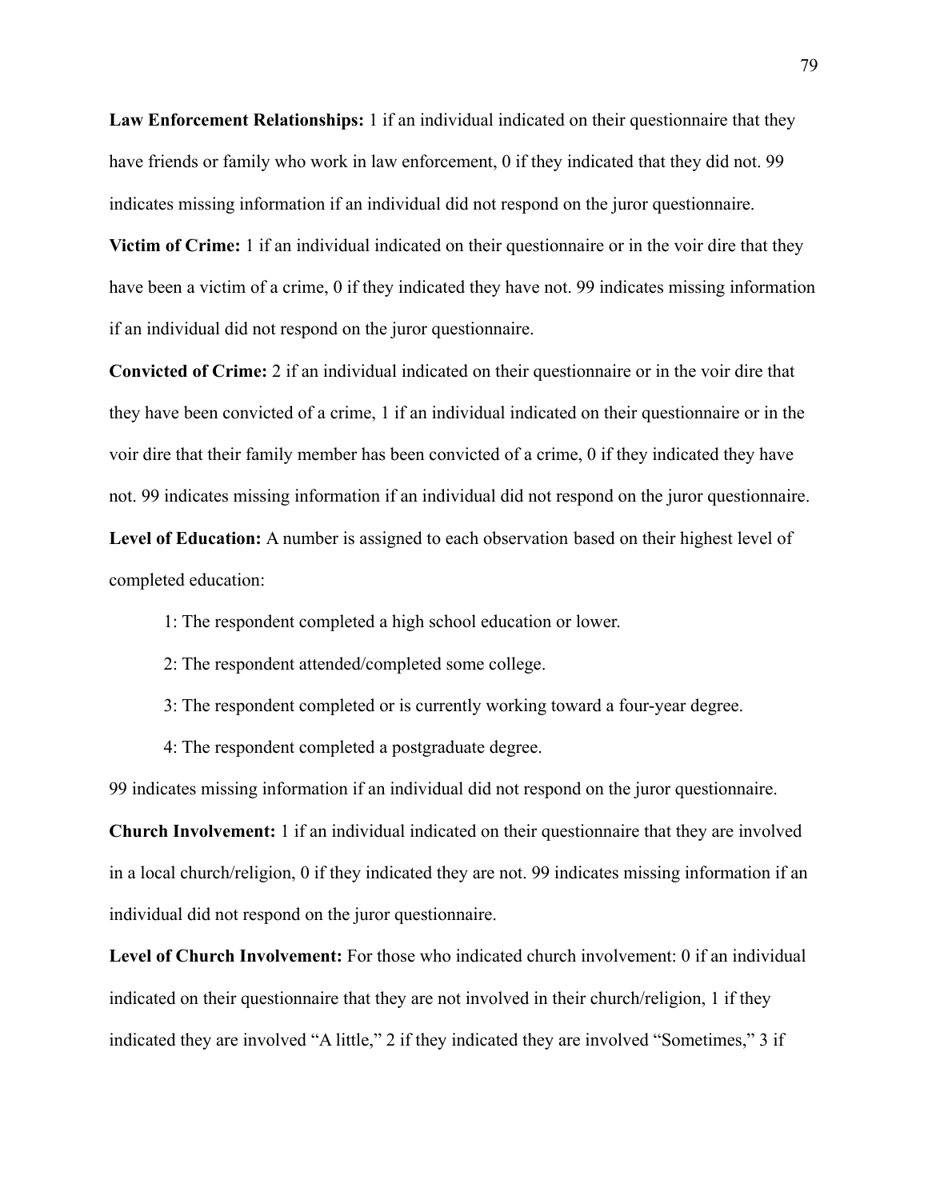**Law Enforcement Relationships:** 1 if an individual indicated on their questionnaire that they have friends or family who work in law enforcement, 0 if they indicated that they did not. 99 indicates missing information if an individual did not respond on the juror questionnaire.

**Victim of Crime:** 1 if an individual indicated on their questionnaire or in the voir dire that they have been a victim of a crime, 0 if they indicated they have not. 99 indicates missing information if an individual did not respond on the juror questionnaire.

**Convicted of Crime:** 2 if an individual indicated on their questionnaire or in the voir dire that they have been convicted of a crime, 1 if an individual indicated on their questionnaire or in the voir dire that their family member has been convicted of a crime, 0 if they indicated they have not. 99 indicates missing information if an individual did not respond on the juror questionnaire.

**Level of Education:** A number is assigned to each observation based on their highest level of completed education:

1: The respondent completed a high school education or lower.

2: The respondent attended/completed some college.

3: The respondent completed or is currently working toward a four-year degree.

4: The respondent completed a postgraduate degree.

99 indicates missing information if an individual did not respond on the juror questionnaire.

**Church Involvement:** 1 if an individual indicated on their questionnaire that they are involved in a local church/religion, 0 if they indicated they are not. 99 indicates missing information if an individual did not respond on the juror questionnaire.

**Level of Church Involvement:** For those who indicated church involvement: 0 if an individual indicated on their questionnaire that they are not involved in their church/religion, 1 if they indicated they are involved "A little," 2 if they indicated they are involved "Sometimes," 3 if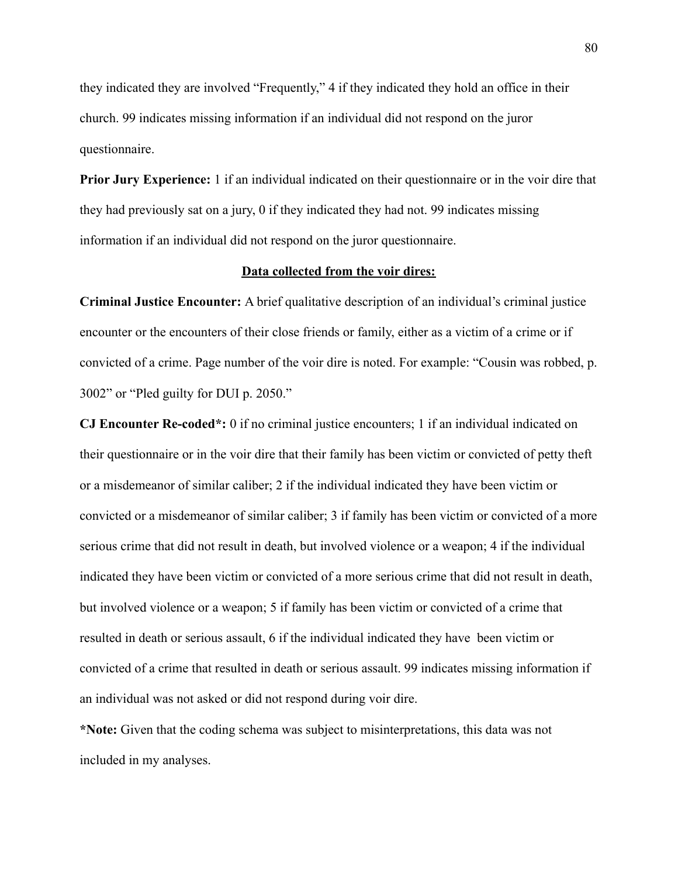they indicated they are involved “Frequently,” 4 if they indicated they hold an office in their church. 99 indicates missing information if an individual did not respond on the juror questionnaire.

**Prior Jury Experience:** 1 if an individual indicated on their questionnaire or in the voir dire that they had previously sat on a jury, 0 if they indicated they had not. 99 indicates missing information if an individual did not respond on the juror questionnaire.

<u>**Data collected from the voir dires:**</u>

**Criminal Justice Encounter:** A brief qualitative description of an individual’s criminal justice encounter or the encounters of their close friends or family, either as a victim of a crime or if convicted of a crime. Page number of the voir dire is noted. For example: “Cousin was robbed, p. 3002” or “Pled guilty for DUI p. 2050.”

**CJ Encounter Re-coded*:** 0 if no criminal justice encounters; 1 if an individual indicated on their questionnaire or in the voir dire that their family has been victim or convicted of petty theft or a misdemeanor of similar caliber; 2 if the individual indicated they have been victim or convicted or a misdemeanor of similar caliber; 3 if family has been victim or convicted of a more serious crime that did not result in death, but involved violence or a weapon; 4 if the individual indicated they have been victim or convicted of a more serious crime that did not result in death, but involved violence or a weapon; 5 if family has been victim or convicted of a crime that resulted in death or serious assault, 6 if the individual indicated they have been victim or convicted of a crime that resulted in death or serious assault. 99 indicates missing information if an individual was not asked or did not respond during voir dire.

***Note:** Given that the coding schema was subject to misinterpretations, this data was not included in my analyses.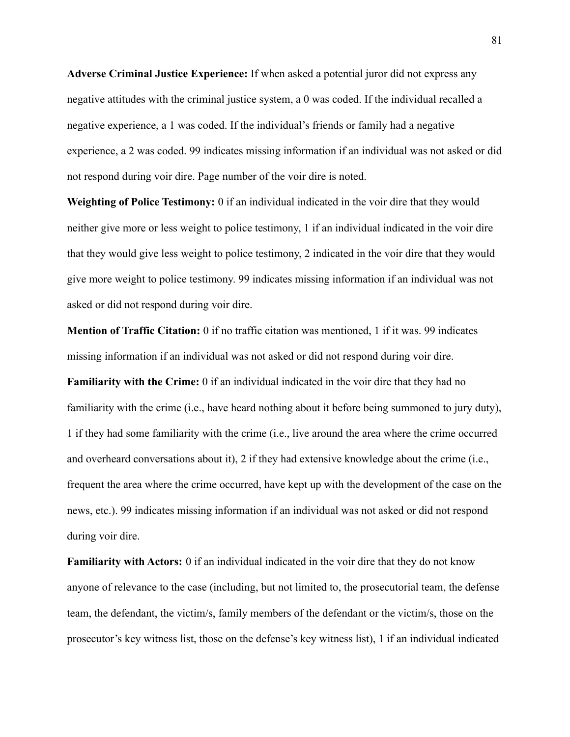**Adverse Criminal Justice Experience:** If when asked a potential juror did not express any negative attitudes with the criminal justice system, a 0 was coded. If the individual recalled a negative experience, a 1 was coded. If the individual's friends or family had a negative experience, a 2 was coded. 99 indicates missing information if an individual was not asked or did not respond during voir dire. Page number of the voir dire is noted.

**Weighting of Police Testimony:** 0 if an individual indicated in the voir dire that they would neither give more or less weight to police testimony, 1 if an individual indicated in the voir dire that they would give less weight to police testimony, 2 indicated in the voir dire that they would give more weight to police testimony. 99 indicates missing information if an individual was not asked or did not respond during voir dire.

**Mention of Traffic Citation:** 0 if no traffic citation was mentioned, 1 if it was. 99 indicates missing information if an individual was not asked or did not respond during voir dire.

**Familiarity with the Crime:** 0 if an individual indicated in the voir dire that they had no familiarity with the crime (i.e., have heard nothing about it before being summoned to jury duty), 1 if they had some familiarity with the crime (i.e., live around the area where the crime occurred and overheard conversations about it), 2 if they had extensive knowledge about the crime (i.e., frequent the area where the crime occurred, have kept up with the development of the case on the news, etc.). 99 indicates missing information if an individual was not asked or did not respond during voir dire.

**Familiarity with Actors:** 0 if an individual indicated in the voir dire that they do not know anyone of relevance to the case (including, but not limited to, the prosecutorial team, the defense team, the defendant, the victim/s, family members of the defendant or the victim/s, those on the prosecutor's key witness list, those on the defense's key witness list), 1 if an individual indicated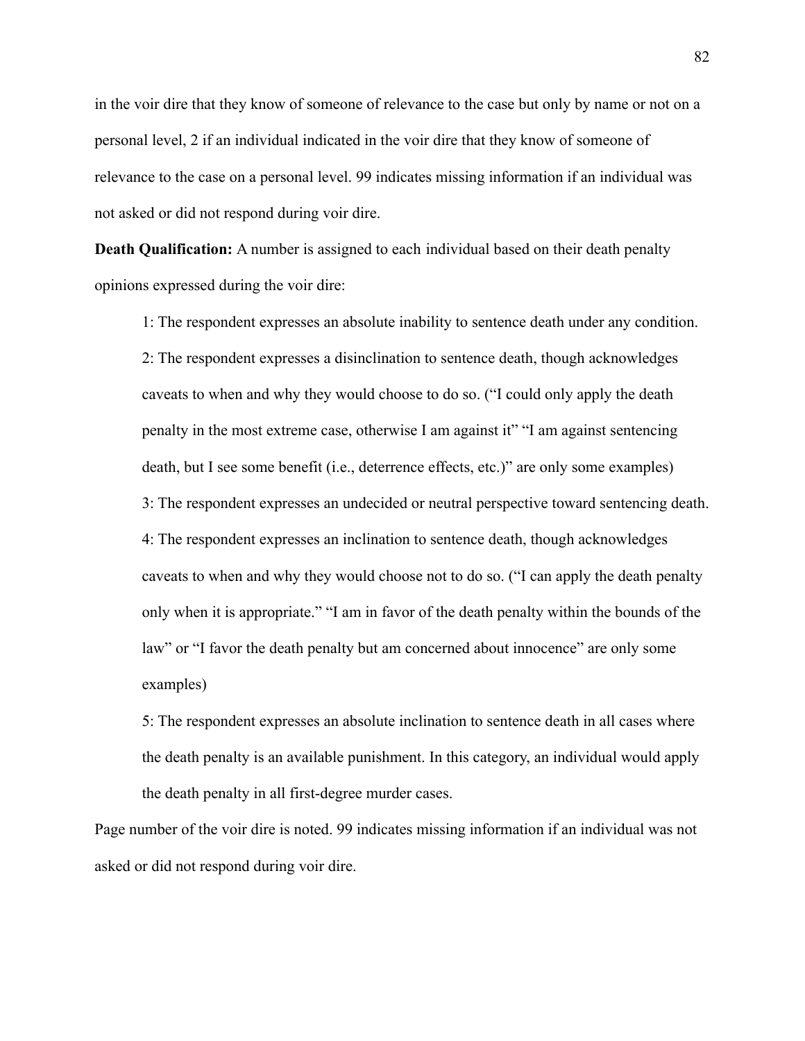in the voir dire that they know of someone of relevance to the case but only by name or not on a personal level, 2 if an individual indicated in the voir dire that they know of someone of relevance to the case on a personal level. 99 indicates missing information if an individual was not asked or did not respond during voir dire.

**Death Qualification:** A number is assigned to each individual based on their death penalty opinions expressed during the voir dire:

> 1: The respondent expresses an absolute inability to sentence death under any condition.
>
> 2: The respondent expresses a disinclination to sentence death, though acknowledges caveats to when and why they would choose to do so. ("I could only apply the death penalty in the most extreme case, otherwise I am against it" "I am against sentencing death, but I see some benefit (i.e., deterrence effects, etc.)" are only some examples)
>
> 3: The respondent expresses an undecided or neutral perspective toward sentencing death.
>
> 4: The respondent expresses an inclination to sentence death, though acknowledges caveats to when and why they would choose not to do so. ("I can apply the death penalty only when it is appropriate." "I am in favor of the death penalty within the bounds of the law" or "I favor the death penalty but am concerned about innocence" are only some examples)
>
> 5: The respondent expresses an absolute inclination to sentence death in all cases where the death penalty is an available punishment. In this category, an individual would apply the death penalty in all first-degree murder cases.

Page number of the voir dire is noted. 99 indicates missing information if an individual was not asked or did not respond during voir dire.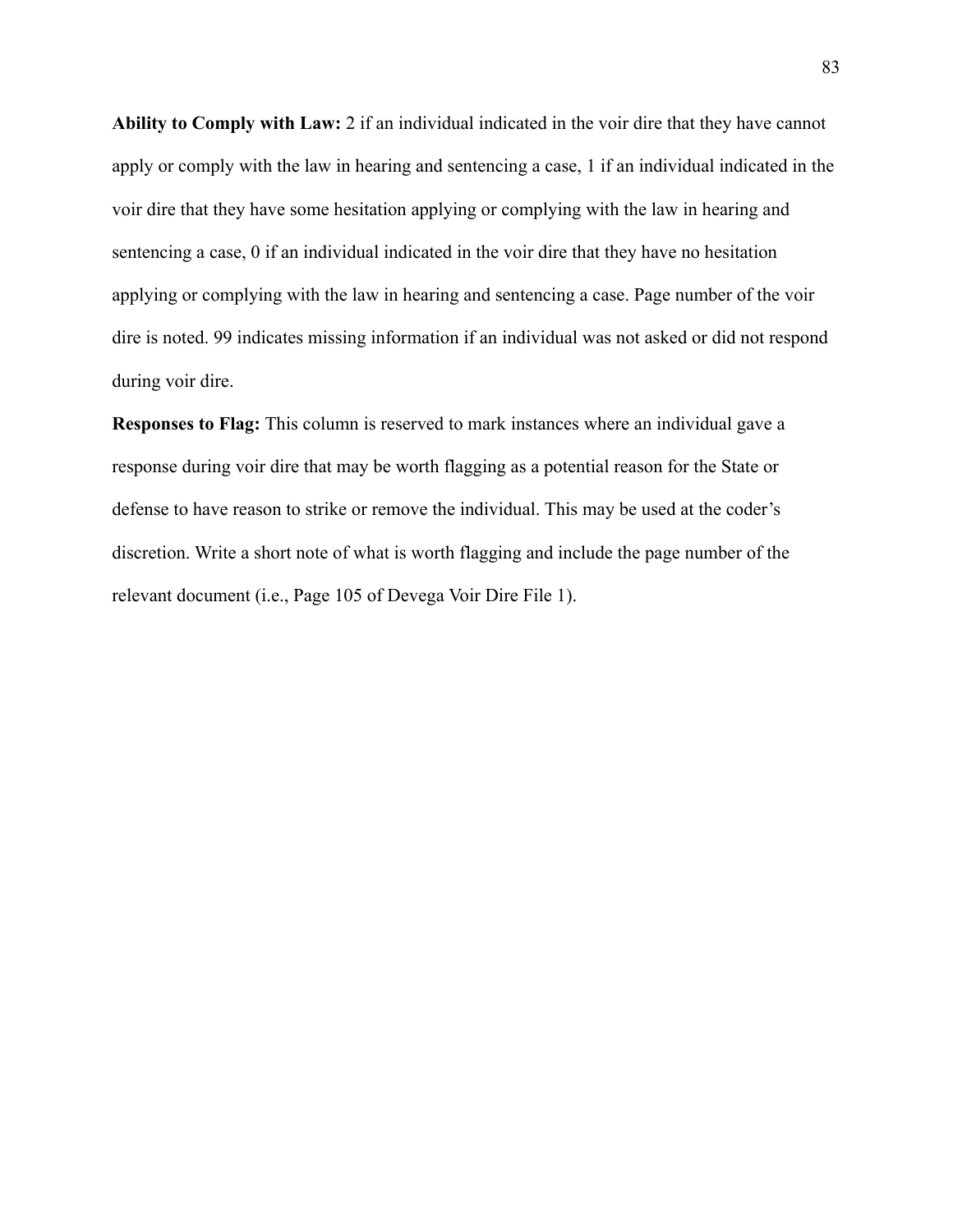**Ability to Comply with Law:** 2 if an individual indicated in the voir dire that they have cannot apply or comply with the law in hearing and sentencing a case, 1 if an individual indicated in the voir dire that they have some hesitation applying or complying with the law in hearing and sentencing a case, 0 if an individual indicated in the voir dire that they have no hesitation applying or complying with the law in hearing and sentencing a case. Page number of the voir dire is noted. 99 indicates missing information if an individual was not asked or did not respond during voir dire.

**Responses to Flag:** This column is reserved to mark instances where an individual gave a response during voir dire that may be worth flagging as a potential reason for the State or defense to have reason to strike or remove the individual. This may be used at the coder's discretion. Write a short note of what is worth flagging and include the page number of the relevant document (i.e., Page 105 of Devega Voir Dire File 1).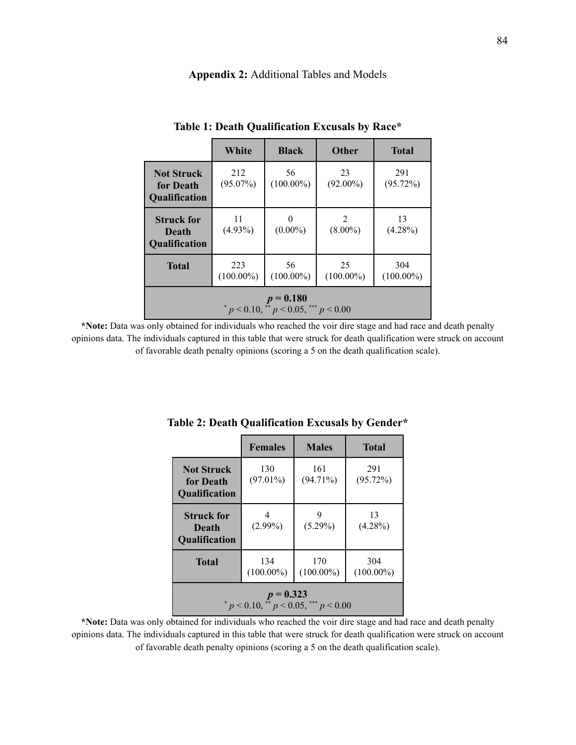**Appendix 2:** Additional Tables and Models

**Table 1: Death Qualification Excusals by Race***

| | White | Black | Other | Total |
|---|---|---|---|---|
| **Not Struck for Death Qualification** | 212 (95.07%) | 56 (100.00%) | 23 (92.00%) | 291 (95.72%) |
| **Struck for Death Qualification** | 11 (4.93%) | 0 (0.00%) | 2 (8.00%) | 13 (4.28%) |
| **Total** | 223 (100.00%) | 56 (100.00%) | 25 (100.00%) | 304 (100.00%) |
| $p = 0.180$ <br> $^{*} p < 0.10$, $^{**} p < 0.05$, $^{***} p < 0.00$ | | | | |

***Note:** Data was only obtained for individuals who reached the voir dire stage and had race and death penalty opinions data. The individuals captured in this table that were struck for death qualification were struck on account of favorable death penalty opinions (scoring a 5 on the death qualification scale).

**Table 2: Death Qualification Excusals by Gender***

| | Females | Males | Total |
|---|---|---|---|
| **Not Struck for Death Qualification** | 130 (97.01%) | 161 (94.71%) | 291 (95.72%) |
| **Struck for Death Qualification** | 4 (2.99%) | 9 (5.29%) | 13 (4.28%) |
| **Total** | 134 (100.00%) | 170 (100.00%) | 304 (100.00%) |
| $p = 0.323$ <br> $^{*} p < 0.10$, $^{**} p < 0.05$, $^{***} p < 0.00$ | | | |

***Note:** Data was only obtained for individuals who reached the voir dire stage and had race and death penalty opinions data. The individuals captured in this table that were struck for death qualification were struck on account of favorable death penalty opinions (scoring a 5 on the death qualification scale).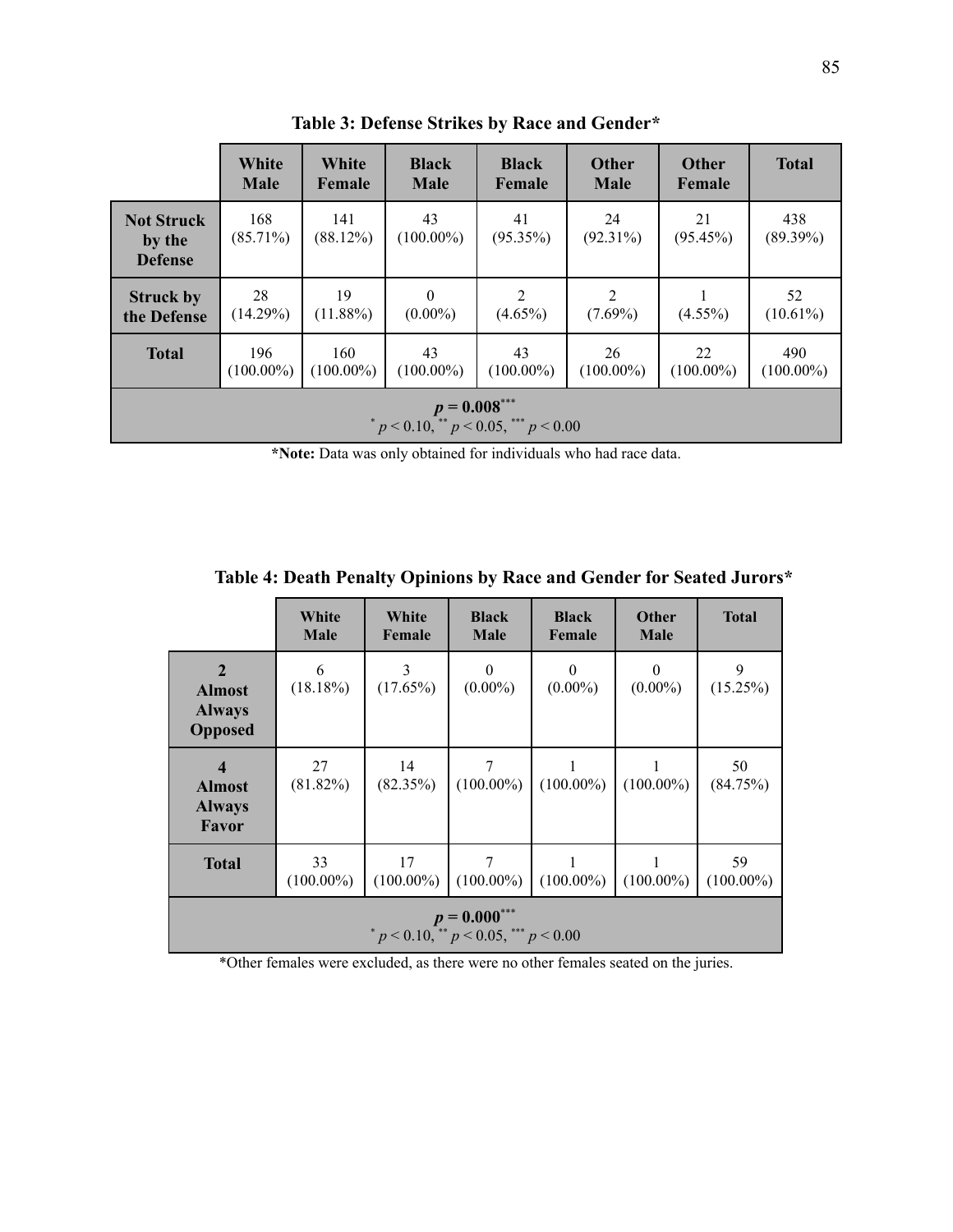**Table 3: Defense Strikes by Race and Gender***

| | White Male | White Female | Black Male | Black Female | Other Male | Other Female | Total |
|---|---|---|---|---|---|---|---|
| **Not Struck by the Defense** | 168 (85.71%) | 141 (88.12%) | 43 (100.00%) | 41 (95.35%) | 24 (92.31%) | 21 (95.45%) | 438 (89.39%) |
| **Struck by the Defense** | 28 (14.29%) | 19 (11.88%) | 0 (0.00%) | 2 (4.65%) | 2 (7.69%) | 1 (4.55%) | 52 (10.61%) |
| **Total** | 196 (100.00%) | 160 (100.00%) | 43 (100.00%) | 43 (100.00%) | 26 (100.00%) | 22 (100.00%) | 490 (100.00%) |
| **$p = 0.008^{***}$** $^{*} p < 0.10$, $^{**} p < 0.05$, $^{***} p < 0.00$ | | | | | | | |

***Note:** Data was only obtained for individuals who had race data.

**Table 4: Death Penalty Opinions by Race and Gender for Seated Jurors***

| | White Male | White Female | Black Male | Black Female | Other Male | Total |
|---|---|---|---|---|---|---|
| **2 Almost Always Opposed** | 6 (18.18%) | 3 (17.65%) | 0 (0.00%) | 0 (0.00%) | 0 (0.00%) | 9 (15.25%) |
| **4 Almost Always Favor** | 27 (81.82%) | 14 (82.35%) | 7 (100.00%) | 1 (100.00%) | 1 (100.00%) | 50 (84.75%) |
| **Total** | 33 (100.00%) | 17 (100.00%) | 7 (100.00%) | 1 (100.00%) | 1 (100.00%) | 59 (100.00%) |
| **$p = 0.000^{***}$** $^{*} p < 0.10$, $^{**} p < 0.05$, $^{***} p < 0.00$ | | | | | | |

*Other females were excluded, as there were no other females seated on the juries.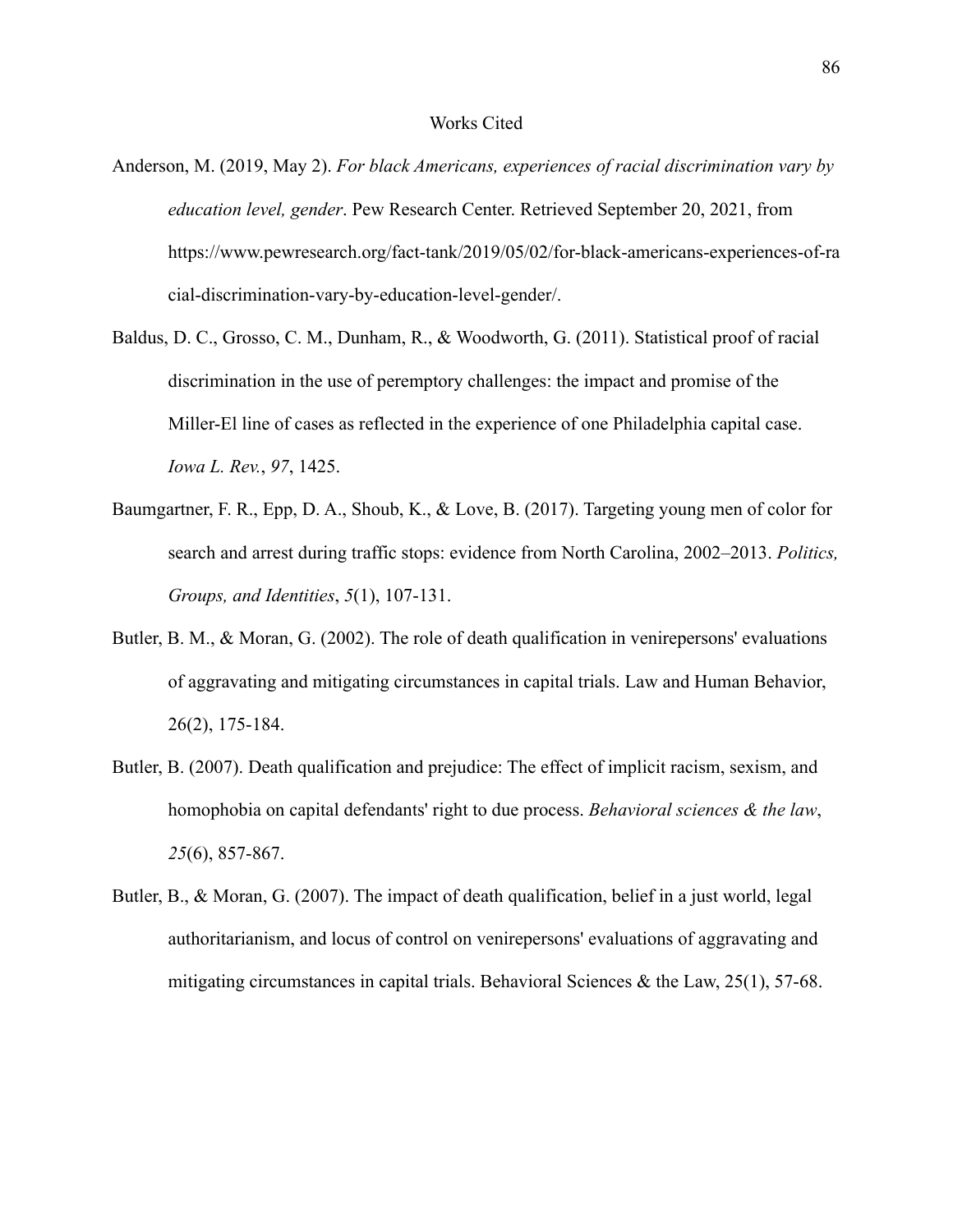# Works Cited

Anderson, M. (2019, May 2). *For black Americans, experiences of racial discrimination vary by education level, gender*. Pew Research Center. Retrieved September 20, 2021, from https://www.pewresearch.org/fact-tank/2019/05/02/for-black-americans-experiences-of-racial-discrimination-vary-by-education-level-gender/.

Baldus, D. C., Grosso, C. M., Dunham, R., & Woodworth, G. (2011). Statistical proof of racial discrimination in the use of peremptory challenges: the impact and promise of the Miller-El line of cases as reflected in the experience of one Philadelphia capital case. *Iowa L. Rev.*, *97*, 1425.

Baumgartner, F. R., Epp, D. A., Shoub, K., & Love, B. (2017). Targeting young men of color for search and arrest during traffic stops: evidence from North Carolina, 2002–2013. *Politics, Groups, and Identities*, *5*(1), 107-131.

Butler, B. M., & Moran, G. (2002). The role of death qualification in venirepersons' evaluations of aggravating and mitigating circumstances in capital trials. Law and Human Behavior, 26(2), 175-184.

Butler, B. (2007). Death qualification and prejudice: The effect of implicit racism, sexism, and homophobia on capital defendants' right to due process. *Behavioral sciences & the law*, *25*(6), 857-867.

Butler, B., & Moran, G. (2007). The impact of death qualification, belief in a just world, legal authoritarianism, and locus of control on venirepersons' evaluations of aggravating and mitigating circumstances in capital trials. Behavioral Sciences & the Law, 25(1), 57-68.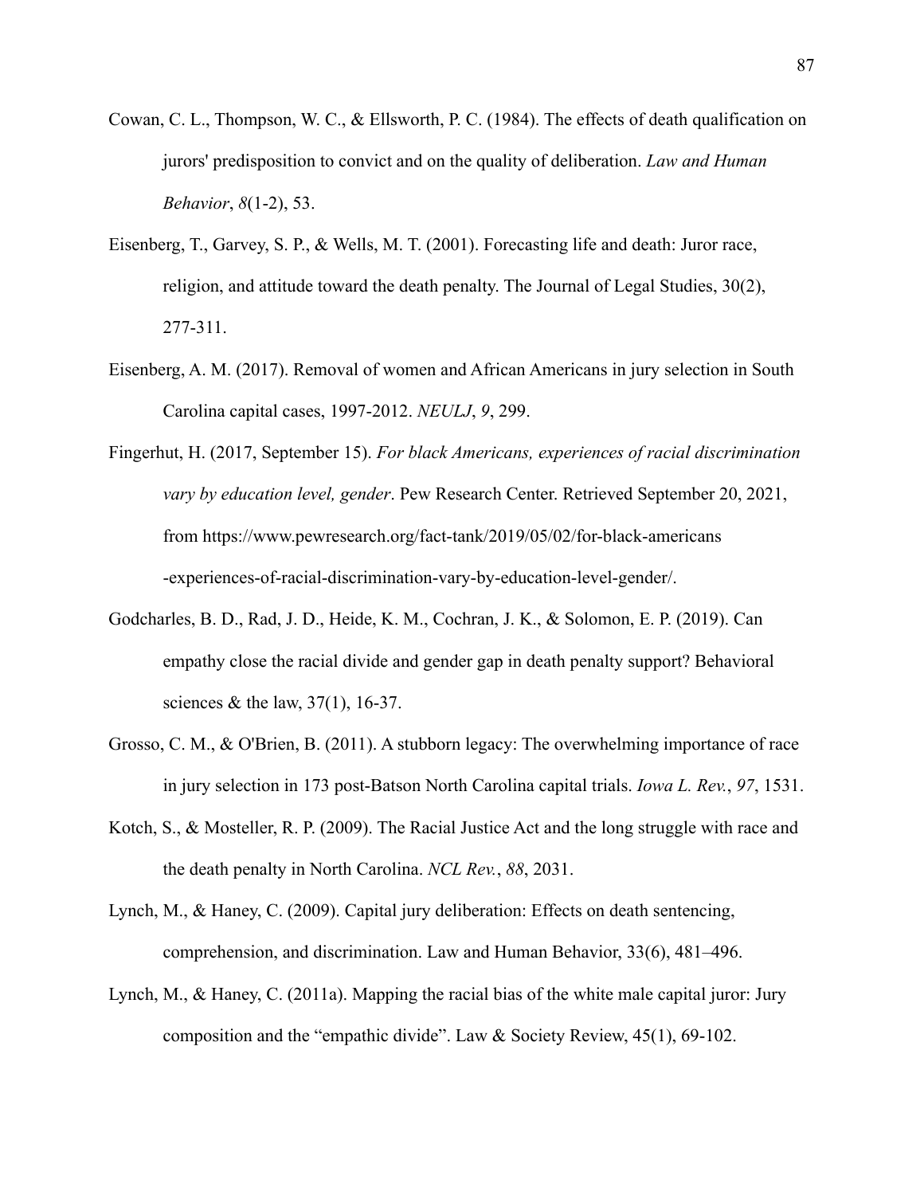Cowan, C. L., Thompson, W. C., & Ellsworth, P. C. (1984). The effects of death qualification on jurors' predisposition to convict and on the quality of deliberation. *Law and Human Behavior*, *8*(1-2), 53.

Eisenberg, T., Garvey, S. P., & Wells, M. T. (2001). Forecasting life and death: Juror race, religion, and attitude toward the death penalty. The Journal of Legal Studies, 30(2), 277-311.

Eisenberg, A. M. (2017). Removal of women and African Americans in jury selection in South Carolina capital cases, 1997-2012. *NEULJ*, *9*, 299.

Fingerhut, H. (2017, September 15). *For black Americans, experiences of racial discrimination vary by education level, gender*. Pew Research Center. Retrieved September 20, 2021, from https://www.pewresearch.org/fact-tank/2019/05/02/for-black-americans-experiences-of-racial-discrimination-vary-by-education-level-gender/.

Godcharles, B. D., Rad, J. D., Heide, K. M., Cochran, J. K., & Solomon, E. P. (2019). Can empathy close the racial divide and gender gap in death penalty support? Behavioral sciences & the law, 37(1), 16-37.

Grosso, C. M., & O'Brien, B. (2011). A stubborn legacy: The overwhelming importance of race in jury selection in 173 post-Batson North Carolina capital trials. *Iowa L. Rev.*, *97*, 1531.

Kotch, S., & Mosteller, R. P. (2009). The Racial Justice Act and the long struggle with race and the death penalty in North Carolina. *NCL Rev.*, *88*, 2031.

Lynch, M., & Haney, C. (2009). Capital jury deliberation: Effects on death sentencing, comprehension, and discrimination. Law and Human Behavior, 33(6), 481–496.

Lynch, M., & Haney, C. (2011a). Mapping the racial bias of the white male capital juror: Jury composition and the "empathic divide". Law & Society Review, 45(1), 69-102.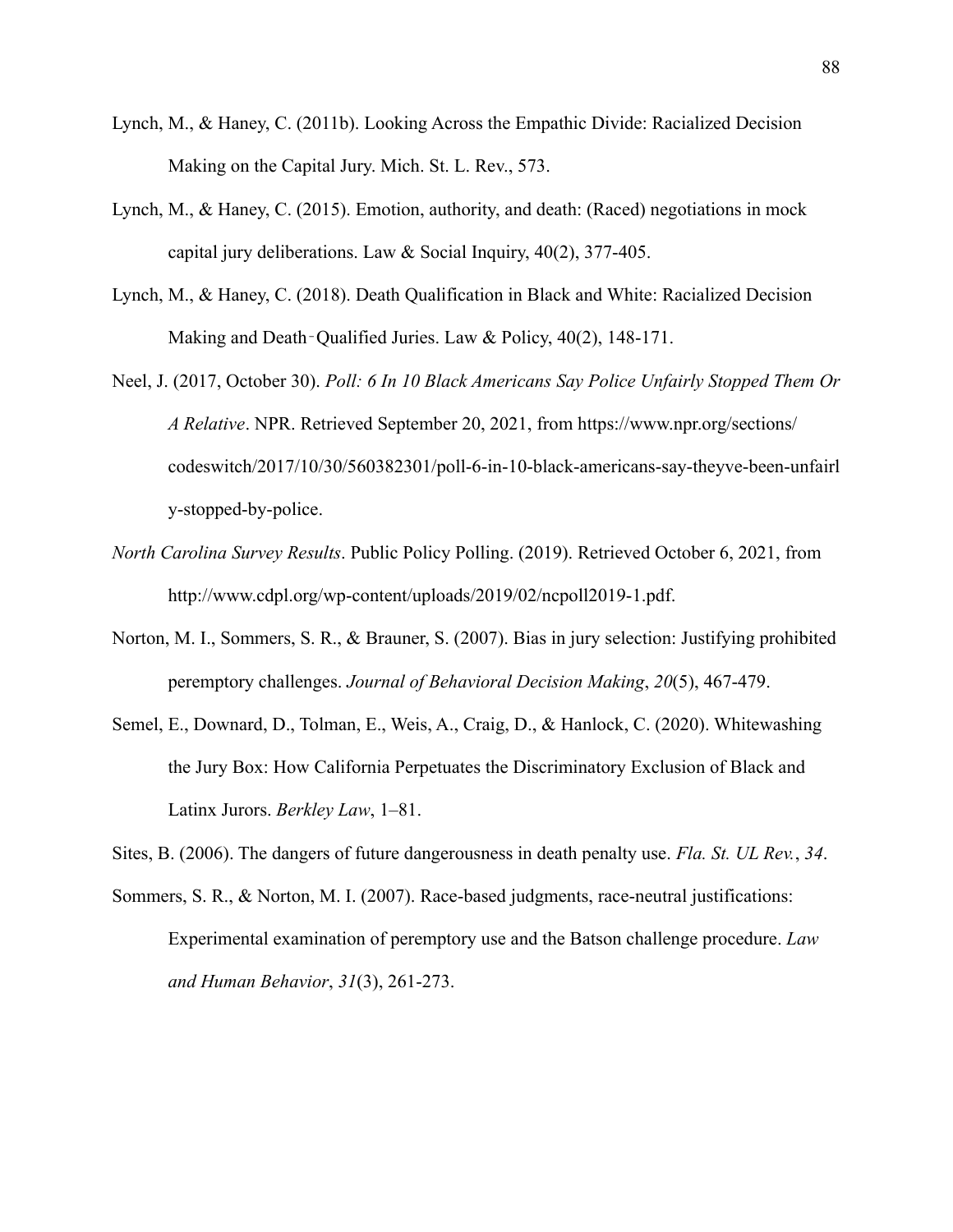Lynch, M., & Haney, C. (2011b). Looking Across the Empathic Divide: Racialized Decision Making on the Capital Jury. Mich. St. L. Rev., 573.

Lynch, M., & Haney, C. (2015). Emotion, authority, and death: (Raced) negotiations in mock capital jury deliberations. Law & Social Inquiry, 40(2), 377-405.

Lynch, M., & Haney, C. (2018). Death Qualification in Black and White: Racialized Decision Making and Death‐Qualified Juries. Law & Policy, 40(2), 148-171.

Neel, J. (2017, October 30). *Poll: 6 In 10 Black Americans Say Police Unfairly Stopped Them Or A Relative*. NPR. Retrieved September 20, 2021, from https://www.npr.org/sections/codeswitch/2017/10/30/560382301/poll-6-in-10-black-americans-say-theyve-been-unfairly-stopped-by-police.

*North Carolina Survey Results*. Public Policy Polling. (2019). Retrieved October 6, 2021, from http://www.cdpl.org/wp-content/uploads/2019/02/ncpoll2019-1.pdf.

Norton, M. I., Sommers, S. R., & Brauner, S. (2007). Bias in jury selection: Justifying prohibited peremptory challenges. *Journal of Behavioral Decision Making*, *20*(5), 467-479.

Semel, E., Downard, D., Tolman, E., Weis, A., Craig, D., & Hanlock, C. (2020). Whitewashing the Jury Box: How California Perpetuates the Discriminatory Exclusion of Black and Latinx Jurors. *Berkley Law*, 1–81.

Sites, B. (2006). The dangers of future dangerousness in death penalty use. *Fla. St. UL Rev.*, *34*.

Sommers, S. R., & Norton, M. I. (2007). Race-based judgments, race-neutral justifications: Experimental examination of peremptory use and the Batson challenge procedure. *Law and Human Behavior*, *31*(3), 261-273.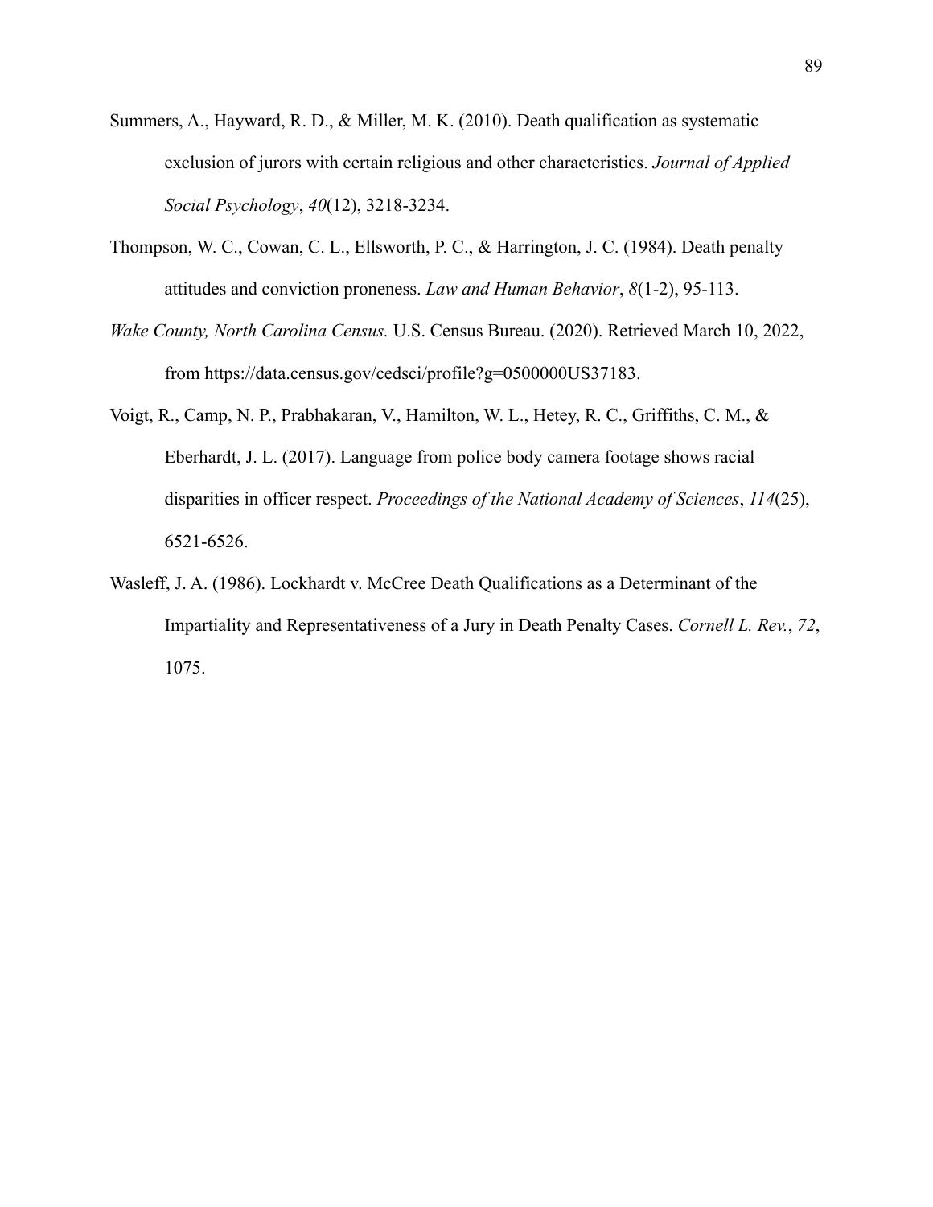Summers, A., Hayward, R. D., & Miller, M. K. (2010). Death qualification as systematic exclusion of jurors with certain religious and other characteristics. *Journal of Applied Social Psychology*, *40*(12), 3218-3234.

Thompson, W. C., Cowan, C. L., Ellsworth, P. C., & Harrington, J. C. (1984). Death penalty attitudes and conviction proneness. *Law and Human Behavior*, *8*(1-2), 95-113.

*Wake County, North Carolina Census.* U.S. Census Bureau. (2020). Retrieved March 10, 2022, from https://data.census.gov/cedsci/profile?g=0500000US37183.

Voigt, R., Camp, N. P., Prabhakaran, V., Hamilton, W. L., Hetey, R. C., Griffiths, C. M., & Eberhardt, J. L. (2017). Language from police body camera footage shows racial disparities in officer respect. *Proceedings of the National Academy of Sciences*, *114*(25), 6521-6526.

Wasleff, J. A. (1986). Lockhardt v. McCree Death Qualifications as a Determinant of the Impartiality and Representativeness of a Jury in Death Penalty Cases. *Cornell L. Rev.*, *72*, 1075.